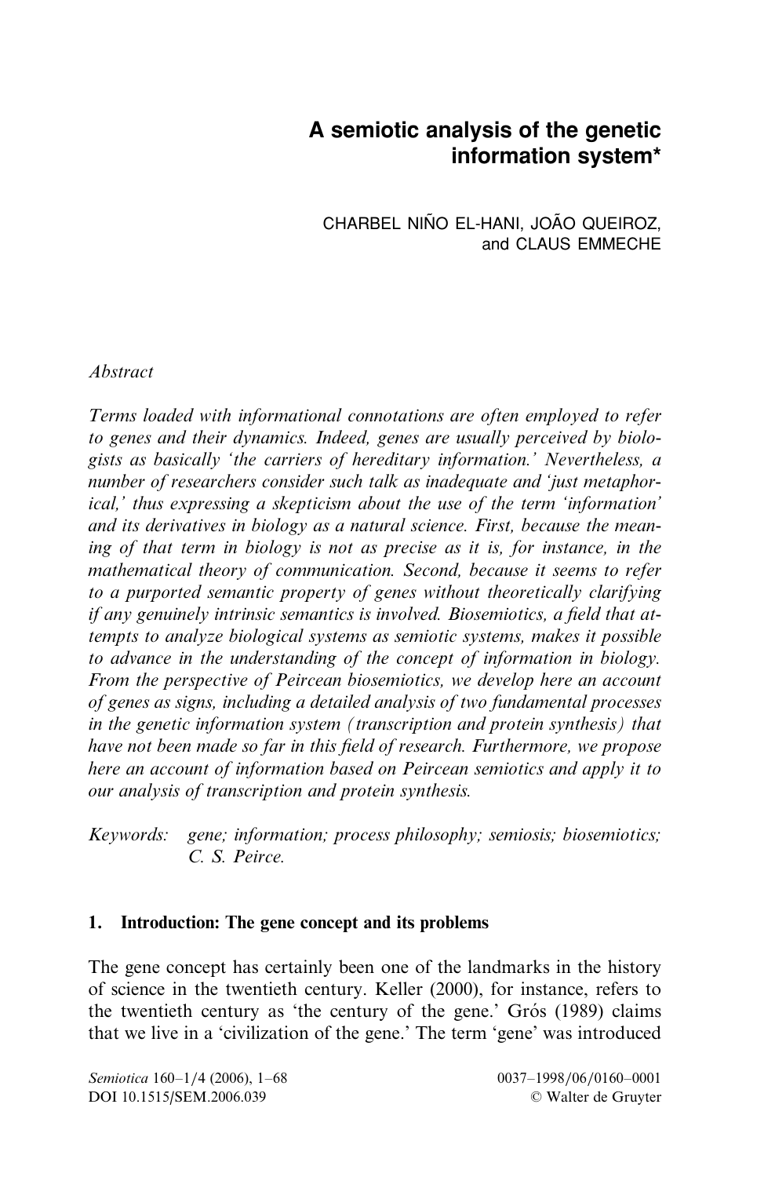# A semiotic analysis of the genetic information system*

CHARBEL NIÑO EL-HANI, JOÃO QUEIROZ, and CLAUS EMMECHE

*Abstract*

*Terms loaded with informational connotations are often employed to refer to genes and their dynamics. Indeed, genes are usually perceived by biologists as basically 'the carriers of hereditary information.' Nevertheless, a number of researchers consider such talk as inadequate and 'just metaphorical,' thus expressing a skepticism about the use of the term 'information' and its derivatives in biology as a natural science. First, because the meaning of that term in biology is not as precise as it is, for instance, in the mathematical theory of communication. Second, because it seems to refer to a purported semantic property of genes without theoretically clarifying if any genuinely intrinsic semantics is involved. Biosemiotics, a field that attempts to analyze biological systems as semiotic systems, makes it possible to advance in the understanding of the concept of information in biology. From the perspective of Peircean biosemiotics, we develop here an account of genes as signs, including a detailed analysis of two fundamental processes in the genetic information system (transcription and protein synthesis) that have not been made so far in this field of research. Furthermore, we propose here an account of information based on Peircean semiotics and apply it to our analysis of transcription and protein synthesis.*

*Keywords:* *gene; information; process philosophy; semiosis; biosemiotics; C. S. Peirce.*

## 1. Introduction: The gene concept and its problems

The gene concept has certainly been one of the landmarks in the history of science in the twentieth century. Keller (2000), for instance, refers to the twentieth century as 'the century of the gene.' Grós (1989) claims that we live in a 'civilization of the gene.' The term 'gene' was introduced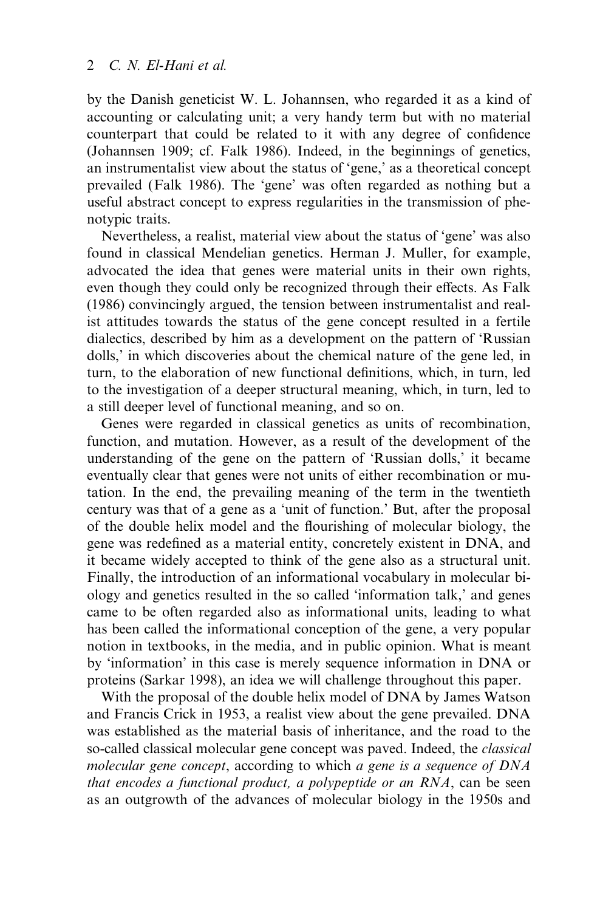by the Danish geneticist W. L. Johannsen, who regarded it as a kind of accounting or calculating unit; a very handy term but with no material counterpart that could be related to it with any degree of confidence (Johannsen 1909; cf. Falk 1986). Indeed, in the beginnings of genetics, an instrumentalist view about the status of 'gene,' as a theoretical concept prevailed (Falk 1986). The 'gene' was often regarded as nothing but a useful abstract concept to express regularities in the transmission of phenotypic traits.

Nevertheless, a realist, material view about the status of 'gene' was also found in classical Mendelian genetics. Herman J. Muller, for example, advocated the idea that genes were material units in their own rights, even though they could only be recognized through their effects. As Falk (1986) convincingly argued, the tension between instrumentalist and realist attitudes towards the status of the gene concept resulted in a fertile dialectics, described by him as a development on the pattern of 'Russian dolls,' in which discoveries about the chemical nature of the gene led, in turn, to the elaboration of new functional definitions, which, in turn, led to the investigation of a deeper structural meaning, which, in turn, led to a still deeper level of functional meaning, and so on.

Genes were regarded in classical genetics as units of recombination, function, and mutation. However, as a result of the development of the understanding of the gene on the pattern of 'Russian dolls,' it became eventually clear that genes were not units of either recombination or mutation. In the end, the prevailing meaning of the term in the twentieth century was that of a gene as a 'unit of function.' But, after the proposal of the double helix model and the flourishing of molecular biology, the gene was redefined as a material entity, concretely existent in DNA, and it became widely accepted to think of the gene also as a structural unit. Finally, the introduction of an informational vocabulary in molecular biology and genetics resulted in the so called 'information talk,' and genes came to be often regarded also as informational units, leading to what has been called the informational conception of the gene, a very popular notion in textbooks, in the media, and in public opinion. What is meant by 'information' in this case is merely sequence information in DNA or proteins (Sarkar 1998), an idea we will challenge throughout this paper.

With the proposal of the double helix model of DNA by James Watson and Francis Crick in 1953, a realist view about the gene prevailed. DNA was established as the material basis of inheritance, and the road to the so-called classical molecular gene concept was paved. Indeed, the *classical molecular gene concept*, according to which *a gene is a sequence of DNA that encodes a functional product, a polypeptide or an RNA*, can be seen as an outgrowth of the advances of molecular biology in the 1950s and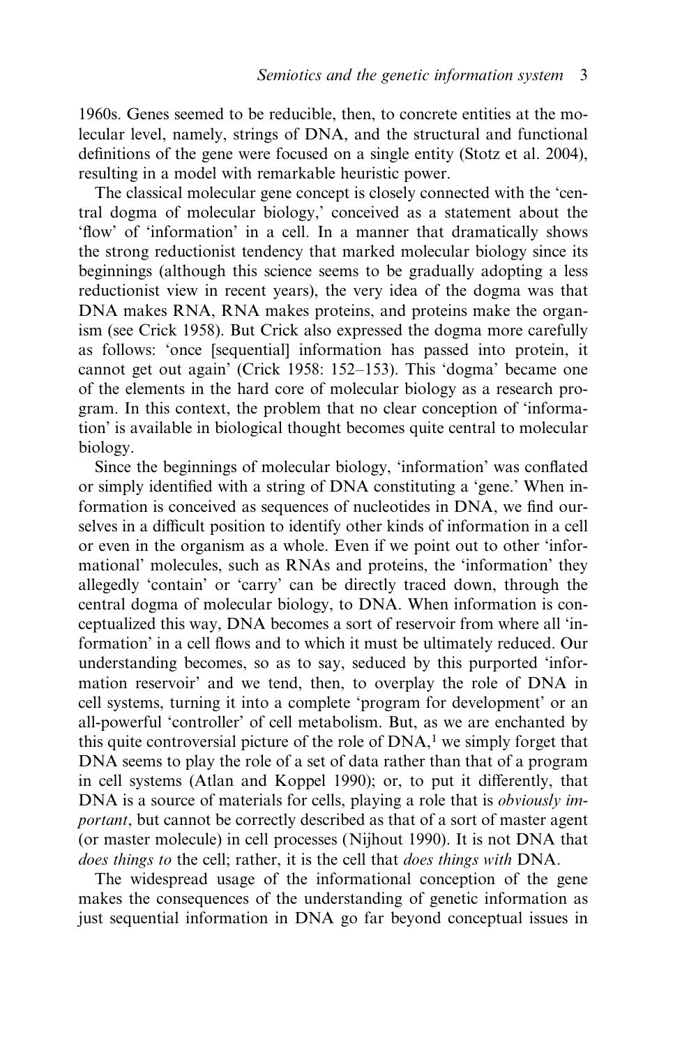1960s. Genes seemed to be reducible, then, to concrete entities at the molecular level, namely, strings of DNA, and the structural and functional definitions of the gene were focused on a single entity (Stotz et al. 2004), resulting in a model with remarkable heuristic power.

The classical molecular gene concept is closely connected with the 'central dogma of molecular biology,' conceived as a statement about the 'flow' of 'information' in a cell. In a manner that dramatically shows the strong reductionist tendency that marked molecular biology since its beginnings (although this science seems to be gradually adopting a less reductionist view in recent years), the very idea of the dogma was that DNA makes RNA, RNA makes proteins, and proteins make the organism (see Crick 1958). But Crick also expressed the dogma more carefully as follows: 'once [sequential] information has passed into protein, it cannot get out again' (Crick 1958: 152–153). This 'dogma' became one of the elements in the hard core of molecular biology as a research program. In this context, the problem that no clear conception of 'information' is available in biological thought becomes quite central to molecular biology.

Since the beginnings of molecular biology, 'information' was conflated or simply identified with a string of DNA constituting a 'gene.' When information is conceived as sequences of nucleotides in DNA, we find ourselves in a difficult position to identify other kinds of information in a cell or even in the organism as a whole. Even if we point out to other 'informational' molecules, such as RNAs and proteins, the 'information' they allegedly 'contain' or 'carry' can be directly traced down, through the central dogma of molecular biology, to DNA. When information is conceptualized this way, DNA becomes a sort of reservoir from where all 'information' in a cell flows and to which it must be ultimately reduced. Our understanding becomes, so as to say, seduced by this purported 'information reservoir' and we tend, then, to overplay the role of DNA in cell systems, turning it into a complete 'program for development' or an all-powerful 'controller' of cell metabolism. But, as we are enchanted by this quite controversial picture of the role of DNA,[1] we simply forget that DNA seems to play the role of a set of data rather than that of a program in cell systems (Atlan and Koppel 1990); or, to put it differently, that DNA is a source of materials for cells, playing a role that is *obviously important*, but cannot be correctly described as that of a sort of master agent (or master molecule) in cell processes (Nijhout 1990). It is not DNA that *does things to* the cell; rather, it is the cell that *does things with* DNA.

The widespread usage of the informational conception of the gene makes the consequences of the understanding of genetic information as just sequential information in DNA go far beyond conceptual issues in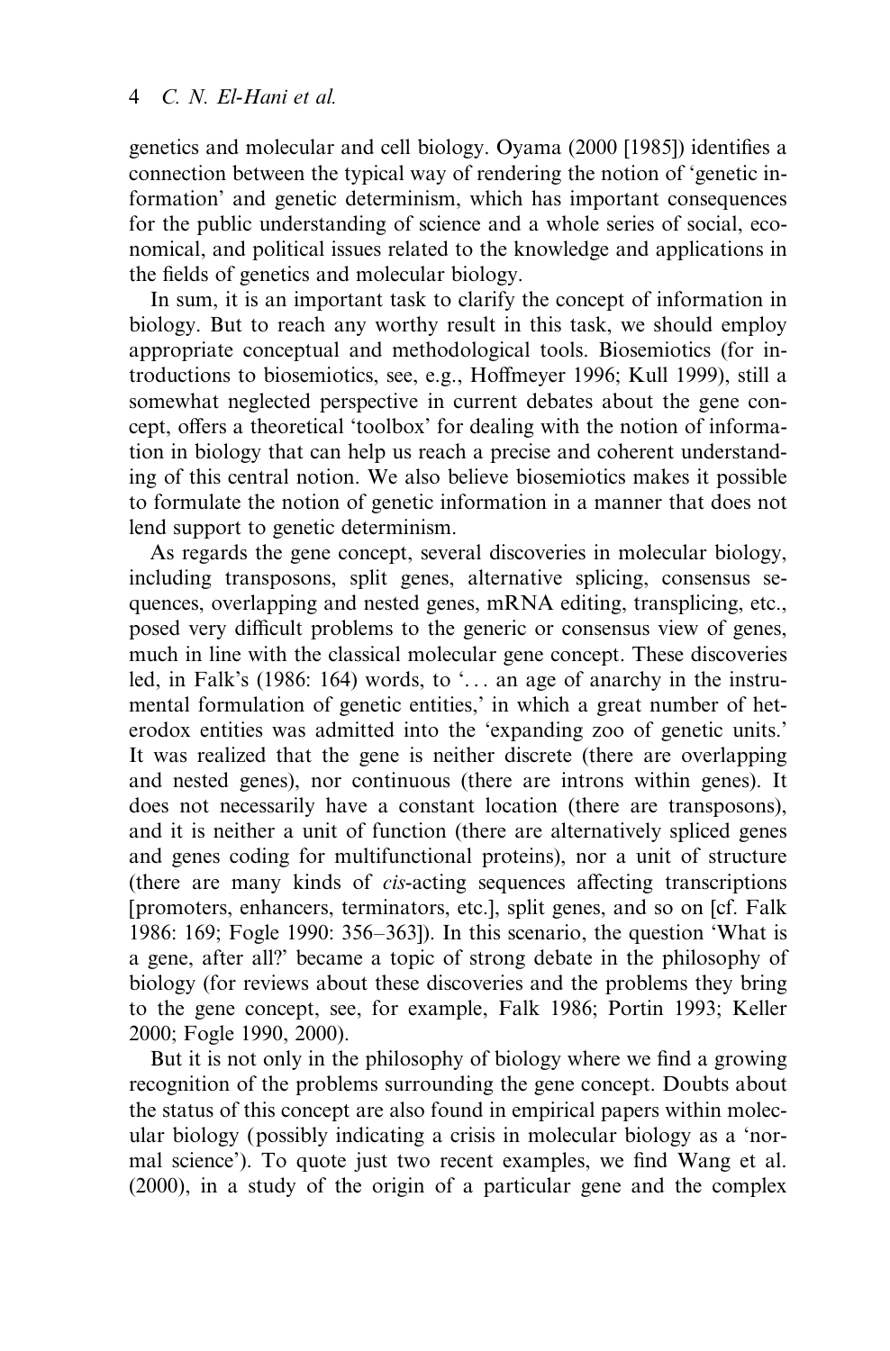genetics and molecular and cell biology. Oyama (2000 [1985]) identifies a connection between the typical way of rendering the notion of 'genetic information' and genetic determinism, which has important consequences for the public understanding of science and a whole series of social, economical, and political issues related to the knowledge and applications in the fields of genetics and molecular biology.

In sum, it is an important task to clarify the concept of information in biology. But to reach any worthy result in this task, we should employ appropriate conceptual and methodological tools. Biosemiotics (for introductions to biosemiotics, see, e.g., Hoffmeyer 1996; Kull 1999), still a somewhat neglected perspective in current debates about the gene concept, offers a theoretical 'toolbox' for dealing with the notion of information in biology that can help us reach a precise and coherent understanding of this central notion. We also believe biosemiotics makes it possible to formulate the notion of genetic information in a manner that does not lend support to genetic determinism.

As regards the gene concept, several discoveries in molecular biology, including transposons, split genes, alternative splicing, consensus sequences, overlapping and nested genes, mRNA editing, transplicing, etc., posed very difficult problems to the generic or consensus view of genes, much in line with the classical molecular gene concept. These discoveries led, in Falk's (1986: 164) words, to '... an age of anarchy in the instrumental formulation of genetic entities,' in which a great number of heterodox entities was admitted into the 'expanding zoo of genetic units.' It was realized that the gene is neither discrete (there are overlapping and nested genes), nor continuous (there are introns within genes). It does not necessarily have a constant location (there are transposons), and it is neither a unit of function (there are alternatively spliced genes and genes coding for multifunctional proteins), nor a unit of structure (there are many kinds of *cis*-acting sequences affecting transcriptions [promoters, enhancers, terminators, etc.], split genes, and so on [cf. Falk 1986: 169; Fogle 1990: 356–363]). In this scenario, the question 'What is a gene, after all?' became a topic of strong debate in the philosophy of biology (for reviews about these discoveries and the problems they bring to the gene concept, see, for example, Falk 1986; Portin 1993; Keller 2000; Fogle 1990, 2000).

But it is not only in the philosophy of biology where we find a growing recognition of the problems surrounding the gene concept. Doubts about the status of this concept are also found in empirical papers within molecular biology (possibly indicating a crisis in molecular biology as a 'normal science'). To quote just two recent examples, we find Wang et al. (2000), in a study of the origin of a particular gene and the complex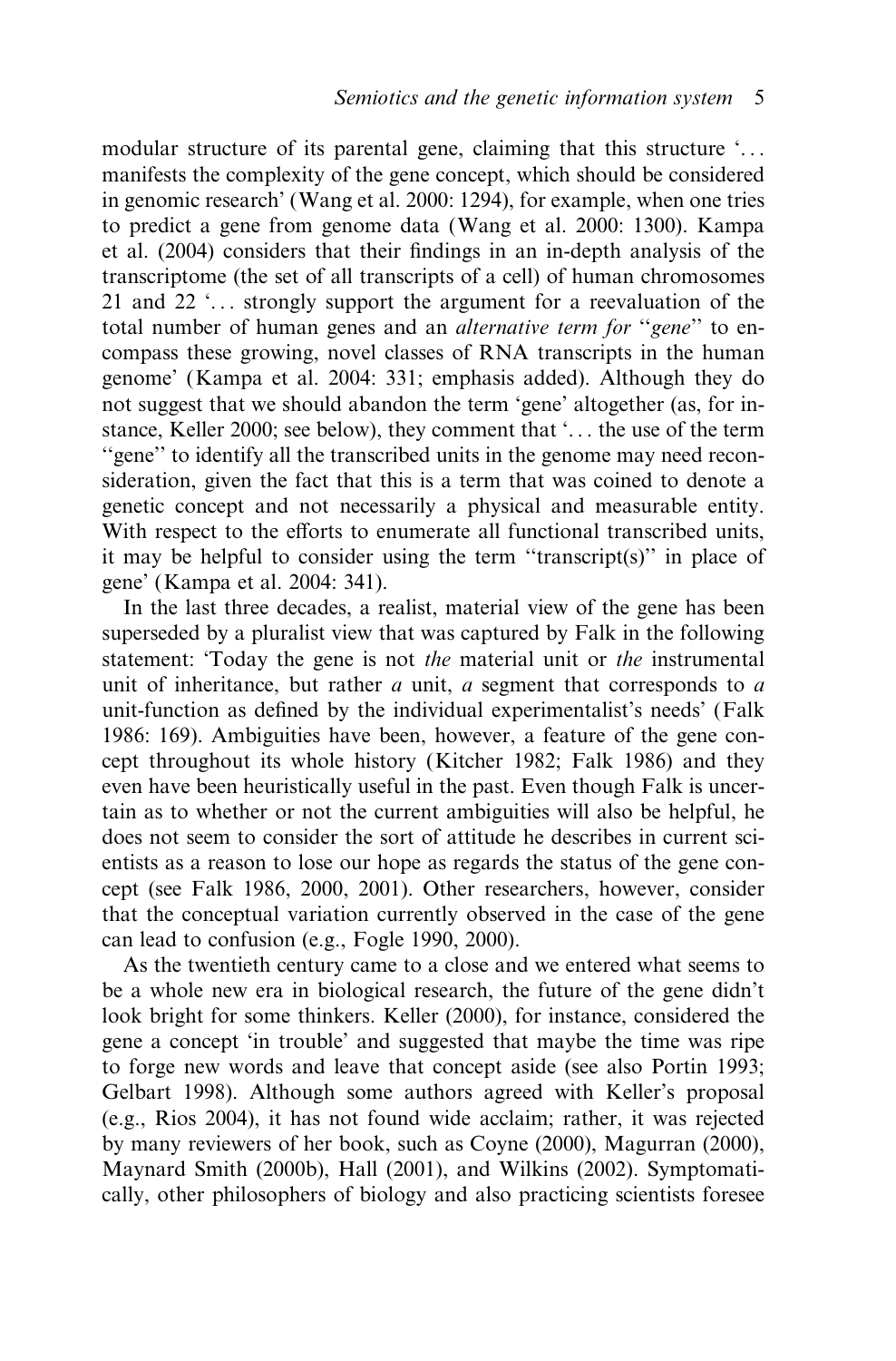modular structure of its parental gene, claiming that this structure '... manifests the complexity of the gene concept, which should be considered in genomic research' (Wang et al. 2000: 1294), for example, when one tries to predict a gene from genome data (Wang et al. 2000: 1300). Kampa et al. (2004) considers that their findings in an in-depth analysis of the transcriptome (the set of all transcripts of a cell) of human chromosomes 21 and 22 '... strongly support the argument for a reevaluation of the total number of human genes and an *alternative term for "gene"* to encompass these growing, novel classes of RNA transcripts in the human genome' (Kampa et al. 2004: 331; emphasis added). Although they do not suggest that we should abandon the term 'gene' altogether (as, for instance, Keller 2000; see below), they comment that '... the use of the term "gene" to identify all the transcribed units in the genome may need reconsideration, given the fact that this is a term that was coined to denote a genetic concept and not necessarily a physical and measurable entity. With respect to the efforts to enumerate all functional transcribed units, it may be helpful to consider using the term "transcript(s)" in place of gene' (Kampa et al. 2004: 341).

In the last three decades, a realist, material view of the gene has been superseded by a pluralist view that was captured by Falk in the following statement: 'Today the gene is not *the* material unit or *the* instrumental unit of inheritance, but rather *a* unit, *a* segment that corresponds to *a* unit-function as defined by the individual experimentalist's needs' (Falk 1986: 169). Ambiguities have been, however, a feature of the gene concept throughout its whole history (Kitcher 1982; Falk 1986) and they even have been heuristically useful in the past. Even though Falk is uncertain as to whether or not the current ambiguities will also be helpful, he does not seem to consider the sort of attitude he describes in current scientists as a reason to lose our hope as regards the status of the gene concept (see Falk 1986, 2000, 2001). Other researchers, however, consider that the conceptual variation currently observed in the case of the gene can lead to confusion (e.g., Fogle 1990, 2000).

As the twentieth century came to a close and we entered what seems to be a whole new era in biological research, the future of the gene didn't look bright for some thinkers. Keller (2000), for instance, considered the gene a concept 'in trouble' and suggested that maybe the time was ripe to forge new words and leave that concept aside (see also Portin 1993; Gelbart 1998). Although some authors agreed with Keller's proposal (e.g., Rios 2004), it has not found wide acclaim; rather, it was rejected by many reviewers of her book, such as Coyne (2000), Magurran (2000), Maynard Smith (2000b), Hall (2001), and Wilkins (2002). Symptomatically, other philosophers of biology and also practicing scientists foresee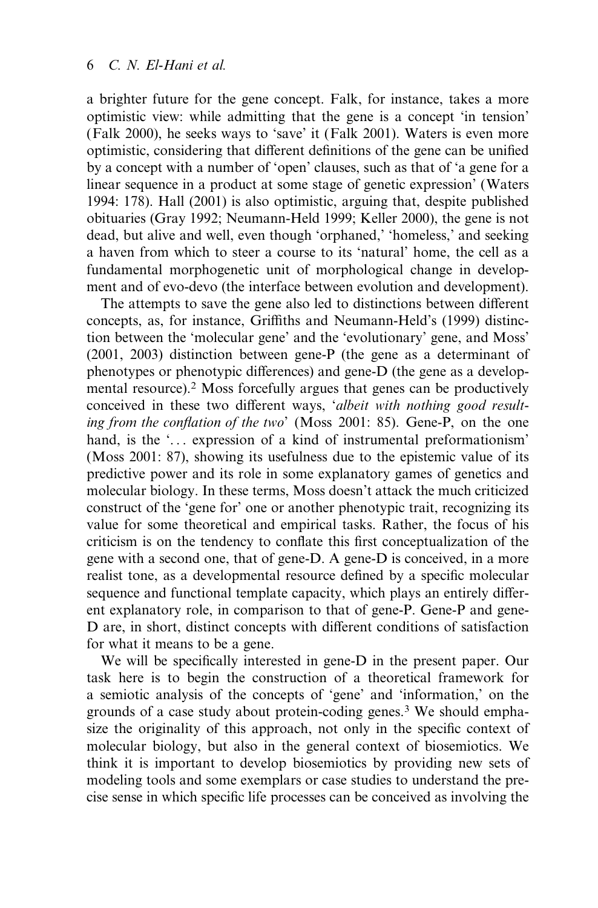a brighter future for the gene concept. Falk, for instance, takes a more optimistic view: while admitting that the gene is a concept 'in tension' (Falk 2000), he seeks ways to 'save' it (Falk 2001). Waters is even more optimistic, considering that different definitions of the gene can be unified by a concept with a number of 'open' clauses, such as that of 'a gene for a linear sequence in a product at some stage of genetic expression' (Waters 1994: 178). Hall (2001) is also optimistic, arguing that, despite published obituaries (Gray 1992; Neumann-Held 1999; Keller 2000), the gene is not dead, but alive and well, even though 'orphaned,' 'homeless,' and seeking a haven from which to steer a course to its 'natural' home, the cell as a fundamental morphogenetic unit of morphological change in development and of evo-devo (the interface between evolution and development).

The attempts to save the gene also led to distinctions between different concepts, as, for instance, Griffiths and Neumann-Held's (1999) distinction between the 'molecular gene' and the 'evolutionary' gene, and Moss' (2001, 2003) distinction between gene-P (the gene as a determinant of phenotypes or phenotypic differences) and gene-D (the gene as a developmental resource).[2] Moss forcefully argues that genes can be productively conceived in these two different ways, '*albeit with nothing good resulting from the conflation of the two*' (Moss 2001: 85). Gene-P, on the one hand, is the '... expression of a kind of instrumental preformationism' (Moss 2001: 87), showing its usefulness due to the epistemic value of its predictive power and its role in some explanatory games of genetics and molecular biology. In these terms, Moss doesn't attack the much criticized construct of the 'gene for' one or another phenotypic trait, recognizing its value for some theoretical and empirical tasks. Rather, the focus of his criticism is on the tendency to conflate this first conceptualization of the gene with a second one, that of gene-D. A gene-D is conceived, in a more realist tone, as a developmental resource defined by a specific molecular sequence and functional template capacity, which plays an entirely different explanatory role, in comparison to that of gene-P. Gene-P and gene-D are, in short, distinct concepts with different conditions of satisfaction for what it means to be a gene.

We will be specifically interested in gene-D in the present paper. Our task here is to begin the construction of a theoretical framework for a semiotic analysis of the concepts of 'gene' and 'information,' on the grounds of a case study about protein-coding genes.[3] We should emphasize the originality of this approach, not only in the specific context of molecular biology, but also in the general context of biosemiotics. We think it is important to develop biosemiotics by providing new sets of modeling tools and some exemplars or case studies to understand the precise sense in which specific life processes can be conceived as involving the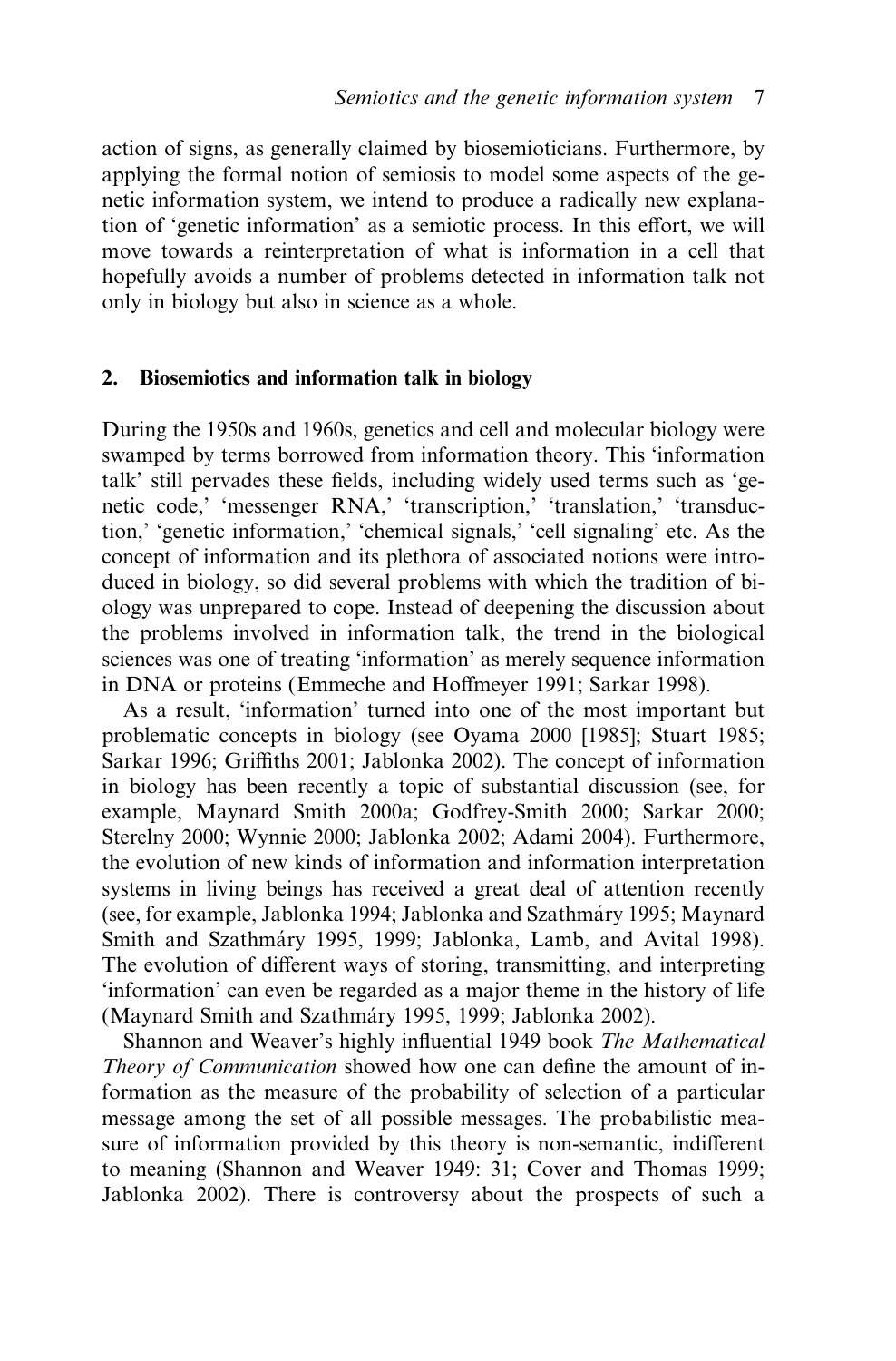action of signs, as generally claimed by biosemioticians. Furthermore, by applying the formal notion of semiosis to model some aspects of the genetic information system, we intend to produce a radically new explanation of 'genetic information' as a semiotic process. In this effort, we will move towards a reinterpretation of what is information in a cell that hopefully avoids a number of problems detected in information talk not only in biology but also in science as a whole.

## 2. Biosemiotics and information talk in biology

During the 1950s and 1960s, genetics and cell and molecular biology were swamped by terms borrowed from information theory. This 'information talk' still pervades these fields, including widely used terms such as 'genetic code,' 'messenger RNA,' 'transcription,' 'translation,' 'transduction,' 'genetic information,' 'chemical signals,' 'cell signaling' etc. As the concept of information and its plethora of associated notions were introduced in biology, so did several problems with which the tradition of biology was unprepared to cope. Instead of deepening the discussion about the problems involved in information talk, the trend in the biological sciences was one of treating 'information' as merely sequence information in DNA or proteins (Emmeche and Hoffmeyer 1991; Sarkar 1998).

As a result, 'information' turned into one of the most important but problematic concepts in biology (see Oyama 2000 [1985]; Stuart 1985; Sarkar 1996; Griffiths 2001; Jablonka 2002). The concept of information in biology has been recently a topic of substantial discussion (see, for example, Maynard Smith 2000a; Godfrey-Smith 2000; Sarkar 2000; Sterelny 2000; Wynnie 2000; Jablonka 2002; Adami 2004). Furthermore, the evolution of new kinds of information and information interpretation systems in living beings has received a great deal of attention recently (see, for example, Jablonka 1994; Jablonka and Szathmáry 1995; Maynard Smith and Szathmáry 1995, 1999; Jablonka, Lamb, and Avital 1998). The evolution of different ways of storing, transmitting, and interpreting 'information' can even be regarded as a major theme in the history of life (Maynard Smith and Szathmáry 1995, 1999; Jablonka 2002).

Shannon and Weaver's highly influential 1949 book *The Mathematical Theory of Communication* showed how one can define the amount of information as the measure of the probability of selection of a particular message among the set of all possible messages. The probabilistic measure of information provided by this theory is non-semantic, indifferent to meaning (Shannon and Weaver 1949: 31; Cover and Thomas 1999; Jablonka 2002). There is controversy about the prospects of such a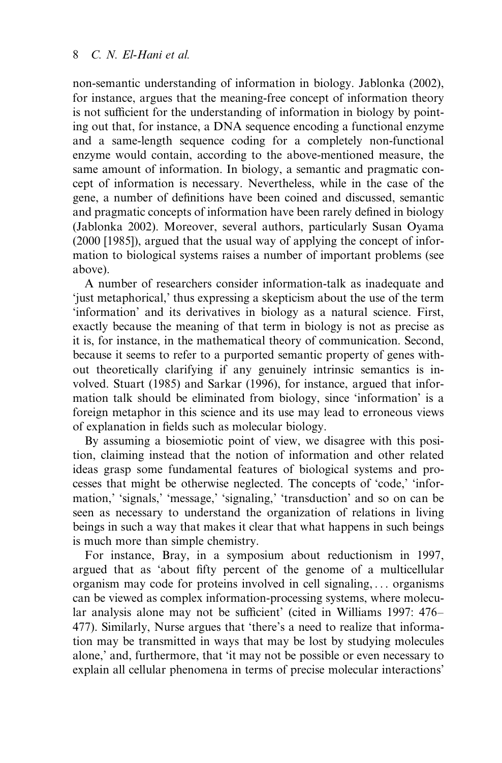non-semantic understanding of information in biology. Jablonka (2002), for instance, argues that the meaning-free concept of information theory is not sufficient for the understanding of information in biology by pointing out that, for instance, a DNA sequence encoding a functional enzyme and a same-length sequence coding for a completely non-functional enzyme would contain, according to the above-mentioned measure, the same amount of information. In biology, a semantic and pragmatic concept of information is necessary. Nevertheless, while in the case of the gene, a number of definitions have been coined and discussed, semantic and pragmatic concepts of information have been rarely defined in biology (Jablonka 2002). Moreover, several authors, particularly Susan Oyama (2000 [1985]), argued that the usual way of applying the concept of information to biological systems raises a number of important problems (see above).

A number of researchers consider information-talk as inadequate and 'just metaphorical,' thus expressing a skepticism about the use of the term 'information' and its derivatives in biology as a natural science. First, exactly because the meaning of that term in biology is not as precise as it is, for instance, in the mathematical theory of communication. Second, because it seems to refer to a purported semantic property of genes without theoretically clarifying if any genuinely intrinsic semantics is involved. Stuart (1985) and Sarkar (1996), for instance, argued that information talk should be eliminated from biology, since 'information' is a foreign metaphor in this science and its use may lead to erroneous views of explanation in fields such as molecular biology.

By assuming a biosemiotic point of view, we disagree with this position, claiming instead that the notion of information and other related ideas grasp some fundamental features of biological systems and processes that might be otherwise neglected. The concepts of 'code,' 'information,' 'signals,' 'message,' 'signaling,' 'transduction' and so on can be seen as necessary to understand the organization of relations in living beings in such a way that makes it clear that what happens in such beings is much more than simple chemistry.

For instance, Bray, in a symposium about reductionism in 1997, argued that as 'about fifty percent of the genome of a multicellular organism may code for proteins involved in cell signaling, ... organisms can be viewed as complex information-processing systems, where molecular analysis alone may not be sufficient' (cited in Williams 1997: 476–477). Similarly, Nurse argues that 'there's a need to realize that information may be transmitted in ways that may be lost by studying molecules alone,' and, furthermore, that 'it may not be possible or even necessary to explain all cellular phenomena in terms of precise molecular interactions'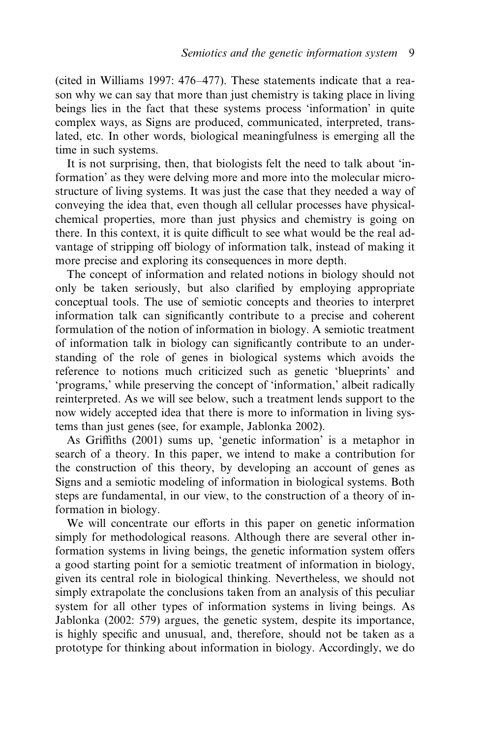(cited in Williams 1997: 476–477). These statements indicate that a reason why we can say that more than just chemistry is taking place in living beings lies in the fact that these systems process 'information' in quite complex ways, as Signs are produced, communicated, interpreted, translated, etc. In other words, biological meaningfulness is emerging all the time in such systems.

It is not surprising, then, that biologists felt the need to talk about 'information' as they were delving more and more into the molecular microstructure of living systems. It was just the case that they needed a way of conveying the idea that, even though all cellular processes have physical-chemical properties, more than just physics and chemistry is going on there. In this context, it is quite difficult to see what would be the real advantage of stripping off biology of information talk, instead of making it more precise and exploring its consequences in more depth.

The concept of information and related notions in biology should not only be taken seriously, but also clarified by employing appropriate conceptual tools. The use of semiotic concepts and theories to interpret information talk can significantly contribute to a precise and coherent formulation of the notion of information in biology. A semiotic treatment of information talk in biology can significantly contribute to an understanding of the role of genes in biological systems which avoids the reference to notions much criticized such as genetic 'blueprints' and 'programs,' while preserving the concept of 'information,' albeit radically reinterpreted. As we will see below, such a treatment lends support to the now widely accepted idea that there is more to information in living systems than just genes (see, for example, Jablonka 2002).

As Griffiths (2001) sums up, 'genetic information' is a metaphor in search of a theory. In this paper, we intend to make a contribution for the construction of this theory, by developing an account of genes as Signs and a semiotic modeling of information in biological systems. Both steps are fundamental, in our view, to the construction of a theory of information in biology.

We will concentrate our efforts in this paper on genetic information simply for methodological reasons. Although there are several other information systems in living beings, the genetic information system offers a good starting point for a semiotic treatment of information in biology, given its central role in biological thinking. Nevertheless, we should not simply extrapolate the conclusions taken from an analysis of this peculiar system for all other types of information systems in living beings. As Jablonka (2002: 579) argues, the genetic system, despite its importance, is highly specific and unusual, and, therefore, should not be taken as a prototype for thinking about information in biology. Accordingly, we do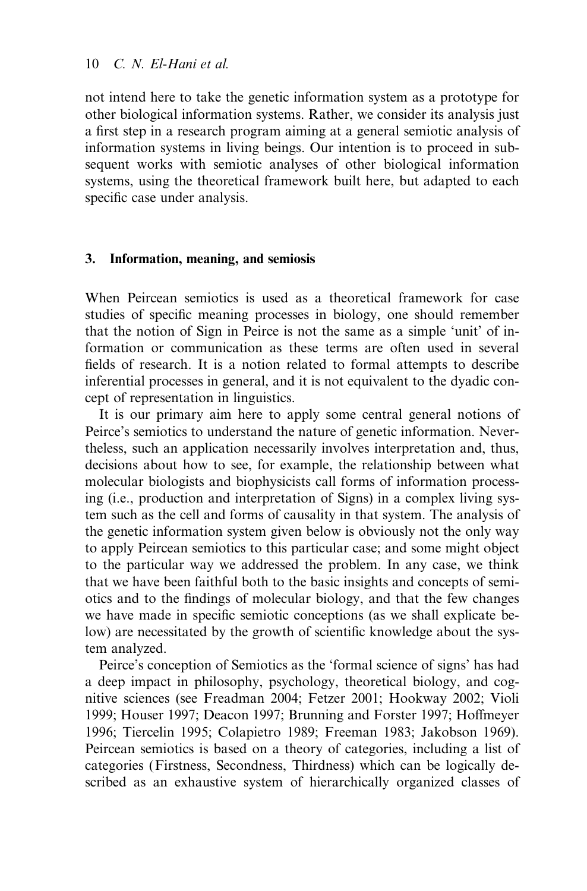not intend here to take the genetic information system as a prototype for other biological information systems. Rather, we consider its analysis just a first step in a research program aiming at a general semiotic analysis of information systems in living beings. Our intention is to proceed in subsequent works with semiotic analyses of other biological information systems, using the theoretical framework built here, but adapted to each specific case under analysis.

## 3. Information, meaning, and semiosis

When Peircean semiotics is used as a theoretical framework for case studies of specific meaning processes in biology, one should remember that the notion of Sign in Peirce is not the same as a simple 'unit' of information or communication as these terms are often used in several fields of research. It is a notion related to formal attempts to describe inferential processes in general, and it is not equivalent to the dyadic concept of representation in linguistics.

It is our primary aim here to apply some central general notions of Peirce's semiotics to understand the nature of genetic information. Nevertheless, such an application necessarily involves interpretation and, thus, decisions about how to see, for example, the relationship between what molecular biologists and biophysicists call forms of information processing (i.e., production and interpretation of Signs) in a complex living system such as the cell and forms of causality in that system. The analysis of the genetic information system given below is obviously not the only way to apply Peircean semiotics to this particular case; and some might object to the particular way we addressed the problem. In any case, we think that we have been faithful both to the basic insights and concepts of semiotics and to the findings of molecular biology, and that the few changes we have made in specific semiotic conceptions (as we shall explicate below) are necessitated by the growth of scientific knowledge about the system analyzed.

Peirce's conception of Semiotics as the 'formal science of signs' has had a deep impact in philosophy, psychology, theoretical biology, and cognitive sciences (see Freadman 2004; Fetzer 2001; Hookway 2002; Violi 1999; Houser 1997; Deacon 1997; Brunning and Forster 1997; Hoffmeyer 1996; Tiercelin 1995; Colapietro 1989; Freeman 1983; Jakobson 1969). Peircean semiotics is based on a theory of categories, including a list of categories (Firstness, Secondness, Thirdness) which can be logically described as an exhaustive system of hierarchically organized classes of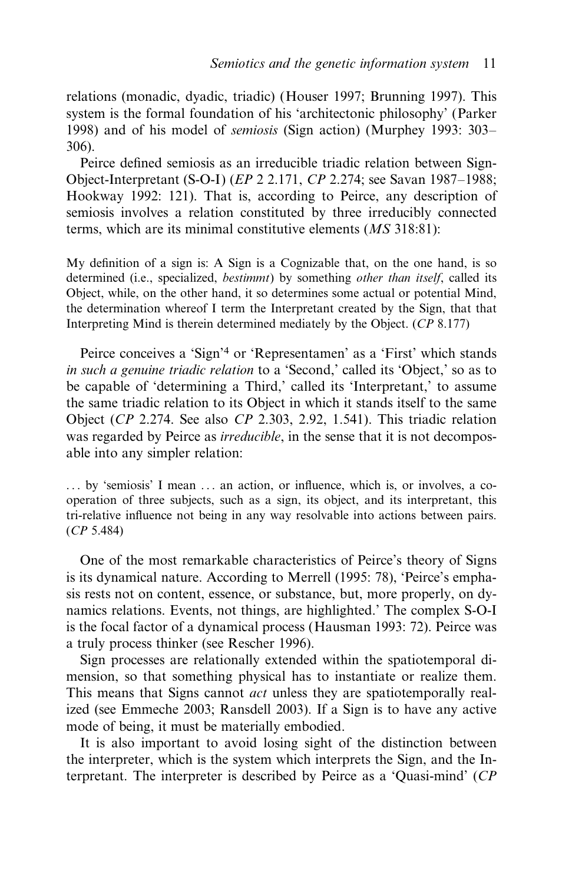relations (monadic, dyadic, triadic) (Houser 1997; Brunning 1997). This system is the formal foundation of his 'architectonic philosophy' (Parker 1998) and of his model of *semiosis* (Sign action) (Murphey 1993: 303–306).

Peirce defined semiosis as an irreducible triadic relation between Sign-Object-Interpretant (S-O-I) (*EP* 2 2.171, *CP* 2.274; see Savan 1987–1988; Hookway 1992: 121). That is, according to Peirce, any description of semiosis involves a relation constituted by three irreducibly connected terms, which are its minimal constitutive elements (*MS* 318:81):

> My definition of a sign is: A Sign is a Cognizable that, on the one hand, is so determined (i.e., specialized, *bestimmt*) by something *other than itself*, called its Object, while, on the other hand, it so determines some actual or potential Mind, the determination whereof I term the Interpretant created by the Sign, that that Interpreting Mind is therein determined mediately by the Object. (*CP* 8.177)

Peirce conceives a 'Sign'[4] or 'Representamen' as a 'First' which stands *in such a genuine triadic relation* to a 'Second,' called its 'Object,' so as to be capable of 'determining a Third,' called its 'Interpretant,' to assume the same triadic relation to its Object in which it stands itself to the same Object (*CP* 2.274. See also *CP* 2.303, 2.92, 1.541). This triadic relation was regarded by Peirce as *irreducible*, in the sense that it is not decomposable into any simpler relation:

> ... by 'semiosis' I mean ... an action, or influence, which is, or involves, a cooperation of three subjects, such as a sign, its object, and its interpretant, this tri-relative influence not being in any way resolvable into actions between pairs. (*CP* 5.484)

One of the most remarkable characteristics of Peirce's theory of Signs is its dynamical nature. According to Merrell (1995: 78), 'Peirce's emphasis rests not on content, essence, or substance, but, more properly, on dynamics relations. Events, not things, are highlighted.' The complex S-O-I is the focal factor of a dynamical process (Hausman 1993: 72). Peirce was a truly process thinker (see Rescher 1996).

Sign processes are relationally extended within the spatiotemporal dimension, so that something physical has to instantiate or realize them. This means that Signs cannot *act* unless they are spatiotemporally realized (see Emmeche 2003; Ransdell 2003). If a Sign is to have any active mode of being, it must be materially embodied.

It is also important to avoid losing sight of the distinction between the interpreter, which is the system which interprets the Sign, and the Interpretant. The interpreter is described by Peirce as a 'Quasi-mind' (*CP*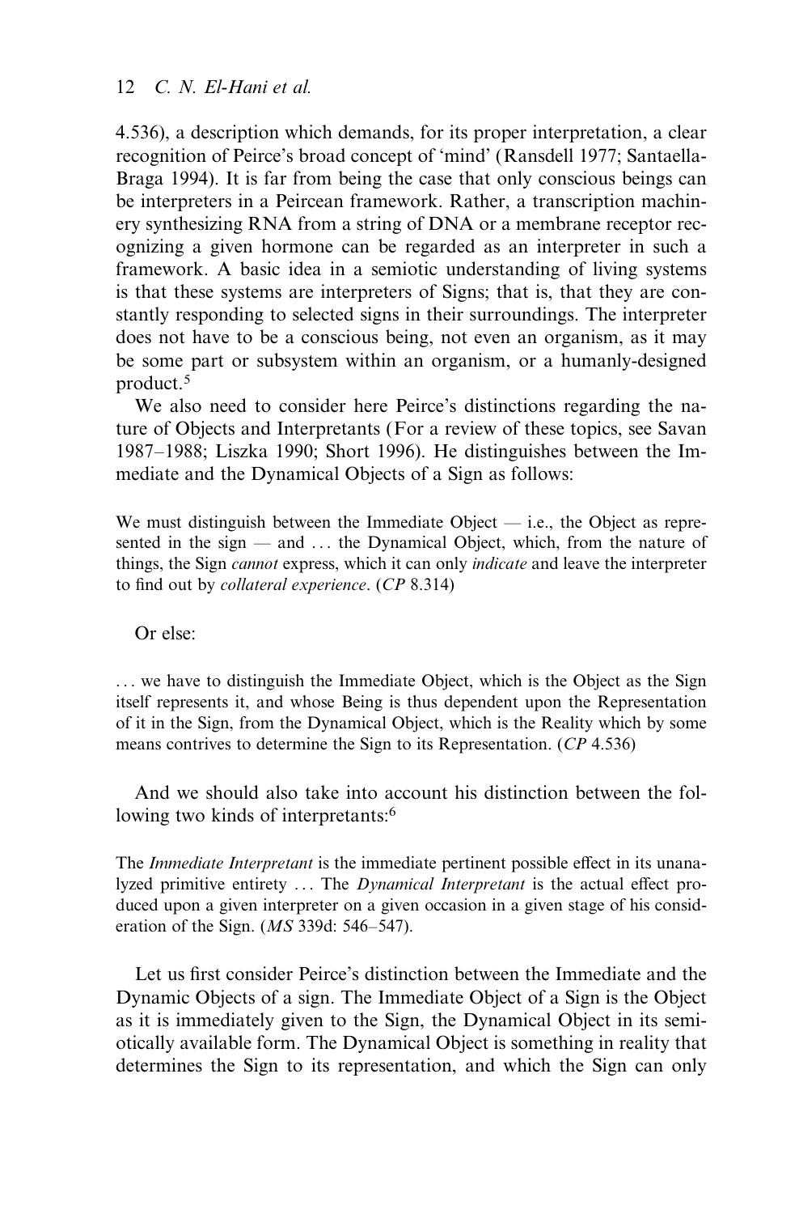4.536), a description which demands, for its proper interpretation, a clear recognition of Peirce's broad concept of 'mind' (Ransdell 1977; Santaella-Braga 1994). It is far from being the case that only conscious beings can be interpreters in a Peircean framework. Rather, a transcription machinery synthesizing RNA from a string of DNA or a membrane receptor recognizing a given hormone can be regarded as an interpreter in such a framework. A basic idea in a semiotic understanding of living systems is that these systems are interpreters of Signs; that is, that they are constantly responding to selected signs in their surroundings. The interpreter does not have to be a conscious being, not even an organism, as it may be some part or subsystem within an organism, or a humanly-designed product.[5]

We also need to consider here Peirce's distinctions regarding the nature of Objects and Interpretants (For a review of these topics, see Savan 1987–1988; Liszka 1990; Short 1996). He distinguishes between the Immediate and the Dynamical Objects of a Sign as follows:

> We must distinguish between the Immediate Object — i.e., the Object as represented in the sign — and ... the Dynamical Object, which, from the nature of things, the Sign *cannot* express, which it can only *indicate* and leave the interpreter to find out by *collateral experience*. (*CP* 8.314)

Or else:

> ... we have to distinguish the Immediate Object, which is the Object as the Sign itself represents it, and whose Being is thus dependent upon the Representation of it in the Sign, from the Dynamical Object, which is the Reality which by some means contrives to determine the Sign to its Representation. (*CP* 4.536)

And we should also take into account his distinction between the following two kinds of interpretants:[6]

> The *Immediate Interpretant* is the immediate pertinent possible effect in its unanalyzed primitive entirety ... The *Dynamical Interpretant* is the actual effect produced upon a given interpreter on a given occasion in a given stage of his consideration of the Sign. (*MS* 339d: 546–547).

Let us first consider Peirce's distinction between the Immediate and the Dynamic Objects of a sign. The Immediate Object of a Sign is the Object as it is immediately given to the Sign, the Dynamical Object in its semiotically available form. The Dynamical Object is something in reality that determines the Sign to its representation, and which the Sign can only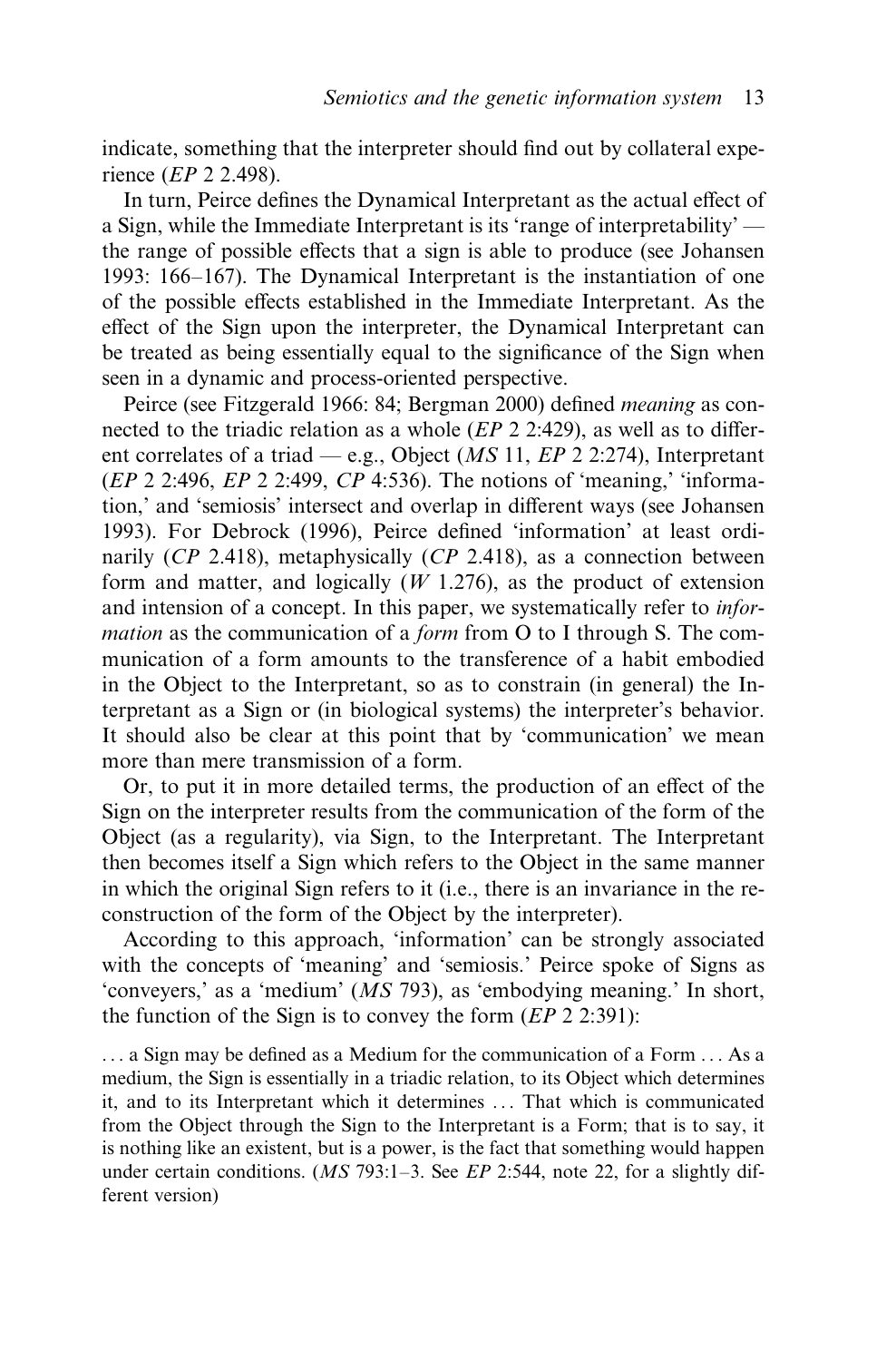indicate, something that the interpreter should find out by collateral experience (*EP* 2 2.498).

In turn, Peirce defines the Dynamical Interpretant as the actual effect of a Sign, while the Immediate Interpretant is its 'range of interpretability' — the range of possible effects that a sign is able to produce (see Johansen 1993: 166–167). The Dynamical Interpretant is the instantiation of one of the possible effects established in the Immediate Interpretant. As the effect of the Sign upon the interpreter, the Dynamical Interpretant can be treated as being essentially equal to the significance of the Sign when seen in a dynamic and process-oriented perspective.

Peirce (see Fitzgerald 1966: 84; Bergman 2000) defined *meaning* as connected to the triadic relation as a whole (*EP* 2 2:429), as well as to different correlates of a triad — e.g., Object (*MS* 11, *EP* 2 2:274), Interpretant (*EP* 2 2:496, *EP* 2 2:499, *CP* 4:536). The notions of 'meaning,' 'information,' and 'semiosis' intersect and overlap in different ways (see Johansen 1993). For Debrock (1996), Peirce defined 'information' at least ordinarily (*CP* 2.418), metaphysically (*CP* 2.418), as a connection between form and matter, and logically (*W* 1.276), as the product of extension and intension of a concept. In this paper, we systematically refer to *information* as the communication of a *form* from O to I through S. The communication of a form amounts to the transference of a habit embodied in the Object to the Interpretant, so as to constrain (in general) the Interpretant as a Sign or (in biological systems) the interpreter's behavior. It should also be clear at this point that by 'communication' we mean more than mere transmission of a form.

Or, to put it in more detailed terms, the production of an effect of the Sign on the interpreter results from the communication of the form of the Object (as a regularity), via Sign, to the Interpretant. The Interpretant then becomes itself a Sign which refers to the Object in the same manner in which the original Sign refers to it (i.e., there is an invariance in the reconstruction of the form of the Object by the interpreter).

According to this approach, 'information' can be strongly associated with the concepts of 'meaning' and 'semiosis.' Peirce spoke of Signs as 'conveyers,' as a 'medium' (*MS* 793), as 'embodying meaning.' In short, the function of the Sign is to convey the form (*EP* 2 2:391):

> . . . a Sign may be defined as a Medium for the communication of a Form . . . As a medium, the Sign is essentially in a triadic relation, to its Object which determines it, and to its Interpretant which it determines . . . That which is communicated from the Object through the Sign to the Interpretant is a Form; that is to say, it is nothing like an existent, but is a power, is the fact that something would happen under certain conditions. (*MS* 793:1–3. See *EP* 2:544, note 22, for a slightly different version)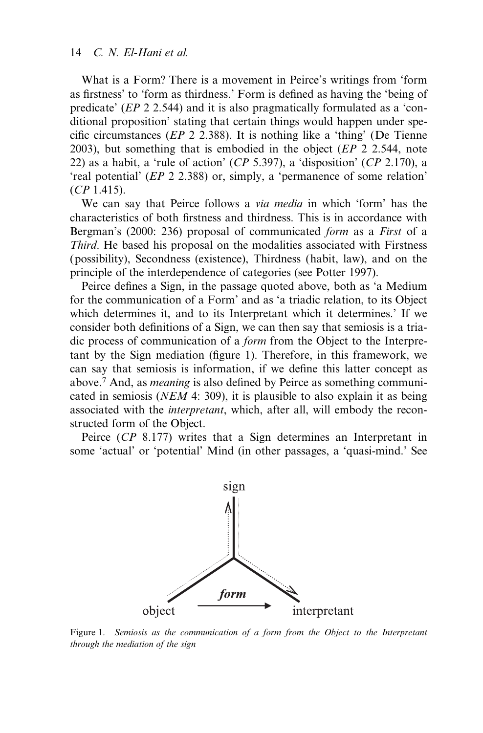What is a Form? There is a movement in Peirce's writings from 'form as firstness' to 'form as thirdness.' Form is defined as having the 'being of predicate' (*EP* 2 2.544) and it is also pragmatically formulated as a 'conditional proposition' stating that certain things would happen under specific circumstances (*EP* 2 2.388). It is nothing like a 'thing' (De Tienne 2003), but something that is embodied in the object (*EP* 2 2.544, note 22) as a habit, a 'rule of action' (*CP* 5.397), a 'disposition' (*CP* 2.170), a 'real potential' (*EP* 2 2.388) or, simply, a 'permanence of some relation' (*CP* 1.415).

We can say that Peirce follows a *via media* in which 'form' has the characteristics of both firstness and thirdness. This is in accordance with Bergman's (2000: 236) proposal of communicated *form* as a *First* of a *Third*. He based his proposal on the modalities associated with Firstness (possibility), Secondness (existence), Thirdness (habit, law), and on the principle of the interdependence of categories (see Potter 1997).

Peirce defines a Sign, in the passage quoted above, both as 'a Medium for the communication of a Form' and as 'a triadic relation, to its Object which determines it, and to its Interpretant which it determines.' If we consider both definitions of a Sign, we can then say that semiosis is a triadic process of communication of a *form* from the Object to the Interpretant by the Sign mediation (figure 1). Therefore, in this framework, we can say that semiosis is information, if we define this latter concept as above.[7] And, as *meaning* is also defined by Peirce as something communicated in semiosis (*NEM* 4: 309), it is plausible to also explain it as being associated with the *interpretant*, which, after all, will embody the reconstructed form of the Object.

Peirce (*CP* 8.177) writes that a Sign determines an Interpretant in some 'actual' or 'potential' Mind (in other passages, a 'quasi-mind.' See

Figure 1. *Semiosis as the communication of a form from the Object to the Interpretant through the mediation of the sign*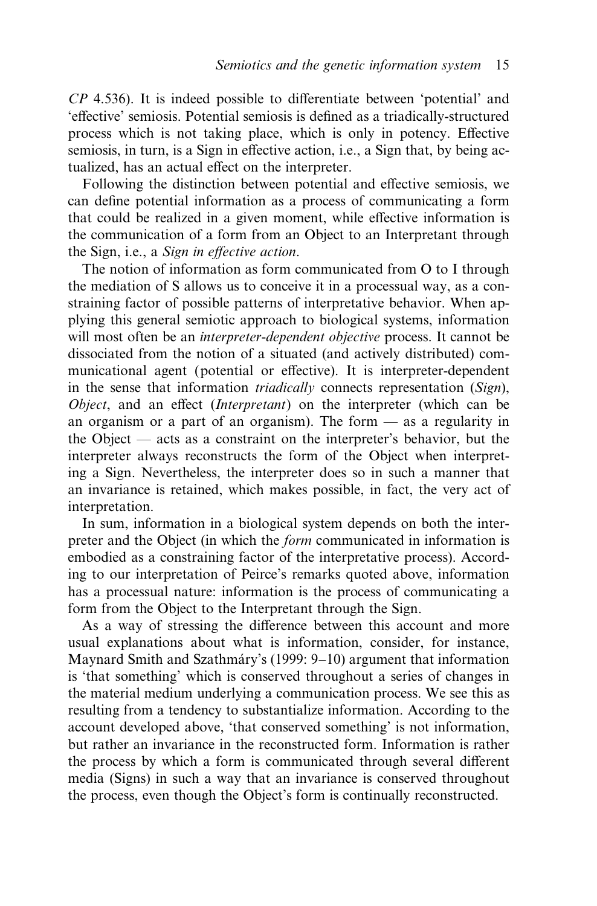*CP* 4.536). It is indeed possible to differentiate between 'potential' and 'effective' semiosis. Potential semiosis is defined as a triadically-structured process which is not taking place, which is only in potency. Effective semiosis, in turn, is a Sign in effective action, i.e., a Sign that, by being actualized, has an actual effect on the interpreter.

Following the distinction between potential and effective semiosis, we can define potential information as a process of communicating a form that could be realized in a given moment, while effective information is the communication of a form from an Object to an Interpretant through the Sign, i.e., a *Sign in effective action*.

The notion of information as form communicated from O to I through the mediation of S allows us to conceive it in a processual way, as a constraining factor of possible patterns of interpretative behavior. When applying this general semiotic approach to biological systems, information will most often be an *interpreter-dependent objective* process. It cannot be dissociated from the notion of a situated (and actively distributed) communicational agent (potential or effective). It is interpreter-dependent in the sense that information *triadically* connects representation (*Sign*), *Object*, and an effect (*Interpretant*) on the interpreter (which can be an organism or a part of an organism). The form — as a regularity in the Object — acts as a constraint on the interpreter's behavior, but the interpreter always reconstructs the form of the Object when interpreting a Sign. Nevertheless, the interpreter does so in such a manner that an invariance is retained, which makes possible, in fact, the very act of interpretation.

In sum, information in a biological system depends on both the interpreter and the Object (in which the *form* communicated in information is embodied as a constraining factor of the interpretative process). According to our interpretation of Peirce's remarks quoted above, information has a processual nature: information is the process of communicating a form from the Object to the Interpretant through the Sign.

As a way of stressing the difference between this account and more usual explanations about what is information, consider, for instance, Maynard Smith and Szathmáry's (1999: 9–10) argument that information is 'that something' which is conserved throughout a series of changes in the material medium underlying a communication process. We see this as resulting from a tendency to substantialize information. According to the account developed above, 'that conserved something' is not information, but rather an invariance in the reconstructed form. Information is rather the process by which a form is communicated through several different media (Signs) in such a way that an invariance is conserved throughout the process, even though the Object's form is continually reconstructed.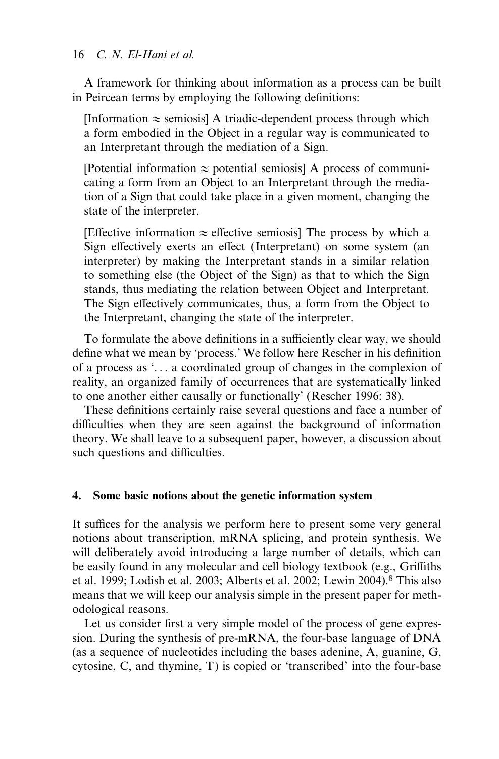A framework for thinking about information as a process can be built in Peircean terms by employing the following definitions:

> [Information $\approx$ semiosis] A triadic-dependent process through which a form embodied in the Object in a regular way is communicated to an Interpretant through the mediation of a Sign.
>
> [Potential information $\approx$ potential semiosis] A process of communicating a form from an Object to an Interpretant through the mediation of a Sign that could take place in a given moment, changing the state of the interpreter.
>
> [Effective information $\approx$ effective semiosis] The process by which a Sign effectively exerts an effect (Interpretant) on some system (an interpreter) by making the Interpretant stands in a similar relation to something else (the Object of the Sign) as that to which the Sign stands, thus mediating the relation between Object and Interpretant. The Sign effectively communicates, thus, a form from the Object to the Interpretant, changing the state of the interpreter.

To formulate the above definitions in a sufficiently clear way, we should define what we mean by 'process.' We follow here Rescher in his definition of a process as '... a coordinated group of changes in the complexion of reality, an organized family of occurrences that are systematically linked to one another either causally or functionally' (Rescher 1996: 38).

These definitions certainly raise several questions and face a number of difficulties when they are seen against the background of information theory. We shall leave to a subsequent paper, however, a discussion about such questions and difficulties.

## 4. Some basic notions about the genetic information system

It suffices for the analysis we perform here to present some very general notions about transcription, mRNA splicing, and protein synthesis. We will deliberately avoid introducing a large number of details, which can be easily found in any molecular and cell biology textbook (e.g., Griffiths et al. 1999; Lodish et al. 2003; Alberts et al. 2002; Lewin 2004).[8] This also means that we will keep our analysis simple in the present paper for methodological reasons.

Let us consider first a very simple model of the process of gene expression. During the synthesis of pre-mRNA, the four-base language of DNA (as a sequence of nucleotides including the bases adenine, A, guanine, G, cytosine, C, and thymine, T) is copied or 'transcribed' into the four-base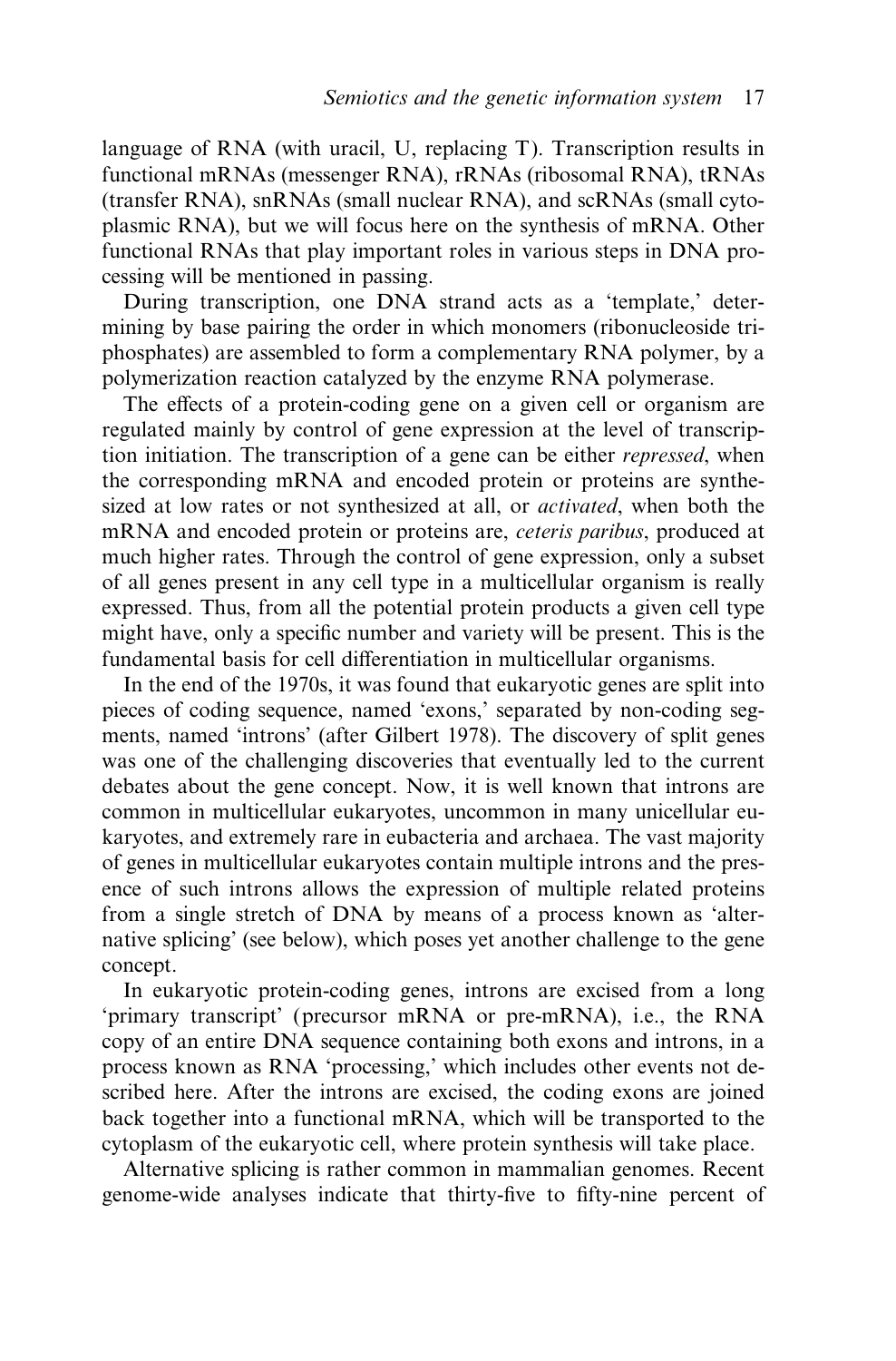language of RNA (with uracil, U, replacing T). Transcription results in functional mRNAs (messenger RNA), rRNAs (ribosomal RNA), tRNAs (transfer RNA), snRNAs (small nuclear RNA), and scRNAs (small cytoplasmic RNA), but we will focus here on the synthesis of mRNA. Other functional RNAs that play important roles in various steps in DNA processing will be mentioned in passing.

During transcription, one DNA strand acts as a 'template,' determining by base pairing the order in which monomers (ribonucleoside triphosphates) are assembled to form a complementary RNA polymer, by a polymerization reaction catalyzed by the enzyme RNA polymerase.

The effects of a protein-coding gene on a given cell or organism are regulated mainly by control of gene expression at the level of transcription initiation. The transcription of a gene can be either *repressed*, when the corresponding mRNA and encoded protein or proteins are synthesized at low rates or not synthesized at all, or *activated*, when both the mRNA and encoded protein or proteins are, *ceteris paribus*, produced at much higher rates. Through the control of gene expression, only a subset of all genes present in any cell type in a multicellular organism is really expressed. Thus, from all the potential protein products a given cell type might have, only a specific number and variety will be present. This is the fundamental basis for cell differentiation in multicellular organisms.

In the end of the 1970s, it was found that eukaryotic genes are split into pieces of coding sequence, named 'exons,' separated by non-coding segments, named 'introns' (after Gilbert 1978). The discovery of split genes was one of the challenging discoveries that eventually led to the current debates about the gene concept. Now, it is well known that introns are common in multicellular eukaryotes, uncommon in many unicellular eukaryotes, and extremely rare in eubacteria and archaea. The vast majority of genes in multicellular eukaryotes contain multiple introns and the presence of such introns allows the expression of multiple related proteins from a single stretch of DNA by means of a process known as 'alternative splicing' (see below), which poses yet another challenge to the gene concept.

In eukaryotic protein-coding genes, introns are excised from a long 'primary transcript' (precursor mRNA or pre-mRNA), i.e., the RNA copy of an entire DNA sequence containing both exons and introns, in a process known as RNA 'processing,' which includes other events not described here. After the introns are excised, the coding exons are joined back together into a functional mRNA, which will be transported to the cytoplasm of the eukaryotic cell, where protein synthesis will take place.

Alternative splicing is rather common in mammalian genomes. Recent genome-wide analyses indicate that thirty-five to fifty-nine percent of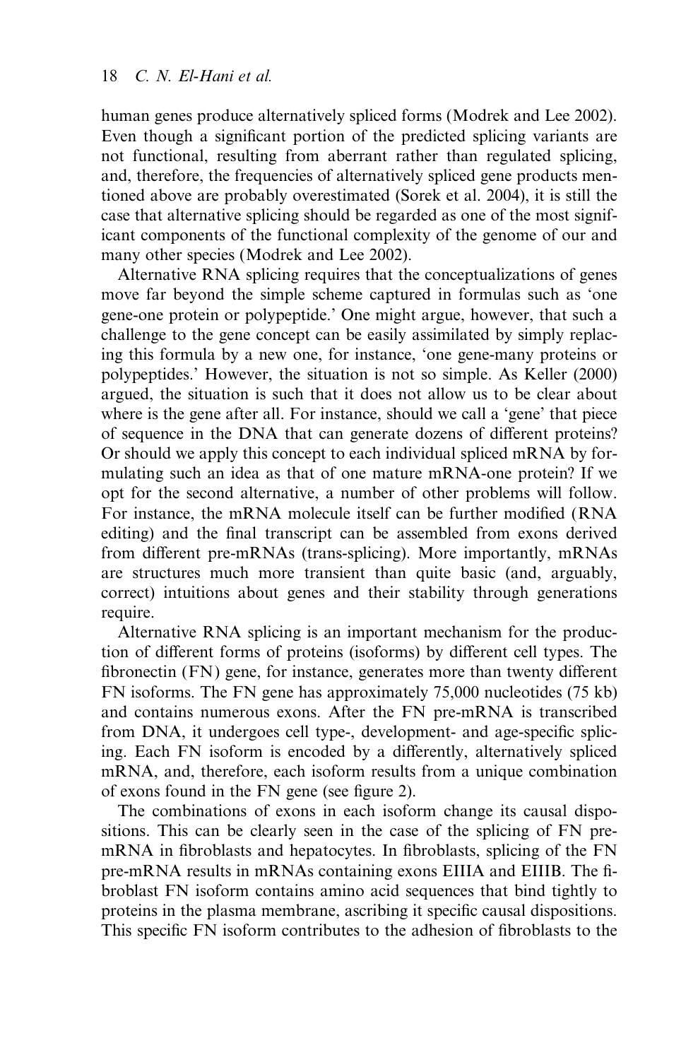human genes produce alternatively spliced forms (Modrek and Lee 2002). Even though a significant portion of the predicted splicing variants are not functional, resulting from aberrant rather than regulated splicing, and, therefore, the frequencies of alternatively spliced gene products mentioned above are probably overestimated (Sorek et al. 2004), it is still the case that alternative splicing should be regarded as one of the most significant components of the functional complexity of the genome of our and many other species (Modrek and Lee 2002).

Alternative RNA splicing requires that the conceptualizations of genes move far beyond the simple scheme captured in formulas such as 'one gene-one protein or polypeptide.' One might argue, however, that such a challenge to the gene concept can be easily assimilated by simply replacing this formula by a new one, for instance, 'one gene-many proteins or polypeptides.' However, the situation is not so simple. As Keller (2000) argued, the situation is such that it does not allow us to be clear about where is the gene after all. For instance, should we call a 'gene' that piece of sequence in the DNA that can generate dozens of different proteins? Or should we apply this concept to each individual spliced mRNA by formulating such an idea as that of one mature mRNA-one protein? If we opt for the second alternative, a number of other problems will follow. For instance, the mRNA molecule itself can be further modified (RNA editing) and the final transcript can be assembled from exons derived from different pre-mRNAs (trans-splicing). More importantly, mRNAs are structures much more transient than quite basic (and, arguably, correct) intuitions about genes and their stability through generations require.

Alternative RNA splicing is an important mechanism for the production of different forms of proteins (isoforms) by different cell types. The fibronectin (FN) gene, for instance, generates more than twenty different FN isoforms. The FN gene has approximately 75,000 nucleotides (75 kb) and contains numerous exons. After the FN pre-mRNA is transcribed from DNA, it undergoes cell type-, development- and age-specific splicing. Each FN isoform is encoded by a differently, alternatively spliced mRNA, and, therefore, each isoform results from a unique combination of exons found in the FN gene (see figure 2).

The combinations of exons in each isoform change its causal dispositions. This can be clearly seen in the case of the splicing of FN pre-mRNA in fibroblasts and hepatocytes. In fibroblasts, splicing of the FN pre-mRNA results in mRNAs containing exons EIIIA and EIIIB. The fibroblast FN isoform contains amino acid sequences that bind tightly to proteins in the plasma membrane, ascribing it specific causal dispositions. This specific FN isoform contributes to the adhesion of fibroblasts to the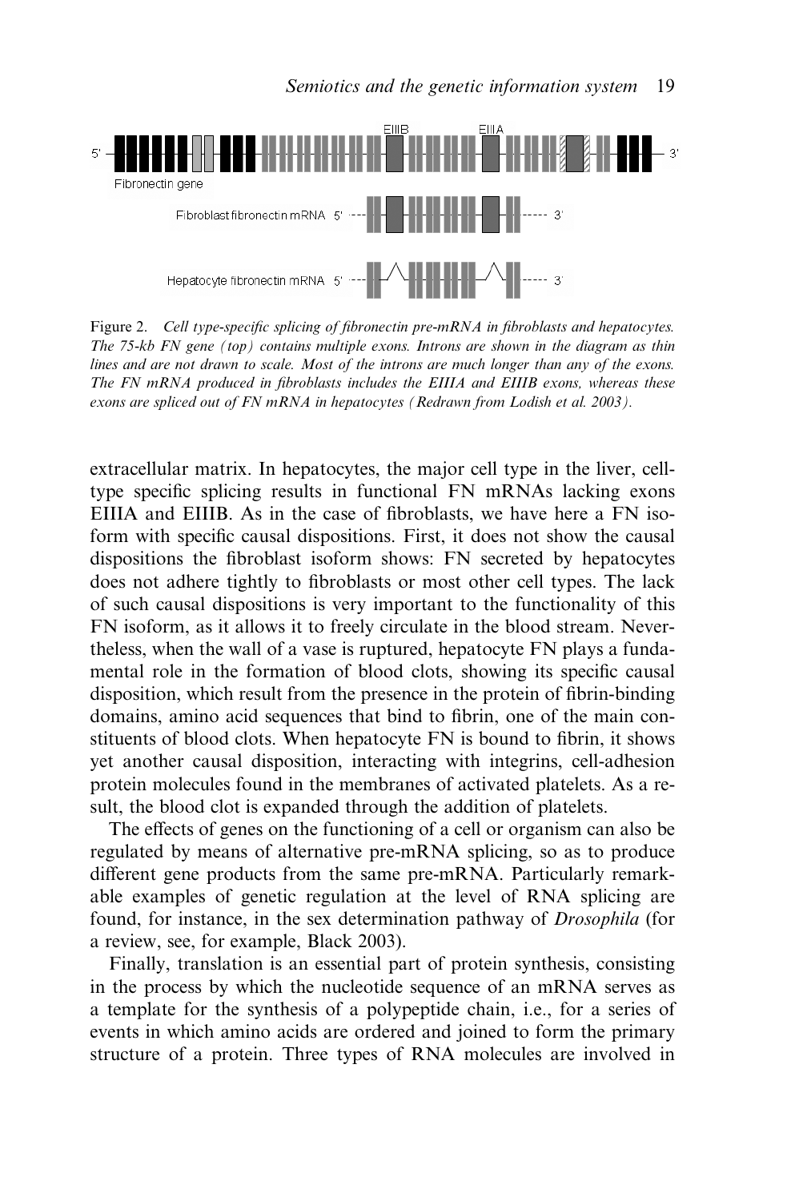Figure 2. *Cell type-specific splicing of fibronectin pre-mRNA in fibroblasts and hepatocytes. The 75-kb FN gene (top) contains multiple exons. Introns are shown in the diagram as thin lines and are not drawn to scale. Most of the introns are much longer than any of the exons. The FN mRNA produced in fibroblasts includes the EIIIA and EIIIB exons, whereas these exons are spliced out of FN mRNA in hepatocytes (Redrawn from Lodish et al. 2003).*

extracellular matrix. In hepatocytes, the major cell type in the liver, cell-type specific splicing results in functional FN mRNAs lacking exons EIIIA and EIIIB. As in the case of fibroblasts, we have here a FN isoform with specific causal dispositions. First, it does not show the causal dispositions the fibroblast isoform shows: FN secreted by hepatocytes does not adhere tightly to fibroblasts or most other cell types. The lack of such causal dispositions is very important to the functionality of this FN isoform, as it allows it to freely circulate in the blood stream. Nevertheless, when the wall of a vase is ruptured, hepatocyte FN plays a fundamental role in the formation of blood clots, showing its specific causal disposition, which result from the presence in the protein of fibrin-binding domains, amino acid sequences that bind to fibrin, one of the main constituents of blood clots. When hepatocyte FN is bound to fibrin, it shows yet another causal disposition, interacting with integrins, cell-adhesion protein molecules found in the membranes of activated platelets. As a result, the blood clot is expanded through the addition of platelets.

The effects of genes on the functioning of a cell or organism can also be regulated by means of alternative pre-mRNA splicing, so as to produce different gene products from the same pre-mRNA. Particularly remarkable examples of genetic regulation at the level of RNA splicing are found, for instance, in the sex determination pathway of *Drosophila* (for a review, see, for example, Black 2003).

Finally, translation is an essential part of protein synthesis, consisting in the process by which the nucleotide sequence of an mRNA serves as a template for the synthesis of a polypeptide chain, i.e., for a series of events in which amino acids are ordered and joined to form the primary structure of a protein. Three types of RNA molecules are involved in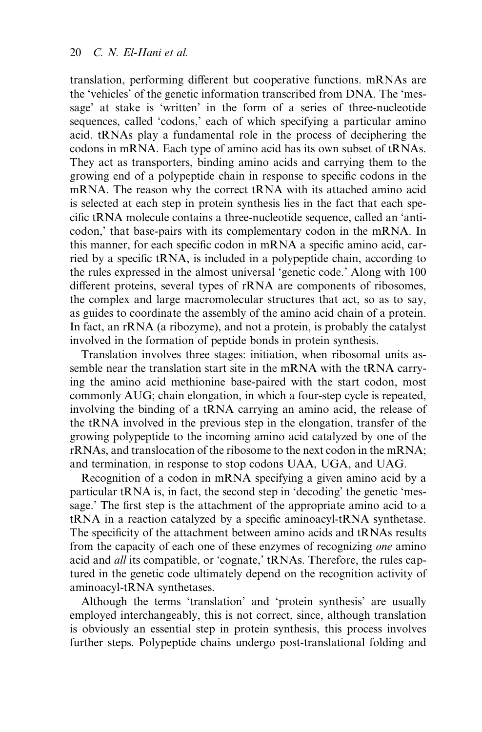translation, performing different but cooperative functions. mRNAs are the 'vehicles' of the genetic information transcribed from DNA. The 'message' at stake is 'written' in the form of a series of three-nucleotide sequences, called 'codons,' each of which specifying a particular amino acid. tRNAs play a fundamental role in the process of deciphering the codons in mRNA. Each type of amino acid has its own subset of tRNAs. They act as transporters, binding amino acids and carrying them to the growing end of a polypeptide chain in response to specific codons in the mRNA. The reason why the correct tRNA with its attached amino acid is selected at each step in protein synthesis lies in the fact that each specific tRNA molecule contains a three-nucleotide sequence, called an 'anticodon,' that base-pairs with its complementary codon in the mRNA. In this manner, for each specific codon in mRNA a specific amino acid, carried by a specific tRNA, is included in a polypeptide chain, according to the rules expressed in the almost universal 'genetic code.' Along with 100 different proteins, several types of rRNA are components of ribosomes, the complex and large macromolecular structures that act, so as to say, as guides to coordinate the assembly of the amino acid chain of a protein. In fact, an rRNA (a ribozyme), and not a protein, is probably the catalyst involved in the formation of peptide bonds in protein synthesis.

Translation involves three stages: initiation, when ribosomal units assemble near the translation start site in the mRNA with the tRNA carrying the amino acid methionine base-paired with the start codon, most commonly AUG; chain elongation, in which a four-step cycle is repeated, involving the binding of a tRNA carrying an amino acid, the release of the tRNA involved in the previous step in the elongation, transfer of the growing polypeptide to the incoming amino acid catalyzed by one of the rRNAs, and translocation of the ribosome to the next codon in the mRNA; and termination, in response to stop codons UAA, UGA, and UAG.

Recognition of a codon in mRNA specifying a given amino acid by a particular tRNA is, in fact, the second step in 'decoding' the genetic 'message.' The first step is the attachment of the appropriate amino acid to a tRNA in a reaction catalyzed by a specific aminoacyl-tRNA synthetase. The specificity of the attachment between amino acids and tRNAs results from the capacity of each one of these enzymes of recognizing *one* amino acid and *all* its compatible, or 'cognate,' tRNAs. Therefore, the rules captured in the genetic code ultimately depend on the recognition activity of aminoacyl-tRNA synthetases.

Although the terms 'translation' and 'protein synthesis' are usually employed interchangeably, this is not correct, since, although translation is obviously an essential step in protein synthesis, this process involves further steps. Polypeptide chains undergo post-translational folding and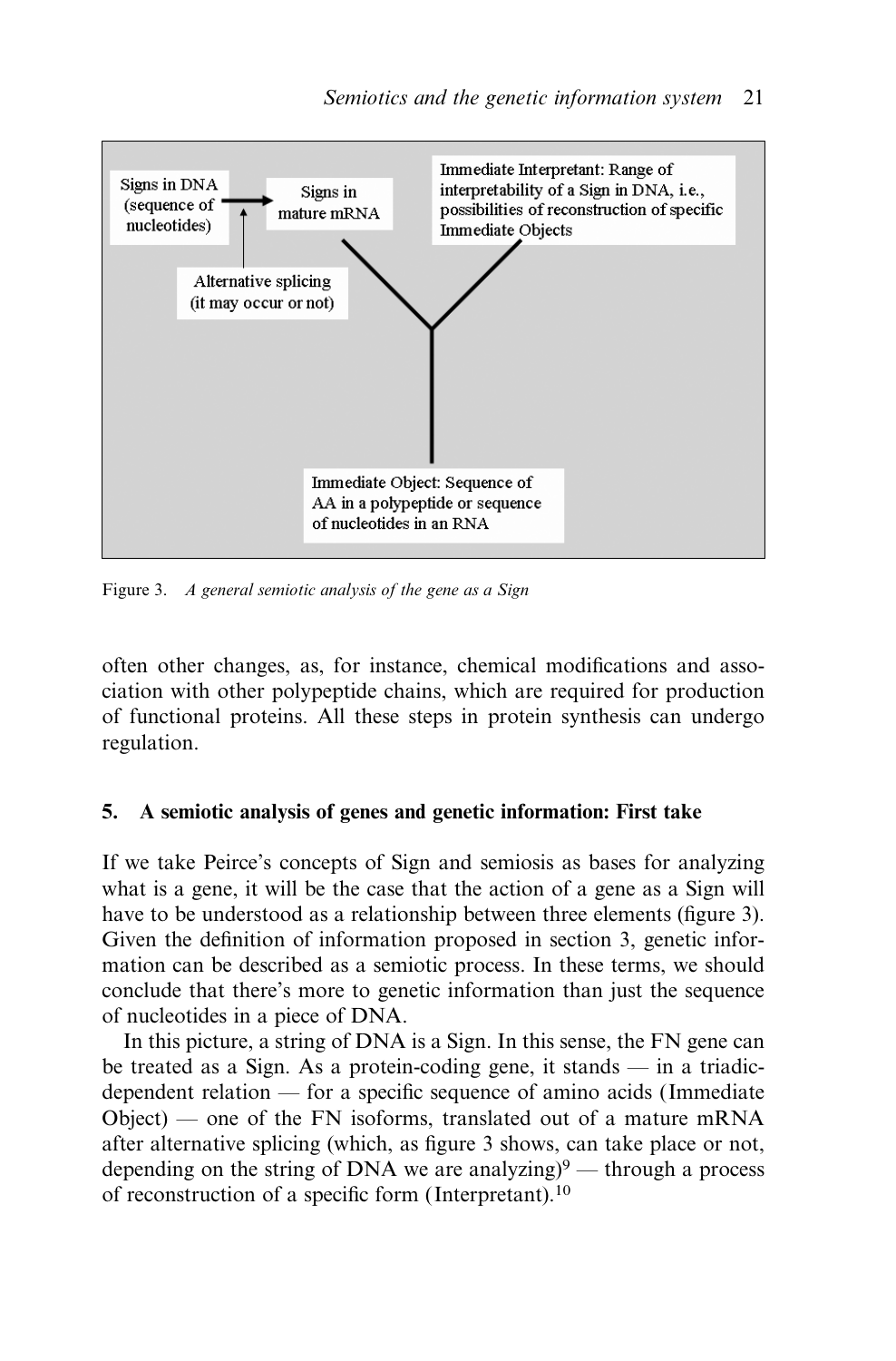Signs in DNA (sequence of nucleotides) → Signs in mature mRNA

Alternative splicing (it may occur or not)

Immediate Interpretant: Range of interpretability of a Sign in DNA, i.e., possibilities of reconstruction of specific Immediate Objects

Immediate Object: Sequence of AA in a polypeptide or sequence of nucleotides in an RNA

Figure 3. *A general semiotic analysis of the gene as a Sign*

often other changes, as, for instance, chemical modifications and association with other polypeptide chains, which are required for production of functional proteins. All these steps in protein synthesis can undergo regulation.

## 5. A semiotic analysis of genes and genetic information: First take

If we take Peirce's concepts of Sign and semiosis as bases for analyzing what is a gene, it will be the case that the action of a gene as a Sign will have to be understood as a relationship between three elements (figure 3). Given the definition of information proposed in section 3, genetic information can be described as a semiotic process. In these terms, we should conclude that there's more to genetic information than just the sequence of nucleotides in a piece of DNA.

In this picture, a string of DNA is a Sign. In this sense, the FN gene can be treated as a Sign. As a protein-coding gene, it stands — in a triadic-dependent relation — for a specific sequence of amino acids (Immediate Object) — one of the FN isoforms, translated out of a mature mRNA after alternative splicing (which, as figure 3 shows, can take place or not, depending on the string of DNA we are analyzing)[9] — through a process of reconstruction of a specific form (Interpretant).[10]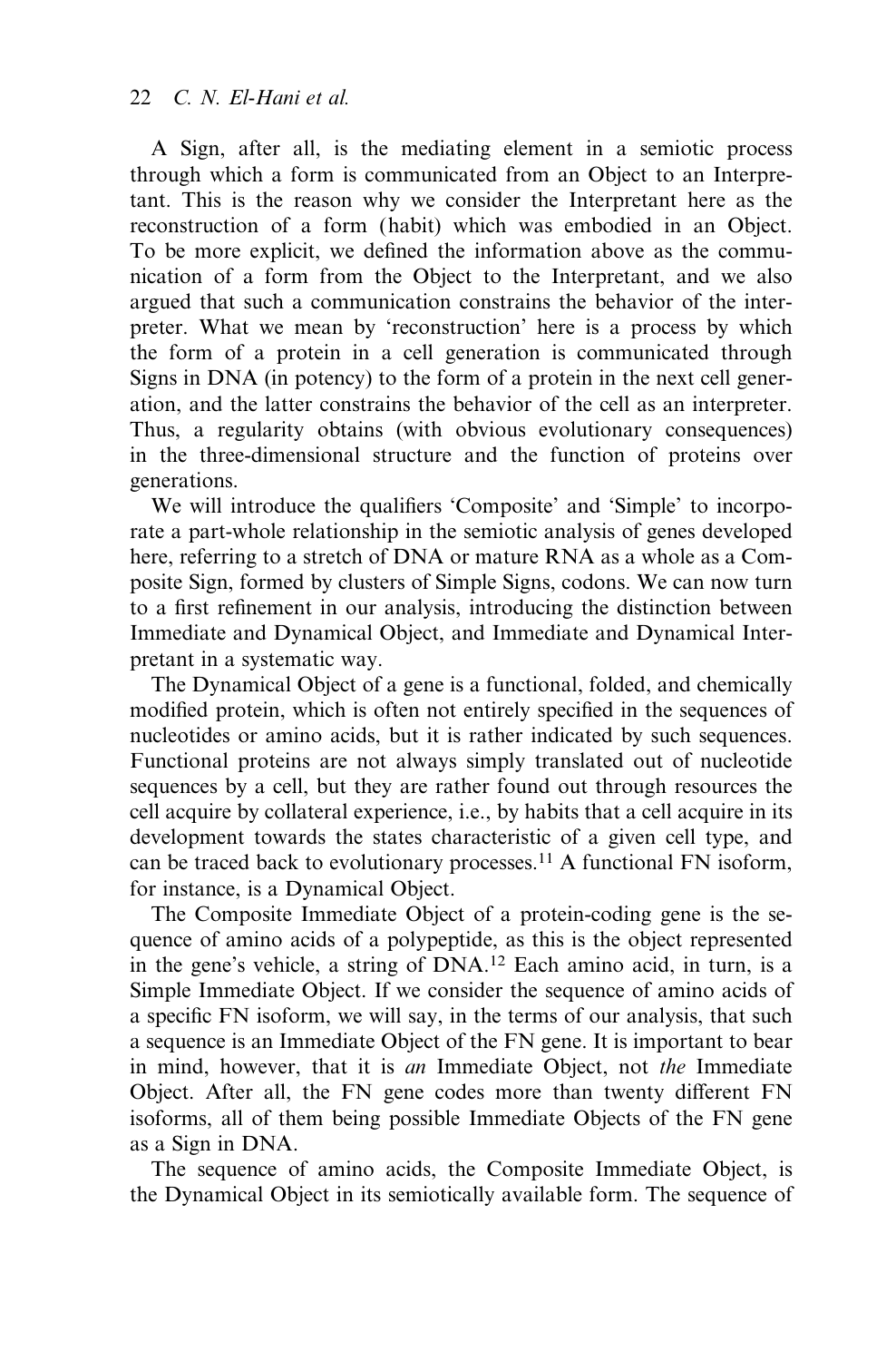A Sign, after all, is the mediating element in a semiotic process through which a form is communicated from an Object to an Interpretant. This is the reason why we consider the Interpretant here as the reconstruction of a form (habit) which was embodied in an Object. To be more explicit, we defined the information above as the communication of a form from the Object to the Interpretant, and we also argued that such a communication constrains the behavior of the interpreter. What we mean by 'reconstruction' here is a process by which the form of a protein in a cell generation is communicated through Signs in DNA (in potency) to the form of a protein in the next cell generation, and the latter constrains the behavior of the cell as an interpreter. Thus, a regularity obtains (with obvious evolutionary consequences) in the three-dimensional structure and the function of proteins over generations.

We will introduce the qualifiers 'Composite' and 'Simple' to incorporate a part-whole relationship in the semiotic analysis of genes developed here, referring to a stretch of DNA or mature RNA as a whole as a Composite Sign, formed by clusters of Simple Signs, codons. We can now turn to a first refinement in our analysis, introducing the distinction between Immediate and Dynamical Object, and Immediate and Dynamical Interpretant in a systematic way.

The Dynamical Object of a gene is a functional, folded, and chemically modified protein, which is often not entirely specified in the sequences of nucleotides or amino acids, but it is rather indicated by such sequences. Functional proteins are not always simply translated out of nucleotide sequences by a cell, but they are rather found out through resources the cell acquire by collateral experience, i.e., by habits that a cell acquire in its development towards the states characteristic of a given cell type, and can be traced back to evolutionary processes.[11] A functional FN isoform, for instance, is a Dynamical Object.

The Composite Immediate Object of a protein-coding gene is the sequence of amino acids of a polypeptide, as this is the object represented in the gene's vehicle, a string of DNA.[12] Each amino acid, in turn, is a Simple Immediate Object. If we consider the sequence of amino acids of a specific FN isoform, we will say, in the terms of our analysis, that such a sequence is an Immediate Object of the FN gene. It is important to bear in mind, however, that it is *an* Immediate Object, not *the* Immediate Object. After all, the FN gene codes more than twenty different FN isoforms, all of them being possible Immediate Objects of the FN gene as a Sign in DNA.

The sequence of amino acids, the Composite Immediate Object, is the Dynamical Object in its semiotically available form. The sequence of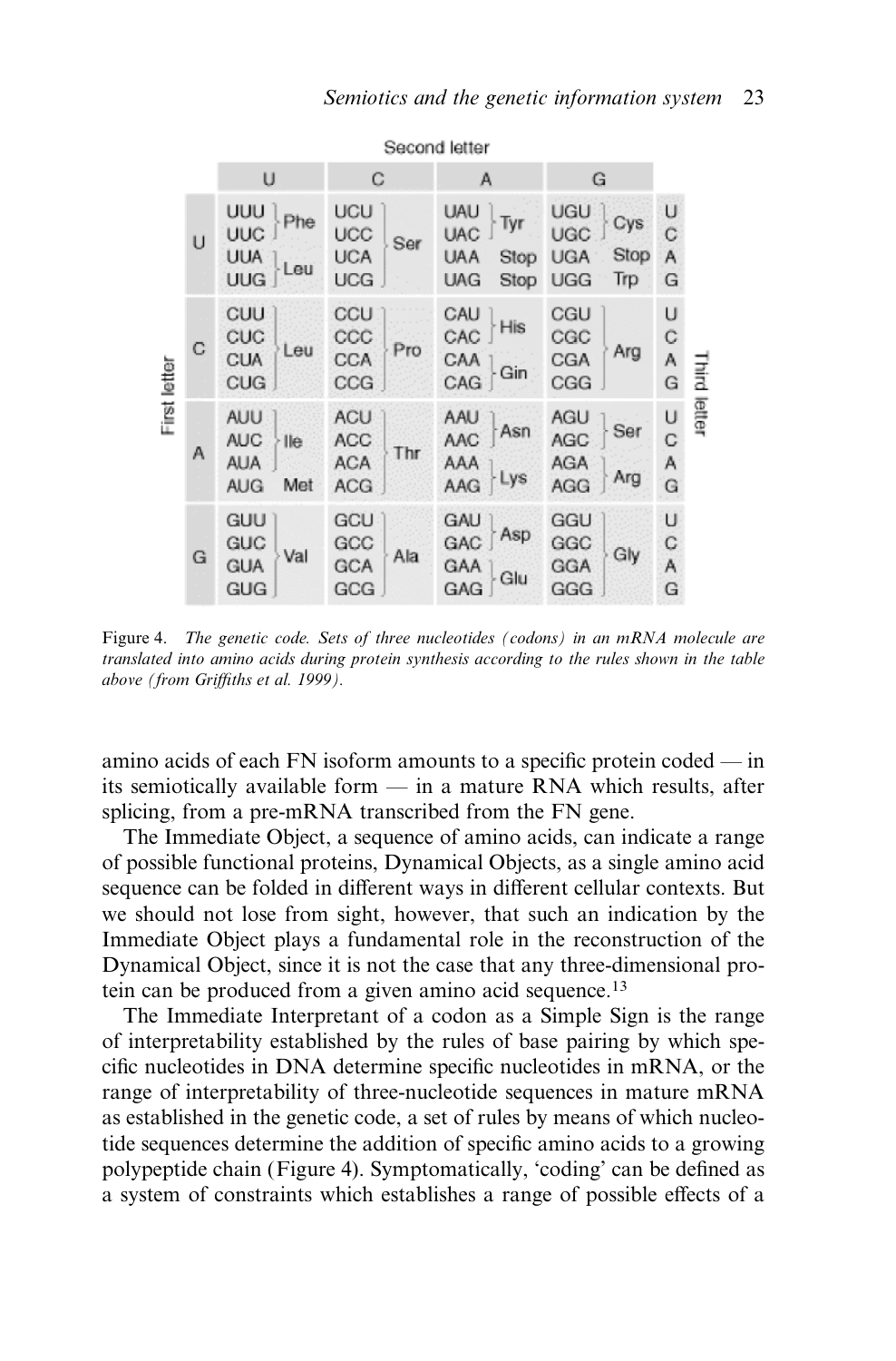| First letter | Second letter: U | Second letter: C | Second letter: A | Second letter: G | Third letter |
|---|---|---|---|---|---|
| U | UUU Phe | UCU Ser | UAU Tyr | UGU Cys | U |
| U | UUC Phe | UCC Ser | UAC Tyr | UGC Cys | C |
| U | UUA Leu | UCA Ser | UAA Stop | UGA Stop | A |
| U | UUG Leu | UCG Ser | UAG Stop | UGG Trp | G |
| C | CUU Leu | CCU Pro | CAU His | CGU Arg | U |
| C | CUC Leu | CCC Pro | CAC His | CGC Arg | C |
| C | CUA Leu | CCA Pro | CAA Gln | CGA Arg | A |
| C | CUG Leu | CCG Pro | CAG Gln | CGG Arg | G |
| A | AUU Ile | ACU Thr | AAU Asn | AGU Ser | U |
| A | AUC Ile | ACC Thr | AAC Asn | AGC Ser | C |
| A | AUA Ile | ACA Thr | AAA Lys | AGA Arg | A |
| A | AUG Met | ACG Thr | AAG Lys | AGG Arg | G |
| G | GUU Val | GCU Ala | GAU Asp | GGU Gly | U |
| G | GUC Val | GCC Ala | GAC Asp | GGC Gly | C |
| G | GUA Val | GCA Ala | GAA Glu | GGA Gly | A |
| G | GUG Val | GCG Ala | GAG Glu | GGG Gly | G |

Figure 4. *The genetic code. Sets of three nucleotides (codons) in an mRNA molecule are translated into amino acids during protein synthesis according to the rules shown in the table above (from Griffiths et al. 1999).*

amino acids of each FN isoform amounts to a specific protein coded — in its semiotically available form — in a mature RNA which results, after splicing, from a pre-mRNA transcribed from the FN gene.

The Immediate Object, a sequence of amino acids, can indicate a range of possible functional proteins, Dynamical Objects, as a single amino acid sequence can be folded in different ways in different cellular contexts. But we should not lose from sight, however, that such an indication by the Immediate Object plays a fundamental role in the reconstruction of the Dynamical Object, since it is not the case that any three-dimensional protein can be produced from a given amino acid sequence.[13]

The Immediate Interpretant of a codon as a Simple Sign is the range of interpretability established by the rules of base pairing by which specific nucleotides in DNA determine specific nucleotides in mRNA, or the range of interpretability of three-nucleotide sequences in mature mRNA as established in the genetic code, a set of rules by means of which nucleotide sequences determine the addition of specific amino acids to a growing polypeptide chain (Figure 4). Symptomatically, 'coding' can be defined as a system of constraints which establishes a range of possible effects of a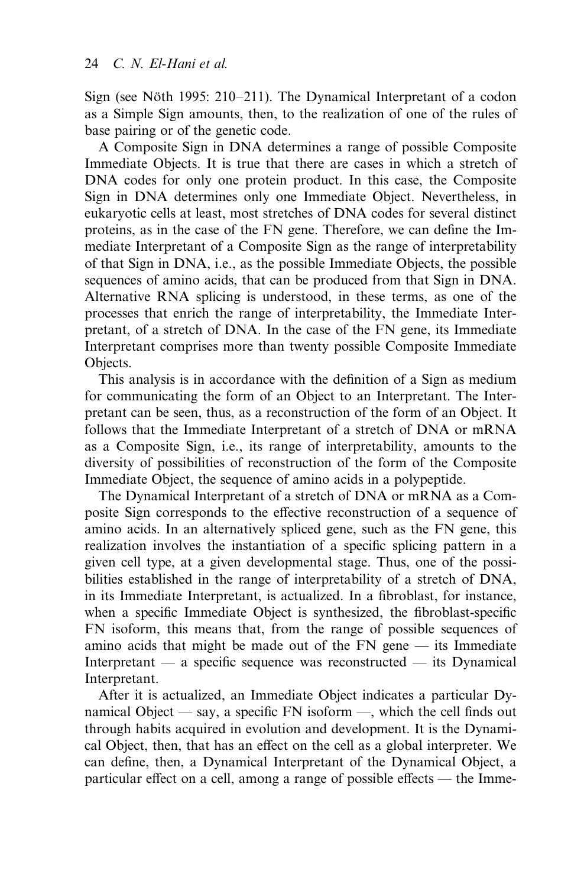Sign (see Nöth 1995: 210–211). The Dynamical Interpretant of a codon as a Simple Sign amounts, then, to the realization of one of the rules of base pairing or of the genetic code.

A Composite Sign in DNA determines a range of possible Composite Immediate Objects. It is true that there are cases in which a stretch of DNA codes for only one protein product. In this case, the Composite Sign in DNA determines only one Immediate Object. Nevertheless, in eukaryotic cells at least, most stretches of DNA codes for several distinct proteins, as in the case of the FN gene. Therefore, we can define the Immediate Interpretant of a Composite Sign as the range of interpretability of that Sign in DNA, i.e., as the possible Immediate Objects, the possible sequences of amino acids, that can be produced from that Sign in DNA. Alternative RNA splicing is understood, in these terms, as one of the processes that enrich the range of interpretability, the Immediate Interpretant, of a stretch of DNA. In the case of the FN gene, its Immediate Interpretant comprises more than twenty possible Composite Immediate Objects.

This analysis is in accordance with the definition of a Sign as medium for communicating the form of an Object to an Interpretant. The Interpretant can be seen, thus, as a reconstruction of the form of an Object. It follows that the Immediate Interpretant of a stretch of DNA or mRNA as a Composite Sign, i.e., its range of interpretability, amounts to the diversity of possibilities of reconstruction of the form of the Composite Immediate Object, the sequence of amino acids in a polypeptide.

The Dynamical Interpretant of a stretch of DNA or mRNA as a Composite Sign corresponds to the effective reconstruction of a sequence of amino acids. In an alternatively spliced gene, such as the FN gene, this realization involves the instantiation of a specific splicing pattern in a given cell type, at a given developmental stage. Thus, one of the possibilities established in the range of interpretability of a stretch of DNA, in its Immediate Interpretant, is actualized. In a fibroblast, for instance, when a specific Immediate Object is synthesized, the fibroblast-specific FN isoform, this means that, from the range of possible sequences of amino acids that might be made out of the FN gene — its Immediate Interpretant — a specific sequence was reconstructed — its Dynamical Interpretant.

After it is actualized, an Immediate Object indicates a particular Dynamical Object — say, a specific FN isoform —, which the cell finds out through habits acquired in evolution and development. It is the Dynamical Object, then, that has an effect on the cell as a global interpreter. We can define, then, a Dynamical Interpretant of the Dynamical Object, a particular effect on a cell, among a range of possible effects — the Imme-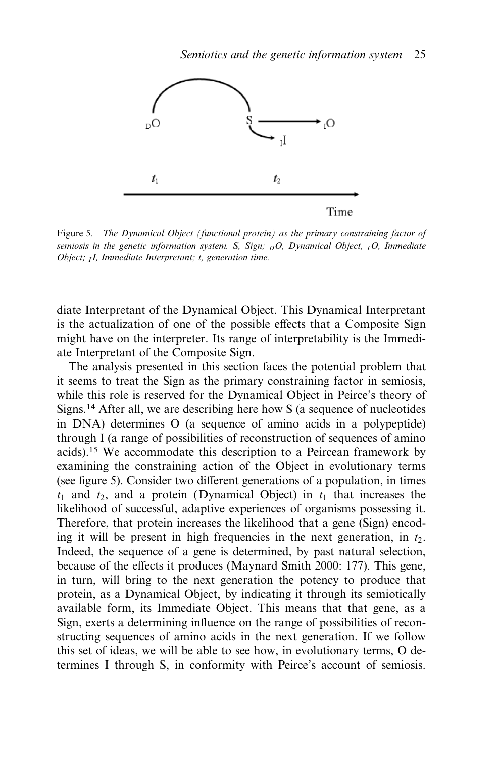Figure 5. *The Dynamical Object (functional protein) as the primary constraining factor of semiosis in the genetic information system. S, Sign;* $_DO$*, Dynamical Object,* $_IO$*, Immediate Object;* $_II$*, Immediate Interpretant; t, generation time.*

diate Interpretant of the Dynamical Object. This Dynamical Interpretant is the actualization of one of the possible effects that a Composite Sign might have on the interpreter. Its range of interpretability is the Immediate Interpretant of the Composite Sign.

The analysis presented in this section faces the potential problem that it seems to treat the Sign as the primary constraining factor in semiosis, while this role is reserved for the Dynamical Object in Peirce's theory of Signs.[14] After all, we are describing here how S (a sequence of nucleotides in DNA) determines O (a sequence of amino acids in a polypeptide) through I (a range of possibilities of reconstruction of sequences of amino acids).[15] We accommodate this description to a Peircean framework by examining the constraining action of the Object in evolutionary terms (see figure 5). Consider two different generations of a population, in times $t_1$ and $t_2$, and a protein (Dynamical Object) in $t_1$ that increases the likelihood of successful, adaptive experiences of organisms possessing it. Therefore, that protein increases the likelihood that a gene (Sign) encoding it will be present in high frequencies in the next generation, in $t_2$. Indeed, the sequence of a gene is determined, by past natural selection, because of the effects it produces (Maynard Smith 2000: 177). This gene, in turn, will bring to the next generation the potency to produce that protein, as a Dynamical Object, by indicating it through its semiotically available form, its Immediate Object. This means that that gene, as a Sign, exerts a determining influence on the range of possibilities of reconstructing sequences of amino acids in the next generation. If we follow this set of ideas, we will be able to see how, in evolutionary terms, O determines I through S, in conformity with Peirce's account of semiosis.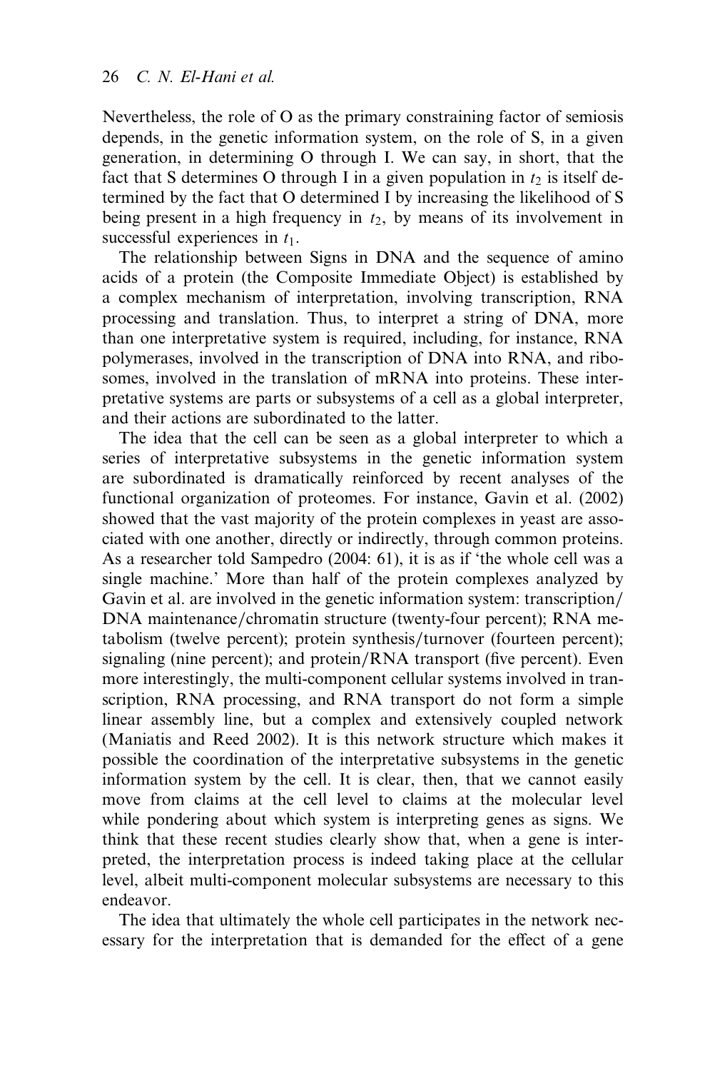Nevertheless, the role of O as the primary constraining factor of semiosis depends, in the genetic information system, on the role of S, in a given generation, in determining O through I. We can say, in short, that the fact that S determines O through I in a given population in $t_2$ is itself determined by the fact that O determined I by increasing the likelihood of S being present in a high frequency in $t_2$, by means of its involvement in successful experiences in $t_1$.

The relationship between Signs in DNA and the sequence of amino acids of a protein (the Composite Immediate Object) is established by a complex mechanism of interpretation, involving transcription, RNA processing and translation. Thus, to interpret a string of DNA, more than one interpretative system is required, including, for instance, RNA polymerases, involved in the transcription of DNA into RNA, and ribosomes, involved in the translation of mRNA into proteins. These interpretative systems are parts or subsystems of a cell as a global interpreter, and their actions are subordinated to the latter.

The idea that the cell can be seen as a global interpreter to which a series of interpretative subsystems in the genetic information system are subordinated is dramatically reinforced by recent analyses of the functional organization of proteomes. For instance, Gavin et al. (2002) showed that the vast majority of the protein complexes in yeast are associated with one another, directly or indirectly, through common proteins. As a researcher told Sampedro (2004: 61), it is as if 'the whole cell was a single machine.' More than half of the protein complexes analyzed by Gavin et al. are involved in the genetic information system: transcription/DNA maintenance/chromatin structure (twenty-four percent); RNA metabolism (twelve percent); protein synthesis/turnover (fourteen percent); signaling (nine percent); and protein/RNA transport (five percent). Even more interestingly, the multi-component cellular systems involved in transcription, RNA processing, and RNA transport do not form a simple linear assembly line, but a complex and extensively coupled network (Maniatis and Reed 2002). It is this network structure which makes it possible the coordination of the interpretative subsystems in the genetic information system by the cell. It is clear, then, that we cannot easily move from claims at the cell level to claims at the molecular level while pondering about which system is interpreting genes as signs. We think that these recent studies clearly show that, when a gene is interpreted, the interpretation process is indeed taking place at the cellular level, albeit multi-component molecular subsystems are necessary to this endeavor.

The idea that ultimately the whole cell participates in the network necessary for the interpretation that is demanded for the effect of a gene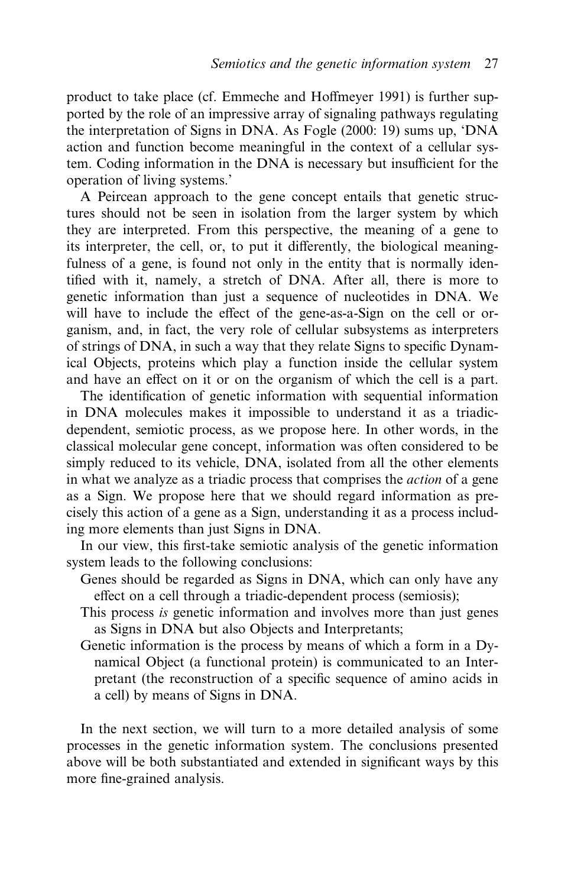product to take place (cf. Emmeche and Hoffmeyer 1991) is further supported by the role of an impressive array of signaling pathways regulating the interpretation of Signs in DNA. As Fogle (2000: 19) sums up, 'DNA action and function become meaningful in the context of a cellular system. Coding information in the DNA is necessary but insufficient for the operation of living systems.'

A Peircean approach to the gene concept entails that genetic structures should not be seen in isolation from the larger system by which they are interpreted. From this perspective, the meaning of a gene to its interpreter, the cell, or, to put it differently, the biological meaningfulness of a gene, is found not only in the entity that is normally identified with it, namely, a stretch of DNA. After all, there is more to genetic information than just a sequence of nucleotides in DNA. We will have to include the effect of the gene-as-a-Sign on the cell or organism, and, in fact, the very role of cellular subsystems as interpreters of strings of DNA, in such a way that they relate Signs to specific Dynamical Objects, proteins which play a function inside the cellular system and have an effect on it or on the organism of which the cell is a part.

The identification of genetic information with sequential information in DNA molecules makes it impossible to understand it as a triadic-dependent, semiotic process, as we propose here. In other words, in the classical molecular gene concept, information was often considered to be simply reduced to its vehicle, DNA, isolated from all the other elements in what we analyze as a triadic process that comprises the *action* of a gene as a Sign. We propose here that we should regard information as precisely this action of a gene as a Sign, understanding it as a process including more elements than just Signs in DNA.

In our view, this first-take semiotic analysis of the genetic information system leads to the following conclusions:

Genes should be regarded as Signs in DNA, which can only have any effect on a cell through a triadic-dependent process (semiosis);

This process *is* genetic information and involves more than just genes as Signs in DNA but also Objects and Interpretants;

Genetic information is the process by means of which a form in a Dynamical Object (a functional protein) is communicated to an Interpretant (the reconstruction of a specific sequence of amino acids in a cell) by means of Signs in DNA.

In the next section, we will turn to a more detailed analysis of some processes in the genetic information system. The conclusions presented above will be both substantiated and extended in significant ways by this more fine-grained analysis.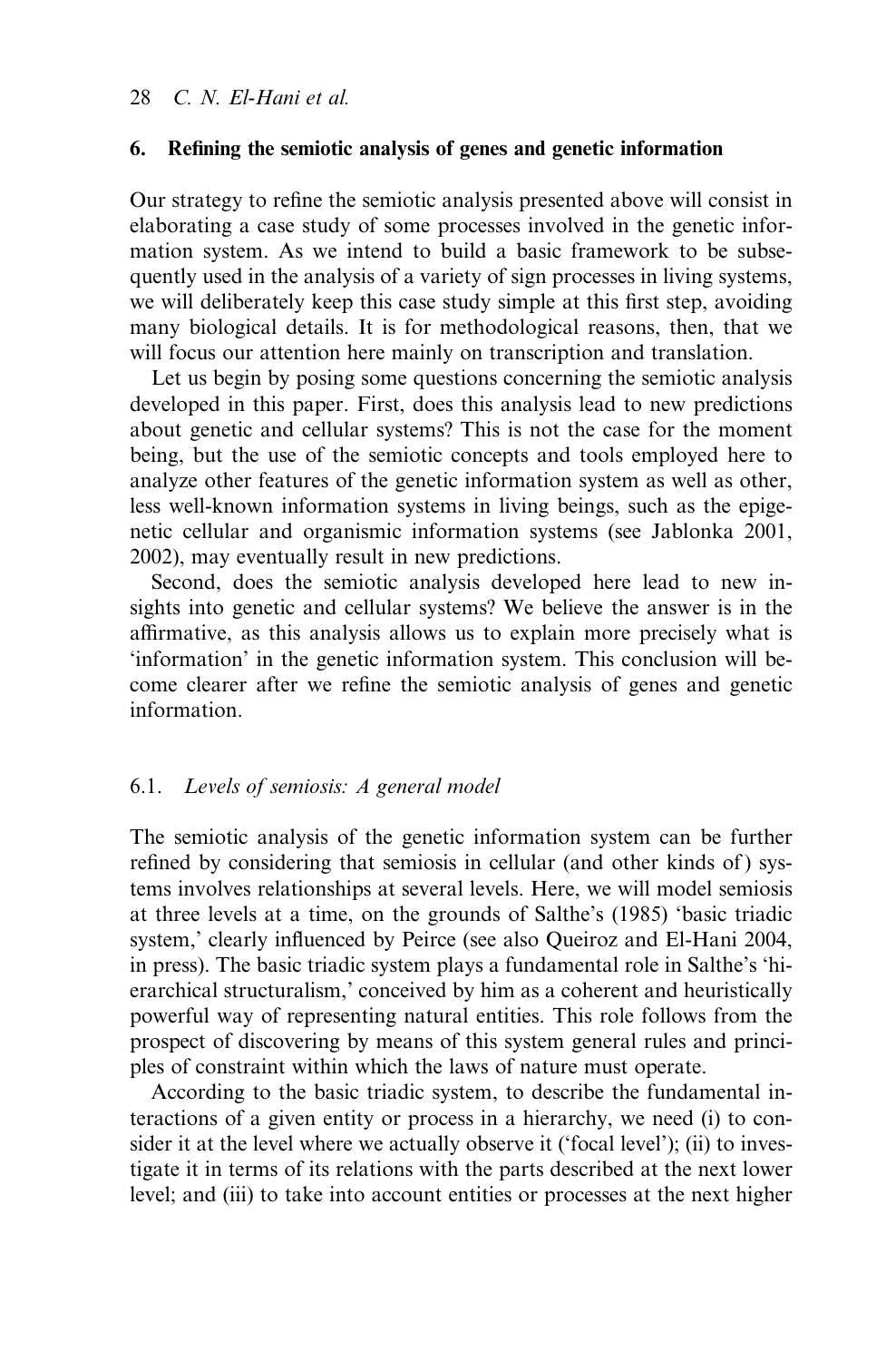## 6. Refining the semiotic analysis of genes and genetic information

Our strategy to refine the semiotic analysis presented above will consist in elaborating a case study of some processes involved in the genetic information system. As we intend to build a basic framework to be subsequently used in the analysis of a variety of sign processes in living systems, we will deliberately keep this case study simple at this first step, avoiding many biological details. It is for methodological reasons, then, that we will focus our attention here mainly on transcription and translation.

Let us begin by posing some questions concerning the semiotic analysis developed in this paper. First, does this analysis lead to new predictions about genetic and cellular systems? This is not the case for the moment being, but the use of the semiotic concepts and tools employed here to analyze other features of the genetic information system as well as other, less well-known information systems in living beings, such as the epigenetic cellular and organismic information systems (see Jablonka 2001, 2002), may eventually result in new predictions.

Second, does the semiotic analysis developed here lead to new insights into genetic and cellular systems? We believe the answer is in the affirmative, as this analysis allows us to explain more precisely what is 'information' in the genetic information system. This conclusion will become clearer after we refine the semiotic analysis of genes and genetic information.

### 6.1. *Levels of semiosis: A general model*

The semiotic analysis of the genetic information system can be further refined by considering that semiosis in cellular (and other kinds of) systems involves relationships at several levels. Here, we will model semiosis at three levels at a time, on the grounds of Salthe's (1985) 'basic triadic system,' clearly influenced by Peirce (see also Queiroz and El-Hani 2004, in press). The basic triadic system plays a fundamental role in Salthe's 'hierarchical structuralism,' conceived by him as a coherent and heuristically powerful way of representing natural entities. This role follows from the prospect of discovering by means of this system general rules and principles of constraint within which the laws of nature must operate.

According to the basic triadic system, to describe the fundamental interactions of a given entity or process in a hierarchy, we need (i) to consider it at the level where we actually observe it ('focal level'); (ii) to investigate it in terms of its relations with the parts described at the next lower level; and (iii) to take into account entities or processes at the next higher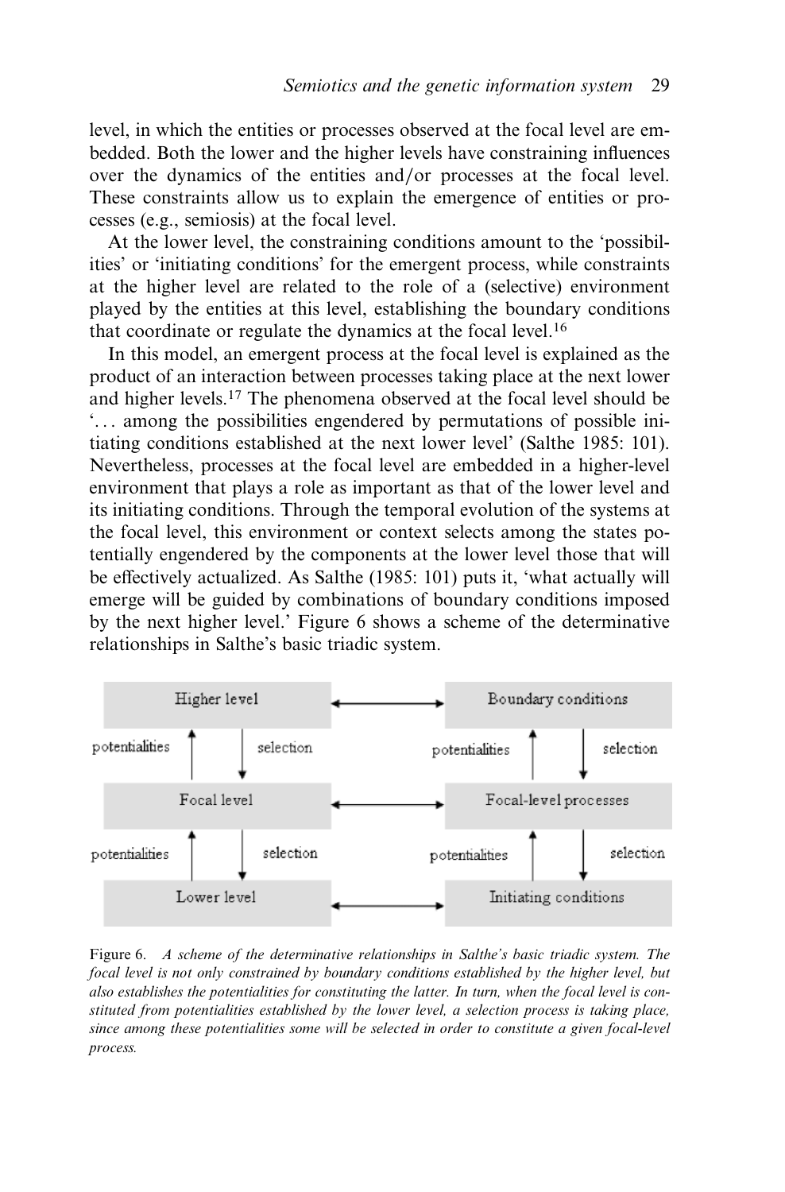level, in which the entities or processes observed at the focal level are embedded. Both the lower and the higher levels have constraining influences over the dynamics of the entities and/or processes at the focal level. These constraints allow us to explain the emergence of entities or processes (e.g., semiosis) at the focal level.

At the lower level, the constraining conditions amount to the 'possibilities' or 'initiating conditions' for the emergent process, while constraints at the higher level are related to the role of a (selective) environment played by the entities at this level, establishing the boundary conditions that coordinate or regulate the dynamics at the focal level.[16]

In this model, an emergent process at the focal level is explained as the product of an interaction between processes taking place at the next lower and higher levels.[17] The phenomena observed at the focal level should be '. . . among the possibilities engendered by permutations of possible initiating conditions established at the next lower level' (Salthe 1985: 101). Nevertheless, processes at the focal level are embedded in a higher-level environment that plays a role as important as that of the lower level and its initiating conditions. Through the temporal evolution of the systems at the focal level, this environment or context selects among the states potentially engendered by the components at the lower level those that will be effectively actualized. As Salthe (1985: 101) puts it, 'what actually will emerge will be guided by combinations of boundary conditions imposed by the next higher level.' Figure 6 shows a scheme of the determinative relationships in Salthe's basic triadic system.

Figure 6. *A scheme of the determinative relationships in Salthe's basic triadic system. The focal level is not only constrained by boundary conditions established by the higher level, but also establishes the potentialities for constituting the latter. In turn, when the focal level is constituted from potentialities established by the lower level, a selection process is taking place, since among these potentialities some will be selected in order to constitute a given focal-level process.*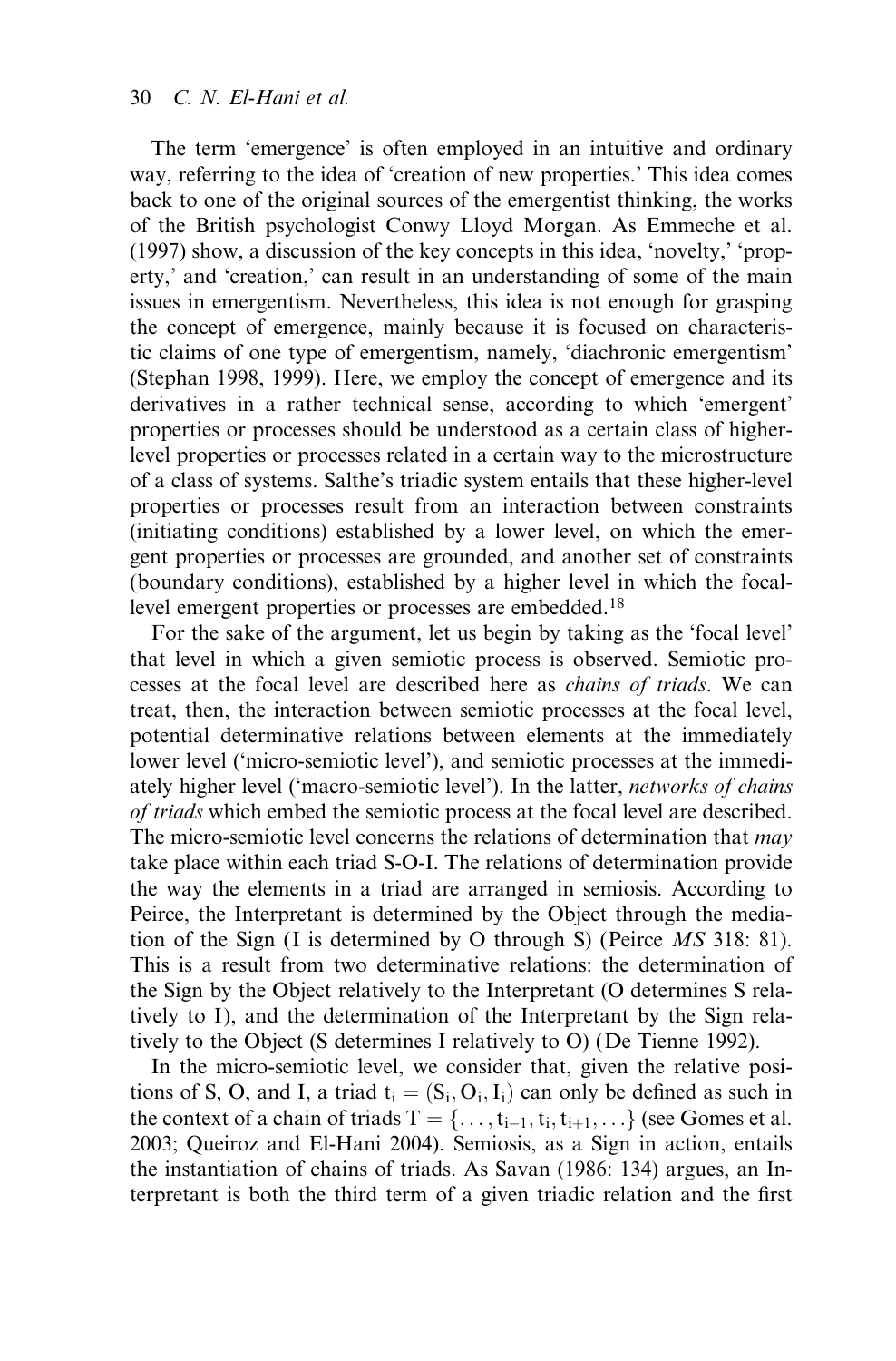The term 'emergence' is often employed in an intuitive and ordinary way, referring to the idea of 'creation of new properties.' This idea comes back to one of the original sources of the emergentist thinking, the works of the British psychologist Conwy Lloyd Morgan. As Emmeche et al. (1997) show, a discussion of the key concepts in this idea, 'novelty,' 'property,' and 'creation,' can result in an understanding of some of the main issues in emergentism. Nevertheless, this idea is not enough for grasping the concept of emergence, mainly because it is focused on characteristic claims of one type of emergentism, namely, 'diachronic emergentism' (Stephan 1998, 1999). Here, we employ the concept of emergence and its derivatives in a rather technical sense, according to which 'emergent' properties or processes should be understood as a certain class of higher-level properties or processes related in a certain way to the microstructure of a class of systems. Salthe's triadic system entails that these higher-level properties or processes result from an interaction between constraints (initiating conditions) established by a lower level, on which the emergent properties or processes are grounded, and another set of constraints (boundary conditions), established by a higher level in which the focal-level emergent properties or processes are embedded.[18]

For the sake of the argument, let us begin by taking as the 'focal level' that level in which a given semiotic process is observed. Semiotic processes at the focal level are described here as *chains of triads*. We can treat, then, the interaction between semiotic processes at the focal level, potential determinative relations between elements at the immediately lower level ('micro-semiotic level'), and semiotic processes at the immediately higher level ('macro-semiotic level'). In the latter, *networks of chains of triads* which embed the semiotic process at the focal level are described. The micro-semiotic level concerns the relations of determination that *may* take place within each triad S-O-I. The relations of determination provide the way the elements in a triad are arranged in semiosis. According to Peirce, the Interpretant is determined by the Object through the mediation of the Sign (I is determined by O through S) (Peirce *MS* 318: 81). This is a result from two determinative relations: the determination of the Sign by the Object relatively to the Interpretant (O determines S relatively to I), and the determination of the Interpretant by the Sign relatively to the Object (S determines I relatively to O) (De Tienne 1992).

In the micro-semiotic level, we consider that, given the relative positions of S, O, and I, a triad $t_i = (S_i, O_i, I_i)$ can only be defined as such in the context of a chain of triads $T = \{\ldots, t_{i-1}, t_i, t_{i+1}, \ldots\}$ (see Gomes et al. 2003; Queiroz and El-Hani 2004). Semiosis, as a Sign in action, entails the instantiation of chains of triads. As Savan (1986: 134) argues, an Interpretant is both the third term of a given triadic relation and the first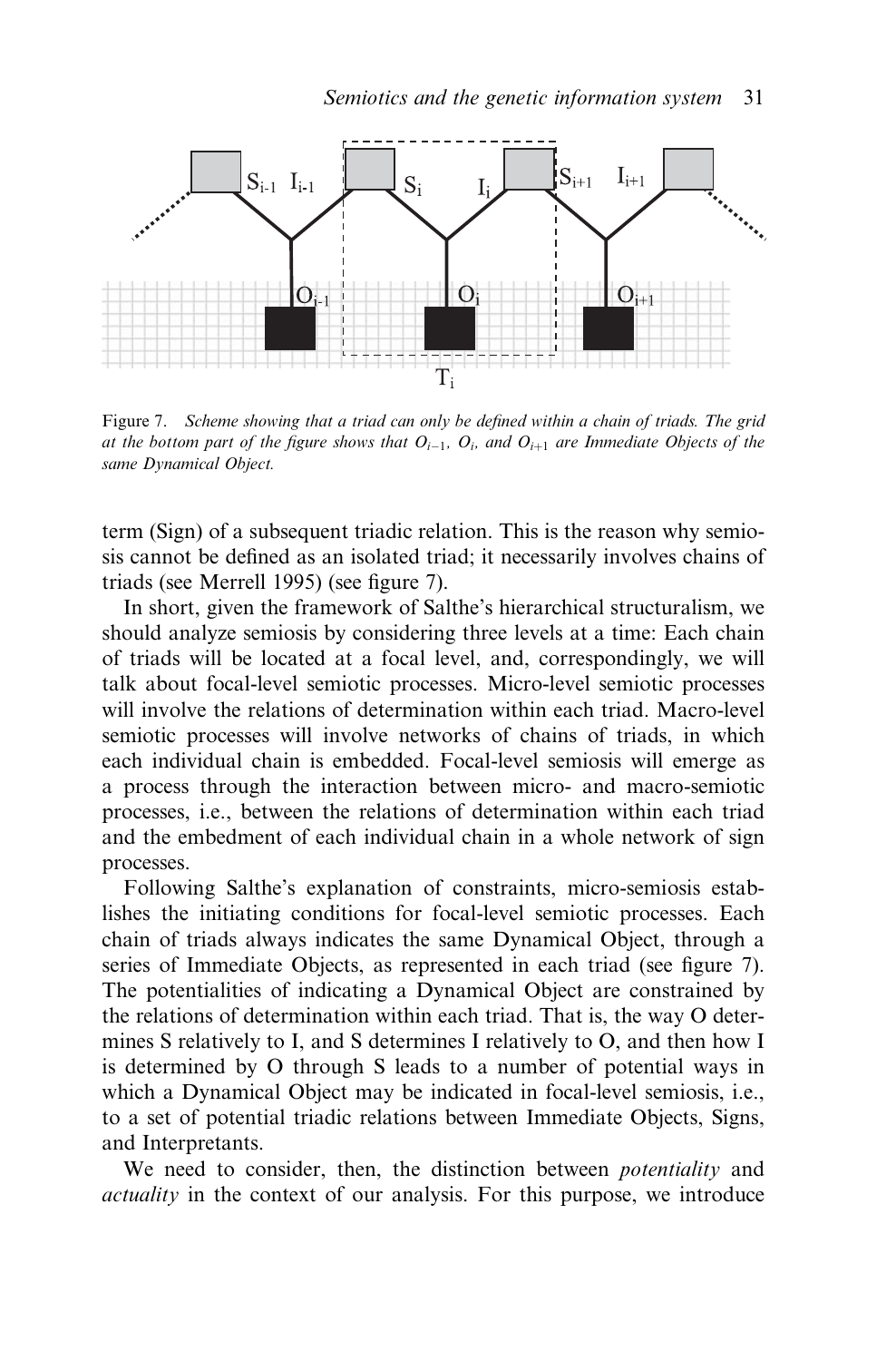Figure 7. *Scheme showing that a triad can only be defined within a chain of triads. The grid at the bottom part of the figure shows that $O_{i-1}$, $O_i$, and $O_{i+1}$ are Immediate Objects of the same Dynamical Object.*

term (Sign) of a subsequent triadic relation. This is the reason why semiosis cannot be defined as an isolated triad; it necessarily involves chains of triads (see Merrell 1995) (see figure 7).

In short, given the framework of Salthe's hierarchical structuralism, we should analyze semiosis by considering three levels at a time: Each chain of triads will be located at a focal level, and, correspondingly, we will talk about focal-level semiotic processes. Micro-level semiotic processes will involve the relations of determination within each triad. Macro-level semiotic processes will involve networks of chains of triads, in which each individual chain is embedded. Focal-level semiosis will emerge as a process through the interaction between micro- and macro-semiotic processes, i.e., between the relations of determination within each triad and the embedment of each individual chain in a whole network of sign processes.

Following Salthe's explanation of constraints, micro-semiosis establishes the initiating conditions for focal-level semiotic processes. Each chain of triads always indicates the same Dynamical Object, through a series of Immediate Objects, as represented in each triad (see figure 7). The potentialities of indicating a Dynamical Object are constrained by the relations of determination within each triad. That is, the way O determines S relatively to I, and S determines I relatively to O, and then how I is determined by O through S leads to a number of potential ways in which a Dynamical Object may be indicated in focal-level semiosis, i.e., to a set of potential triadic relations between Immediate Objects, Signs, and Interpretants.

We need to consider, then, the distinction between *potentiality* and *actuality* in the context of our analysis. For this purpose, we introduce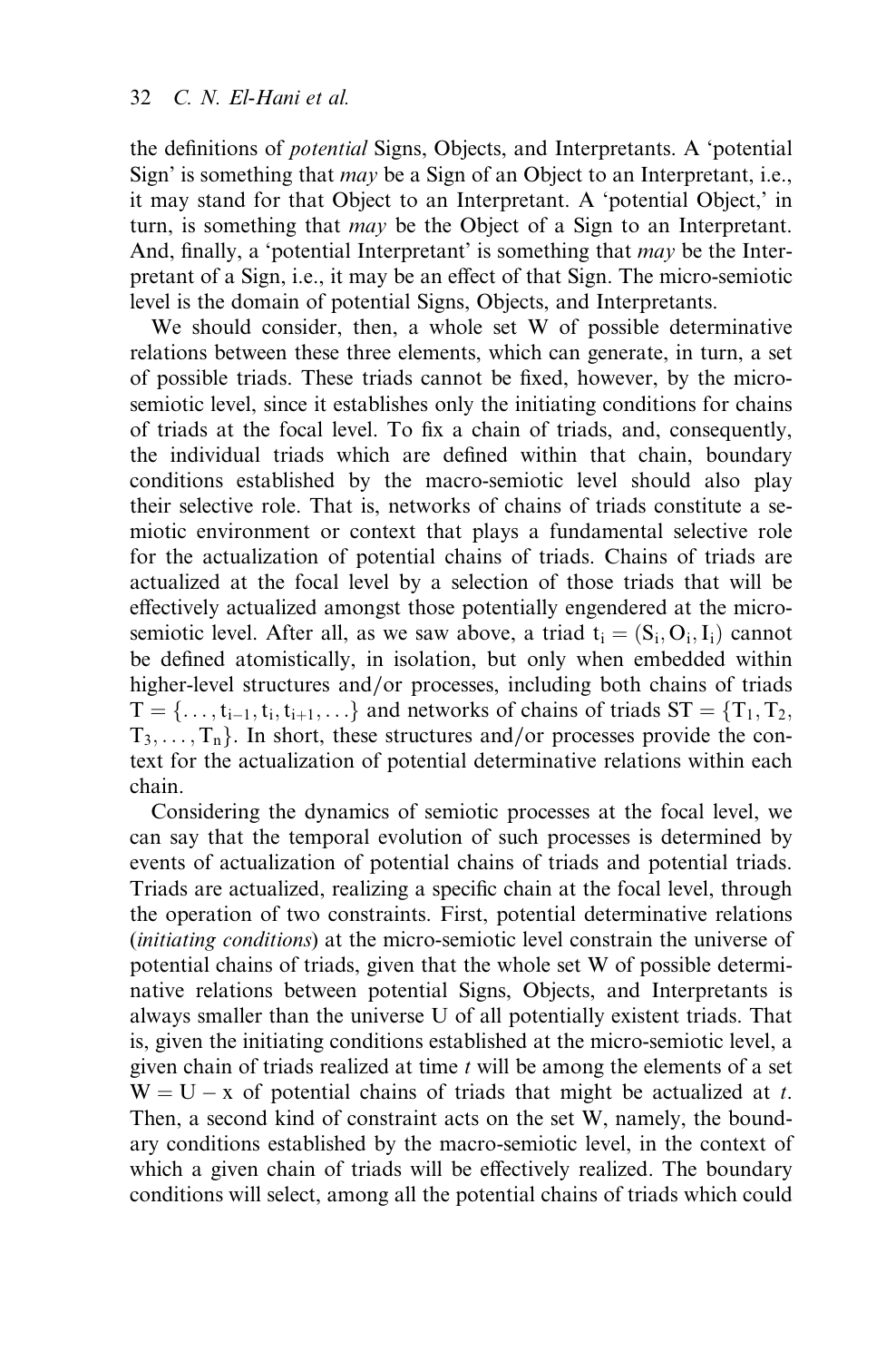the definitions of *potential* Signs, Objects, and Interpretants. A 'potential Sign' is something that *may* be a Sign of an Object to an Interpretant, i.e., it may stand for that Object to an Interpretant. A 'potential Object,' in turn, is something that *may* be the Object of a Sign to an Interpretant. And, finally, a 'potential Interpretant' is something that *may* be the Interpretant of a Sign, i.e., it may be an effect of that Sign. The micro-semiotic level is the domain of potential Signs, Objects, and Interpretants.

We should consider, then, a whole set W of possible determinative relations between these three elements, which can generate, in turn, a set of possible triads. These triads cannot be fixed, however, by the micro-semiotic level, since it establishes only the initiating conditions for chains of triads at the focal level. To fix a chain of triads, and, consequently, the individual triads which are defined within that chain, boundary conditions established by the macro-semiotic level should also play their selective role. That is, networks of chains of triads constitute a semiotic environment or context that plays a fundamental selective role for the actualization of potential chains of triads. Chains of triads are actualized at the focal level by a selection of those triads that will be effectively actualized amongst those potentially engendered at the micro-semiotic level. After all, as we saw above, a triad $t_i = (S_i, O_i, I_i)$ cannot be defined atomistically, in isolation, but only when embedded within higher-level structures and/or processes, including both chains of triads $T = \{\ldots, t_{i-1}, t_i, t_{i+1}, \ldots\}$ and networks of chains of triads $ST = \{T_1, T_2, T_3, \ldots, T_n\}$. In short, these structures and/or processes provide the context for the actualization of potential determinative relations within each chain.

Considering the dynamics of semiotic processes at the focal level, we can say that the temporal evolution of such processes is determined by events of actualization of potential chains of triads and potential triads. Triads are actualized, realizing a specific chain at the focal level, through the operation of two constraints. First, potential determinative relations (*initiating conditions*) at the micro-semiotic level constrain the universe of potential chains of triads, given that the whole set W of possible determinative relations between potential Signs, Objects, and Interpretants is always smaller than the universe U of all potentially existent triads. That is, given the initiating conditions established at the micro-semiotic level, a given chain of triads realized at time *t* will be among the elements of a set $W = U - x$ of potential chains of triads that might be actualized at *t*. Then, a second kind of constraint acts on the set W, namely, the boundary conditions established by the macro-semiotic level, in the context of which a given chain of triads will be effectively realized. The boundary conditions will select, among all the potential chains of triads which could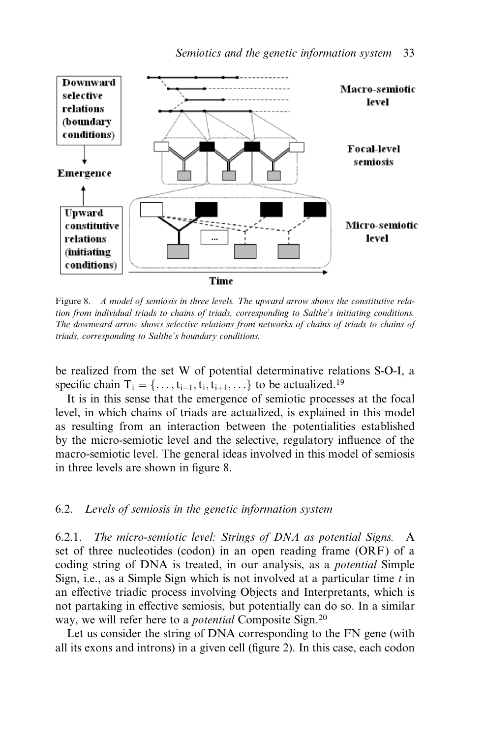Figure 8. *A model of semiosis in three levels. The upward arrow shows the constitutive relation from individual triads to chains of triads, corresponding to Salthe's initiating conditions. The downward arrow shows selective relations from networks of chains of triads to chains of triads, corresponding to Salthe's boundary conditions.*

be realized from the set W of potential determinative relations S-O-I, a specific chain $T_i = \{\ldots, t_{i-1}, t_i, t_{i+1}, \ldots\}$ to be actualized.[19]

It is in this sense that the emergence of semiotic processes at the focal level, in which chains of triads are actualized, is explained in this model as resulting from an interaction between the potentialities established by the micro-semiotic level and the selective, regulatory influence of the macro-semiotic level. The general ideas involved in this model of semiosis in three levels are shown in figure 8.

### 6.2. *Levels of semiosis in the genetic information system*

6.2.1. *The micro-semiotic level: Strings of DNA as potential Signs.* A set of three nucleotides (codon) in an open reading frame (ORF) of a coding string of DNA is treated, in our analysis, as a *potential* Simple Sign, i.e., as a Simple Sign which is not involved at a particular time $t$ in an effective triadic process involving Objects and Interpretants, which is not partaking in effective semiosis, but potentially can do so. In a similar way, we will refer here to a *potential* Composite Sign.[20]

Let us consider the string of DNA corresponding to the FN gene (with all its exons and introns) in a given cell (figure 2). In this case, each codon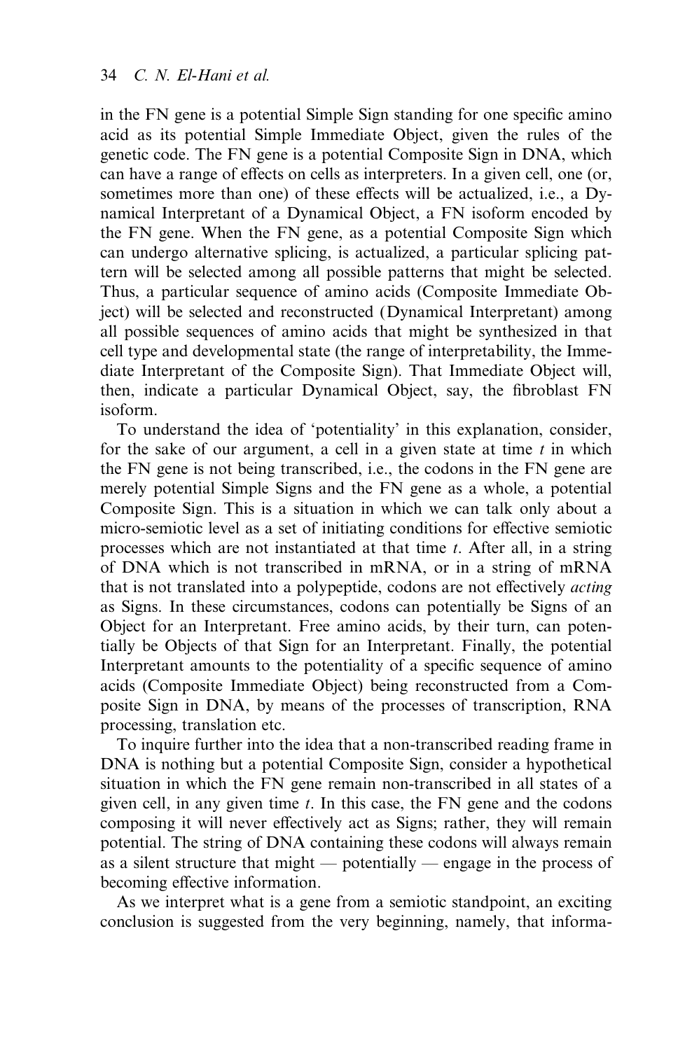in the FN gene is a potential Simple Sign standing for one specific amino acid as its potential Simple Immediate Object, given the rules of the genetic code. The FN gene is a potential Composite Sign in DNA, which can have a range of effects on cells as interpreters. In a given cell, one (or, sometimes more than one) of these effects will be actualized, i.e., a Dynamical Interpretant of a Dynamical Object, a FN isoform encoded by the FN gene. When the FN gene, as a potential Composite Sign which can undergo alternative splicing, is actualized, a particular splicing pattern will be selected among all possible patterns that might be selected. Thus, a particular sequence of amino acids (Composite Immediate Object) will be selected and reconstructed (Dynamical Interpretant) among all possible sequences of amino acids that might be synthesized in that cell type and developmental state (the range of interpretability, the Immediate Interpretant of the Composite Sign). That Immediate Object will, then, indicate a particular Dynamical Object, say, the fibroblast FN isoform.

To understand the idea of 'potentiality' in this explanation, consider, for the sake of our argument, a cell in a given state at time $t$ in which the FN gene is not being transcribed, i.e., the codons in the FN gene are merely potential Simple Signs and the FN gene as a whole, a potential Composite Sign. This is a situation in which we can talk only about a micro-semiotic level as a set of initiating conditions for effective semiotic processes which are not instantiated at that time $t$. After all, in a string of DNA which is not transcribed in mRNA, or in a string of mRNA that is not translated into a polypeptide, codons are not effectively *acting* as Signs. In these circumstances, codons can potentially be Signs of an Object for an Interpretant. Free amino acids, by their turn, can potentially be Objects of that Sign for an Interpretant. Finally, the potential Interpretant amounts to the potentiality of a specific sequence of amino acids (Composite Immediate Object) being reconstructed from a Composite Sign in DNA, by means of the processes of transcription, RNA processing, translation etc.

To inquire further into the idea that a non-transcribed reading frame in DNA is nothing but a potential Composite Sign, consider a hypothetical situation in which the FN gene remain non-transcribed in all states of a given cell, in any given time $t$. In this case, the FN gene and the codons composing it will never effectively act as Signs; rather, they will remain potential. The string of DNA containing these codons will always remain as a silent structure that might — potentially — engage in the process of becoming effective information.

As we interpret what is a gene from a semiotic standpoint, an exciting conclusion is suggested from the very beginning, namely, that informa-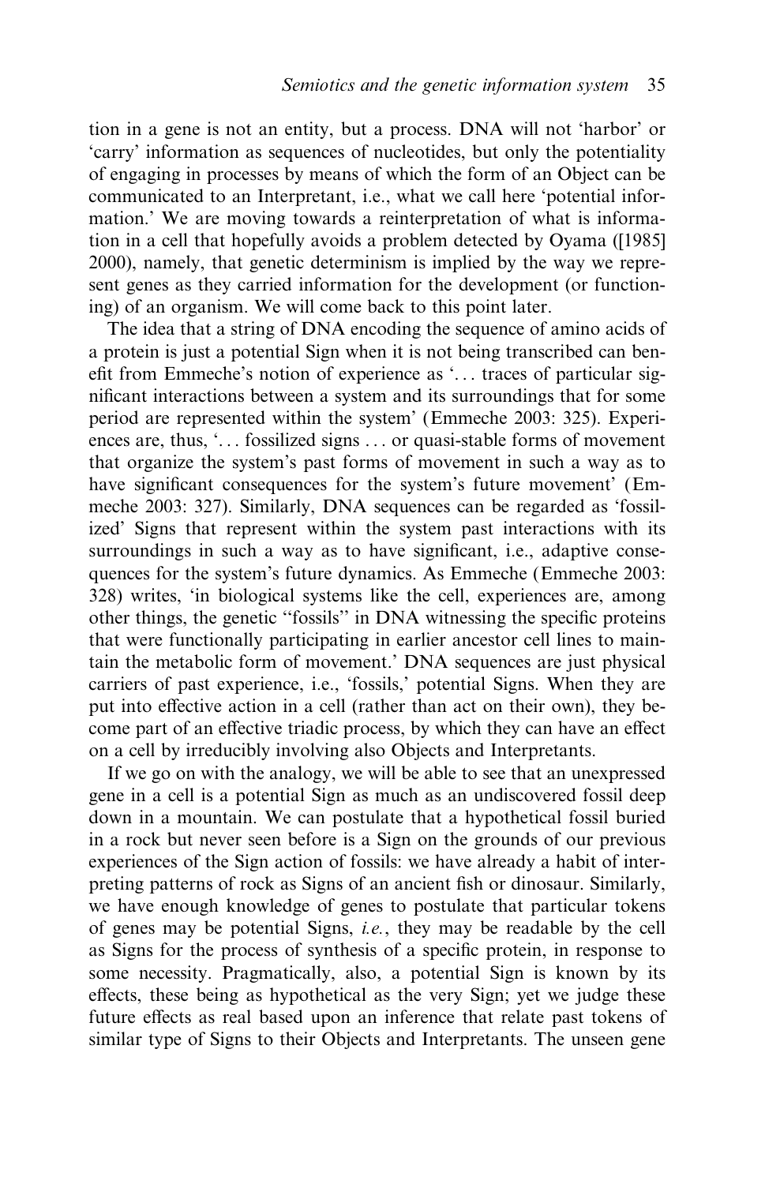tion in a gene is not an entity, but a process. DNA will not 'harbor' or 'carry' information as sequences of nucleotides, but only the potentiality of engaging in processes by means of which the form of an Object can be communicated to an Interpretant, i.e., what we call here 'potential information.' We are moving towards a reinterpretation of what is information in a cell that hopefully avoids a problem detected by Oyama ([1985] 2000), namely, that genetic determinism is implied by the way we represent genes as they carried information for the development (or functioning) of an organism. We will come back to this point later.

The idea that a string of DNA encoding the sequence of amino acids of a protein is just a potential Sign when it is not being transcribed can benefit from Emmeche's notion of experience as '. . . traces of particular significant interactions between a system and its surroundings that for some period are represented within the system' (Emmeche 2003: 325). Experiences are, thus, '. . . fossilized signs . . . or quasi-stable forms of movement that organize the system's past forms of movement in such a way as to have significant consequences for the system's future movement' (Emmeche 2003: 327). Similarly, DNA sequences can be regarded as 'fossilized' Signs that represent within the system past interactions with its surroundings in such a way as to have significant, i.e., adaptive consequences for the system's future dynamics. As Emmeche (Emmeche 2003: 328) writes, 'in biological systems like the cell, experiences are, among other things, the genetic "fossils" in DNA witnessing the specific proteins that were functionally participating in earlier ancestor cell lines to maintain the metabolic form of movement.' DNA sequences are just physical carriers of past experience, i.e., 'fossils,' potential Signs. When they are put into effective action in a cell (rather than act on their own), they become part of an effective triadic process, by which they can have an effect on a cell by irreducibly involving also Objects and Interpretants.

If we go on with the analogy, we will be able to see that an unexpressed gene in a cell is a potential Sign as much as an undiscovered fossil deep down in a mountain. We can postulate that a hypothetical fossil buried in a rock but never seen before is a Sign on the grounds of our previous experiences of the Sign action of fossils: we have already a habit of interpreting patterns of rock as Signs of an ancient fish or dinosaur. Similarly, we have enough knowledge of genes to postulate that particular tokens of genes may be potential Signs, *i.e.*, they may be readable by the cell as Signs for the process of synthesis of a specific protein, in response to some necessity. Pragmatically, also, a potential Sign is known by its effects, these being as hypothetical as the very Sign; yet we judge these future effects as real based upon an inference that relate past tokens of similar type of Signs to their Objects and Interpretants. The unseen gene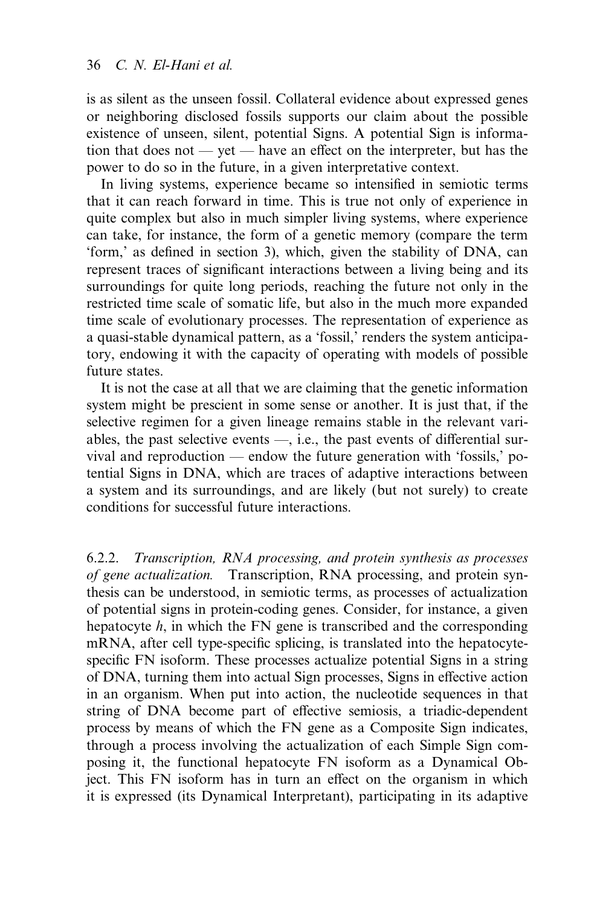is as silent as the unseen fossil. Collateral evidence about expressed genes or neighboring disclosed fossils supports our claim about the possible existence of unseen, silent, potential Signs. A potential Sign is information that does not — yet — have an effect on the interpreter, but has the power to do so in the future, in a given interpretative context.

In living systems, experience became so intensified in semiotic terms that it can reach forward in time. This is true not only of experience in quite complex but also in much simpler living systems, where experience can take, for instance, the form of a genetic memory (compare the term 'form,' as defined in section 3), which, given the stability of DNA, can represent traces of significant interactions between a living being and its surroundings for quite long periods, reaching the future not only in the restricted time scale of somatic life, but also in the much more expanded time scale of evolutionary processes. The representation of experience as a quasi-stable dynamical pattern, as a 'fossil,' renders the system anticipatory, endowing it with the capacity of operating with models of possible future states.

It is not the case at all that we are claiming that the genetic information system might be prescient in some sense or another. It is just that, if the selective regimen for a given lineage remains stable in the relevant variables, the past selective events —, i.e., the past events of differential survival and reproduction — endow the future generation with 'fossils,' potential Signs in DNA, which are traces of adaptive interactions between a system and its surroundings, and are likely (but not surely) to create conditions for successful future interactions.

6.2.2. *Transcription, RNA processing, and protein synthesis as processes of gene actualization.* Transcription, RNA processing, and protein synthesis can be understood, in semiotic terms, as processes of actualization of potential signs in protein-coding genes. Consider, for instance, a given hepatocyte *h*, in which the FN gene is transcribed and the corresponding mRNA, after cell type-specific splicing, is translated into the hepatocyte-specific FN isoform. These processes actualize potential Signs in a string of DNA, turning them into actual Sign processes, Signs in effective action in an organism. When put into action, the nucleotide sequences in that string of DNA become part of effective semiosis, a triadic-dependent process by means of which the FN gene as a Composite Sign indicates, through a process involving the actualization of each Simple Sign composing it, the functional hepatocyte FN isoform as a Dynamical Object. This FN isoform has in turn an effect on the organism in which it is expressed (its Dynamical Interpretant), participating in its adaptive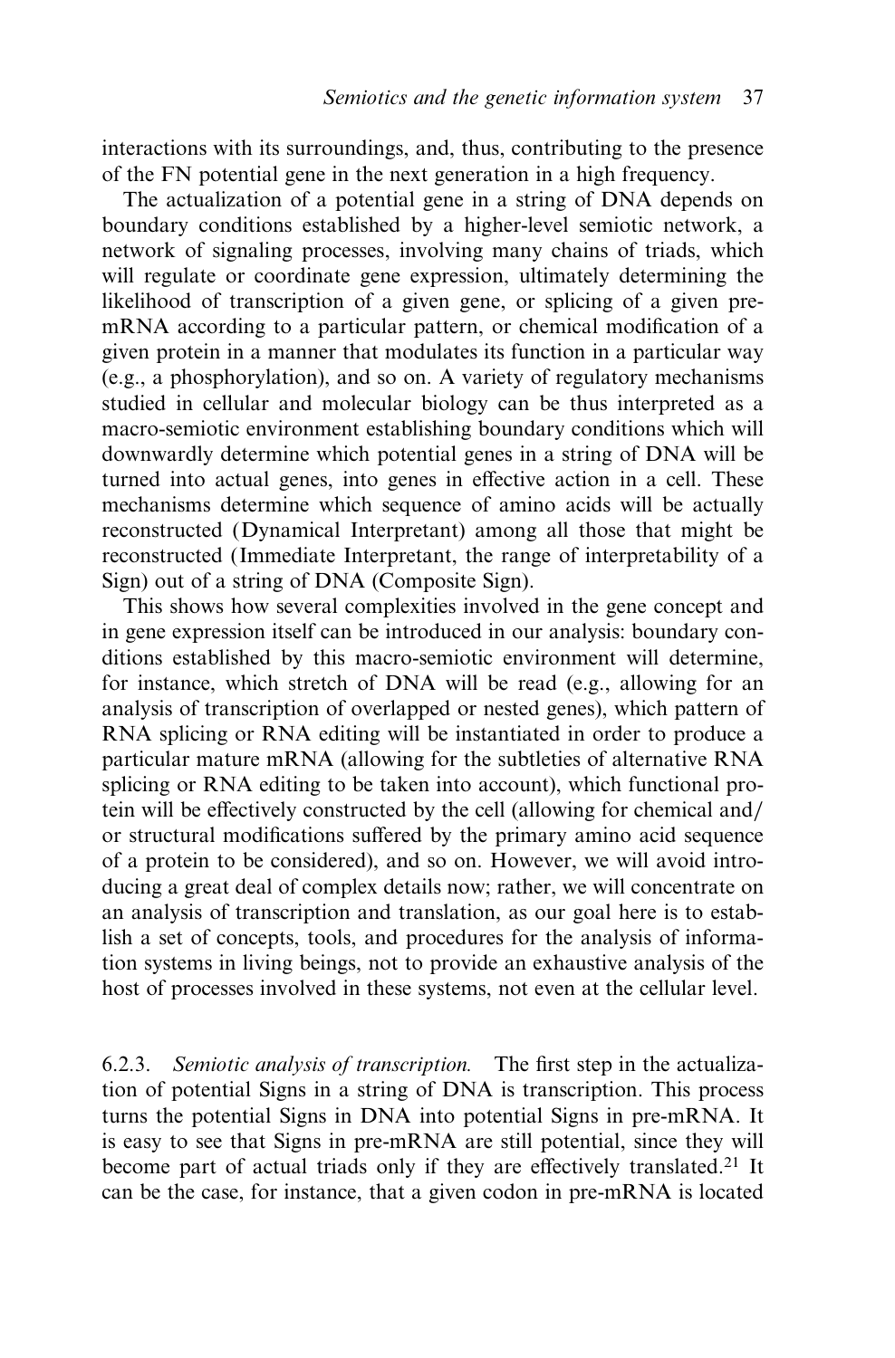interactions with its surroundings, and, thus, contributing to the presence of the FN potential gene in the next generation in a high frequency.

The actualization of a potential gene in a string of DNA depends on boundary conditions established by a higher-level semiotic network, a network of signaling processes, involving many chains of triads, which will regulate or coordinate gene expression, ultimately determining the likelihood of transcription of a given gene, or splicing of a given pre-mRNA according to a particular pattern, or chemical modification of a given protein in a manner that modulates its function in a particular way (e.g., a phosphorylation), and so on. A variety of regulatory mechanisms studied in cellular and molecular biology can be thus interpreted as a macro-semiotic environment establishing boundary conditions which will downwardly determine which potential genes in a string of DNA will be turned into actual genes, into genes in effective action in a cell. These mechanisms determine which sequence of amino acids will be actually reconstructed (Dynamical Interpretant) among all those that might be reconstructed (Immediate Interpretant, the range of interpretability of a Sign) out of a string of DNA (Composite Sign).

This shows how several complexities involved in the gene concept and in gene expression itself can be introduced in our analysis: boundary conditions established by this macro-semiotic environment will determine, for instance, which stretch of DNA will be read (e.g., allowing for an analysis of transcription of overlapped or nested genes), which pattern of RNA splicing or RNA editing will be instantiated in order to produce a particular mature mRNA (allowing for the subtleties of alternative RNA splicing or RNA editing to be taken into account), which functional protein will be effectively constructed by the cell (allowing for chemical and/or structural modifications suffered by the primary amino acid sequence of a protein to be considered), and so on. However, we will avoid introducing a great deal of complex details now; rather, we will concentrate on an analysis of transcription and translation, as our goal here is to establish a set of concepts, tools, and procedures for the analysis of information systems in living beings, not to provide an exhaustive analysis of the host of processes involved in these systems, not even at the cellular level.

6.2.3. *Semiotic analysis of transcription.* The first step in the actualization of potential Signs in a string of DNA is transcription. This process turns the potential Signs in DNA into potential Signs in pre-mRNA. It is easy to see that Signs in pre-mRNA are still potential, since they will become part of actual triads only if they are effectively translated.[21] It can be the case, for instance, that a given codon in pre-mRNA is located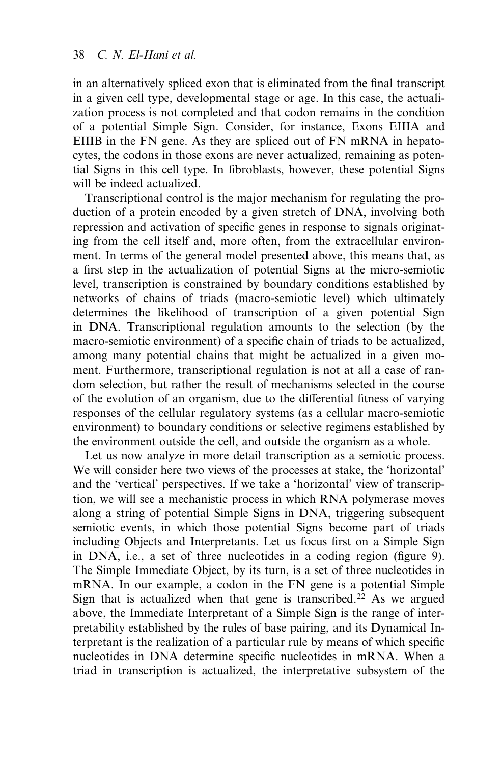in an alternatively spliced exon that is eliminated from the final transcript in a given cell type, developmental stage or age. In this case, the actualization process is not completed and that codon remains in the condition of a potential Simple Sign. Consider, for instance, Exons EIIIA and EIIIB in the FN gene. As they are spliced out of FN mRNA in hepatocytes, the codons in those exons are never actualized, remaining as potential Signs in this cell type. In fibroblasts, however, these potential Signs will be indeed actualized.

Transcriptional control is the major mechanism for regulating the production of a protein encoded by a given stretch of DNA, involving both repression and activation of specific genes in response to signals originating from the cell itself and, more often, from the extracellular environment. In terms of the general model presented above, this means that, as a first step in the actualization of potential Signs at the micro-semiotic level, transcription is constrained by boundary conditions established by networks of chains of triads (macro-semiotic level) which ultimately determines the likelihood of transcription of a given potential Sign in DNA. Transcriptional regulation amounts to the selection (by the macro-semiotic environment) of a specific chain of triads to be actualized, among many potential chains that might be actualized in a given moment. Furthermore, transcriptional regulation is not at all a case of random selection, but rather the result of mechanisms selected in the course of the evolution of an organism, due to the differential fitness of varying responses of the cellular regulatory systems (as a cellular macro-semiotic environment) to boundary conditions or selective regimens established by the environment outside the cell, and outside the organism as a whole.

Let us now analyze in more detail transcription as a semiotic process. We will consider here two views of the processes at stake, the 'horizontal' and the 'vertical' perspectives. If we take a 'horizontal' view of transcription, we will see a mechanistic process in which RNA polymerase moves along a string of potential Simple Signs in DNA, triggering subsequent semiotic events, in which those potential Signs become part of triads including Objects and Interpretants. Let us focus first on a Simple Sign in DNA, i.e., a set of three nucleotides in a coding region (figure 9). The Simple Immediate Object, by its turn, is a set of three nucleotides in mRNA. In our example, a codon in the FN gene is a potential Simple Sign that is actualized when that gene is transcribed.[22] As we argued above, the Immediate Interpretant of a Simple Sign is the range of interpretability established by the rules of base pairing, and its Dynamical Interpretant is the realization of a particular rule by means of which specific nucleotides in DNA determine specific nucleotides in mRNA. When a triad in transcription is actualized, the interpretative subsystem of the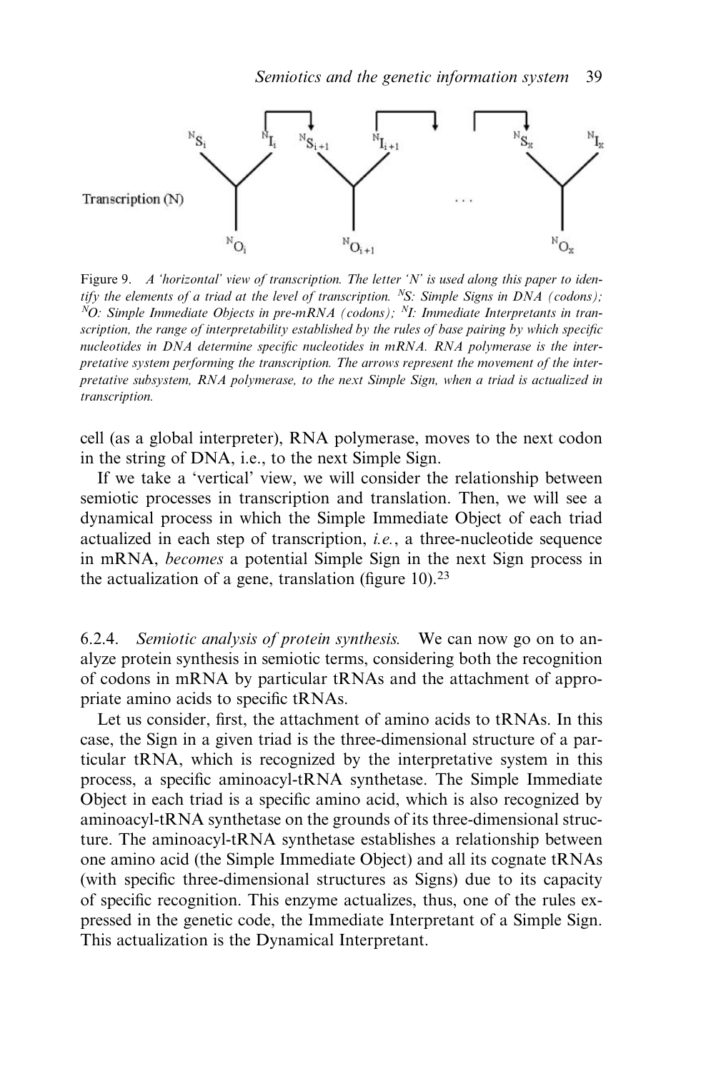Figure 9. *A 'horizontal' view of transcription. The letter 'N' is used along this paper to identify the elements of a triad at the level of transcription.* $^{N}S$*: Simple Signs in DNA (codons);* $^{N}O$*: Simple Immediate Objects in pre-mRNA (codons);* $^{N}I$*: Immediate Interpretants in transcription, the range of interpretability established by the rules of base pairing by which specific nucleotides in DNA determine specific nucleotides in mRNA. RNA polymerase is the interpretative system performing the transcription. The arrows represent the movement of the interpretative subsystem, RNA polymerase, to the next Simple Sign, when a triad is actualized in transcription.*

cell (as a global interpreter), RNA polymerase, moves to the next codon in the string of DNA, i.e., to the next Simple Sign.

If we take a 'vertical' view, we will consider the relationship between semiotic processes in transcription and translation. Then, we will see a dynamical process in which the Simple Immediate Object of each triad actualized in each step of transcription, *i.e.*, a three-nucleotide sequence in mRNA, *becomes* a potential Simple Sign in the next Sign process in the actualization of a gene, translation (figure 10).[23]

6.2.4. *Semiotic analysis of protein synthesis.* We can now go on to analyze protein synthesis in semiotic terms, considering both the recognition of codons in mRNA by particular tRNAs and the attachment of appropriate amino acids to specific tRNAs.

Let us consider, first, the attachment of amino acids to tRNAs. In this case, the Sign in a given triad is the three-dimensional structure of a particular tRNA, which is recognized by the interpretative system in this process, a specific aminoacyl-tRNA synthetase. The Simple Immediate Object in each triad is a specific amino acid, which is also recognized by aminoacyl-tRNA synthetase on the grounds of its three-dimensional structure. The aminoacyl-tRNA synthetase establishes a relationship between one amino acid (the Simple Immediate Object) and all its cognate tRNAs (with specific three-dimensional structures as Signs) due to its capacity of specific recognition. This enzyme actualizes, thus, one of the rules expressed in the genetic code, the Immediate Interpretant of a Simple Sign. This actualization is the Dynamical Interpretant.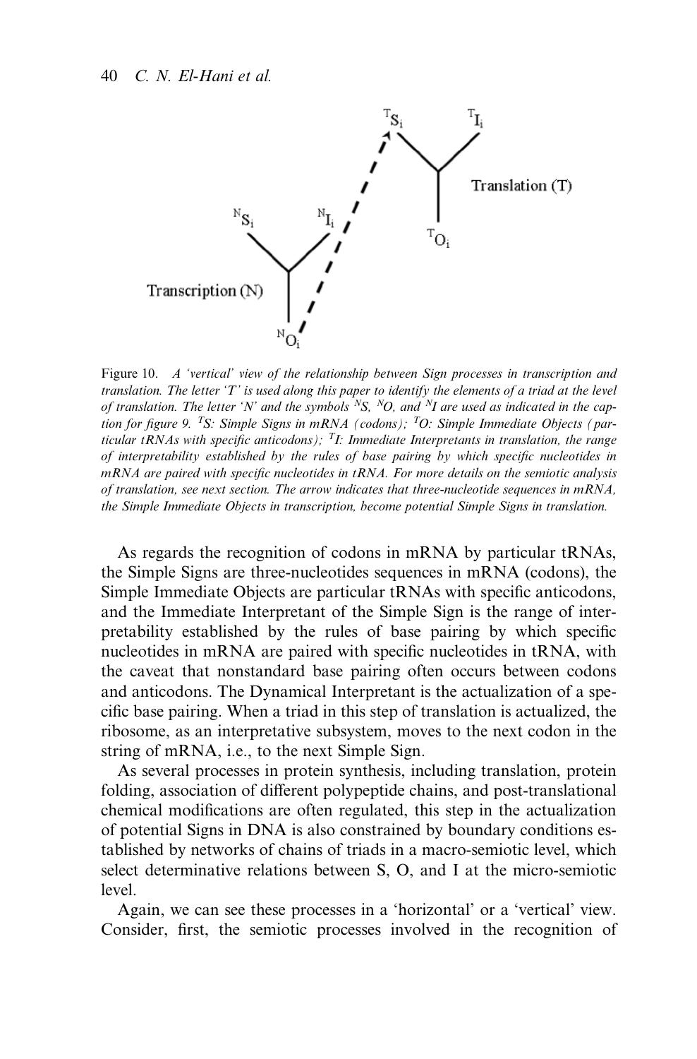Figure 10. *A 'vertical' view of the relationship between Sign processes in transcription and translation. The letter 'T' is used along this paper to identify the elements of a triad at the level of translation. The letter 'N' and the symbols $^{N}S$, $^{N}O$, and $^{N}I$ are used as indicated in the caption for figure 9. $^{T}S$: Simple Signs in mRNA (codons); $^{T}O$: Simple Immediate Objects (particular tRNAs with specific anticodons); $^{T}I$: Immediate Interpretants in translation, the range of interpretability established by the rules of base pairing by which specific nucleotides in mRNA are paired with specific nucleotides in tRNA. For more details on the semiotic analysis of translation, see next section. The arrow indicates that three-nucleotide sequences in mRNA, the Simple Immediate Objects in transcription, become potential Simple Signs in translation.*

As regards the recognition of codons in mRNA by particular tRNAs, the Simple Signs are three-nucleotides sequences in mRNA (codons), the Simple Immediate Objects are particular tRNAs with specific anticodons, and the Immediate Interpretant of the Simple Sign is the range of interpretability established by the rules of base pairing by which specific nucleotides in mRNA are paired with specific nucleotides in tRNA, with the caveat that nonstandard base pairing often occurs between codons and anticodons. The Dynamical Interpretant is the actualization of a specific base pairing. When a triad in this step of translation is actualized, the ribosome, as an interpretative subsystem, moves to the next codon in the string of mRNA, i.e., to the next Simple Sign.

As several processes in protein synthesis, including translation, protein folding, association of different polypeptide chains, and post-translational chemical modifications are often regulated, this step in the actualization of potential Signs in DNA is also constrained by boundary conditions established by networks of chains of triads in a macro-semiotic level, which select determinative relations between S, O, and I at the micro-semiotic level.

Again, we can see these processes in a 'horizontal' or a 'vertical' view. Consider, first, the semiotic processes involved in the recognition of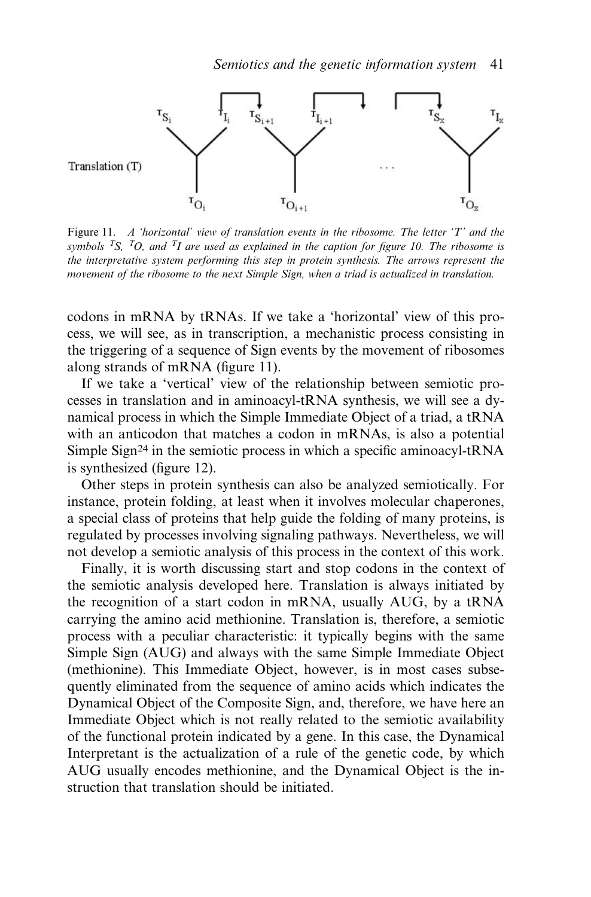Figure 11. *A 'horizontal' view of translation events in the ribosome. The letter 'T' and the symbols $^{T}S$, $^{T}O$, and $^{T}I$ are used as explained in the caption for figure 10. The ribosome is the interpretative system performing this step in protein synthesis. The arrows represent the movement of the ribosome to the next Simple Sign, when a triad is actualized in translation.*

codons in mRNA by tRNAs. If we take a 'horizontal' view of this process, we will see, as in transcription, a mechanistic process consisting in the triggering of a sequence of Sign events by the movement of ribosomes along strands of mRNA (figure 11).

If we take a 'vertical' view of the relationship between semiotic processes in translation and in aminoacyl-tRNA synthesis, we will see a dynamical process in which the Simple Immediate Object of a triad, a tRNA with an anticodon that matches a codon in mRNAs, is also a potential Simple Sign[24] in the semiotic process in which a specific aminoacyl-tRNA is synthesized (figure 12).

Other steps in protein synthesis can also be analyzed semiotically. For instance, protein folding, at least when it involves molecular chaperones, a special class of proteins that help guide the folding of many proteins, is regulated by processes involving signaling pathways. Nevertheless, we will not develop a semiotic analysis of this process in the context of this work.

Finally, it is worth discussing start and stop codons in the context of the semiotic analysis developed here. Translation is always initiated by the recognition of a start codon in mRNA, usually AUG, by a tRNA carrying the amino acid methionine. Translation is, therefore, a semiotic process with a peculiar characteristic: it typically begins with the same Simple Sign (AUG) and always with the same Simple Immediate Object (methionine). This Immediate Object, however, is in most cases subsequently eliminated from the sequence of amino acids which indicates the Dynamical Object of the Composite Sign, and, therefore, we have here an Immediate Object which is not really related to the semiotic availability of the functional protein indicated by a gene. In this case, the Dynamical Interpretant is the actualization of a rule of the genetic code, by which AUG usually encodes methionine, and the Dynamical Object is the instruction that translation should be initiated.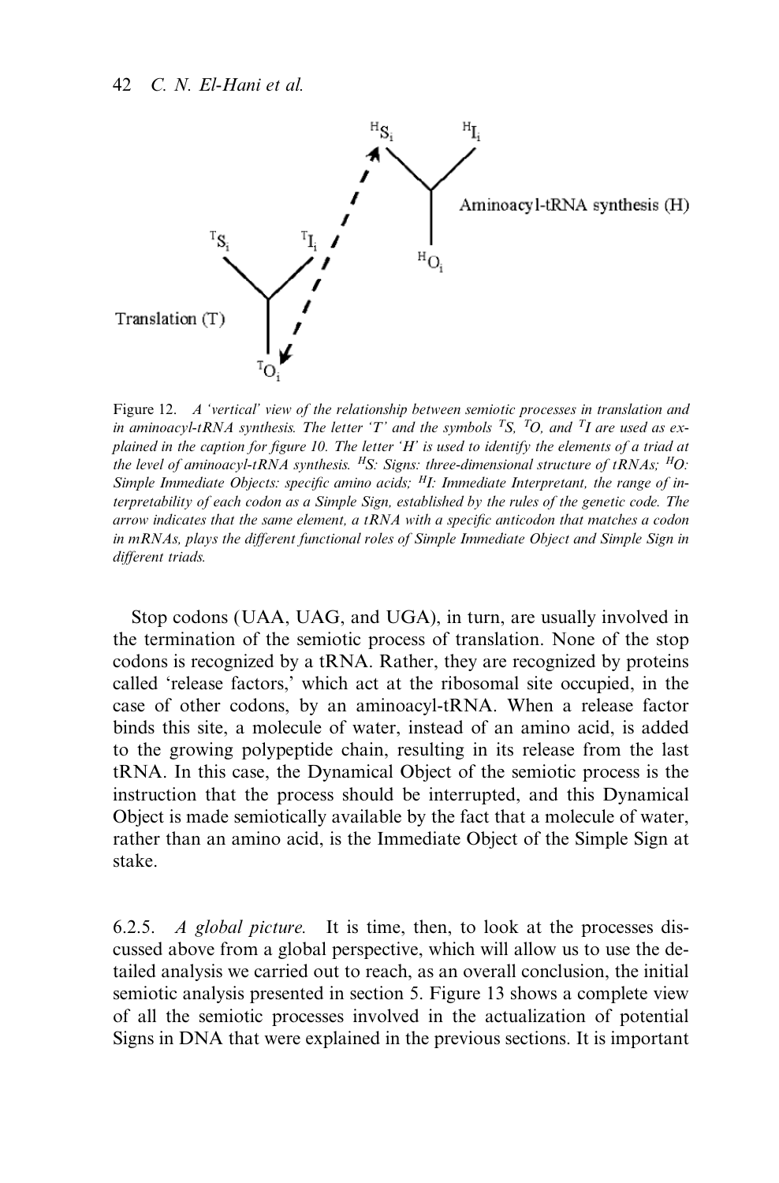Figure 12. *A 'vertical' view of the relationship between semiotic processes in translation and in aminoacyl-tRNA synthesis. The letter 'T' and the symbols $^{T}S$, $^{T}O$, and $^{T}I$ are used as explained in the caption for figure 10. The letter 'H' is used to identify the elements of a triad at the level of aminoacyl-tRNA synthesis. $^{H}S$: Signs: three-dimensional structure of tRNAs; $^{H}O$: Simple Immediate Objects: specific amino acids; $^{H}I$: Immediate Interpretant, the range of interpretability of each codon as a Simple Sign, established by the rules of the genetic code. The arrow indicates that the same element, a tRNA with a specific anticodon that matches a codon in mRNAs, plays the different functional roles of Simple Immediate Object and Simple Sign in different triads.*

Stop codons (UAA, UAG, and UGA), in turn, are usually involved in the termination of the semiotic process of translation. None of the stop codons is recognized by a tRNA. Rather, they are recognized by proteins called 'release factors,' which act at the ribosomal site occupied, in the case of other codons, by an aminoacyl-tRNA. When a release factor binds this site, a molecule of water, instead of an amino acid, is added to the growing polypeptide chain, resulting in its release from the last tRNA. In this case, the Dynamical Object of the semiotic process is the instruction that the process should be interrupted, and this Dynamical Object is made semiotically available by the fact that a molecule of water, rather than an amino acid, is the Immediate Object of the Simple Sign at stake.

6.2.5. *A global picture.* It is time, then, to look at the processes discussed above from a global perspective, which will allow us to use the detailed analysis we carried out to reach, as an overall conclusion, the initial semiotic analysis presented in section 5. Figure 13 shows a complete view of all the semiotic processes involved in the actualization of potential Signs in DNA that were explained in the previous sections. It is important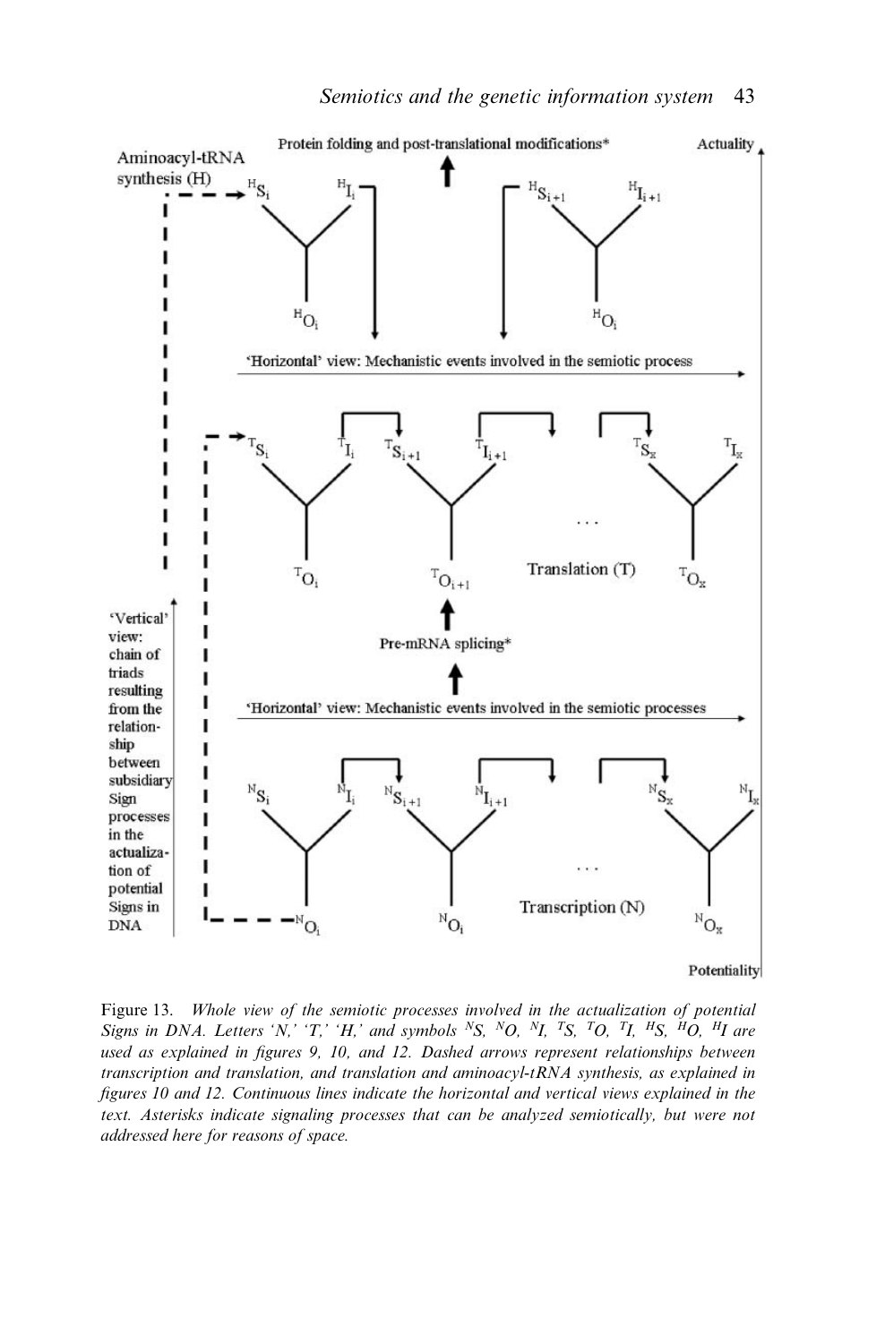Figure 13. *Whole view of the semiotic processes involved in the actualization of potential Signs in DNA. Letters 'N,' 'T,' 'H,' and symbols $^{N}S$, $^{N}O$, $^{N}I$, $^{T}S$, $^{T}O$, $^{T}I$, $^{H}S$, $^{H}O$, $^{H}I$ are used as explained in figures 9, 10, and 12. Dashed arrows represent relationships between transcription and translation, and translation and aminoacyl-tRNA synthesis, as explained in figures 10 and 12. Continuous lines indicate the horizontal and vertical views explained in the text. Asterisks indicate signaling processes that can be analyzed semiotically, but were not addressed here for reasons of space.*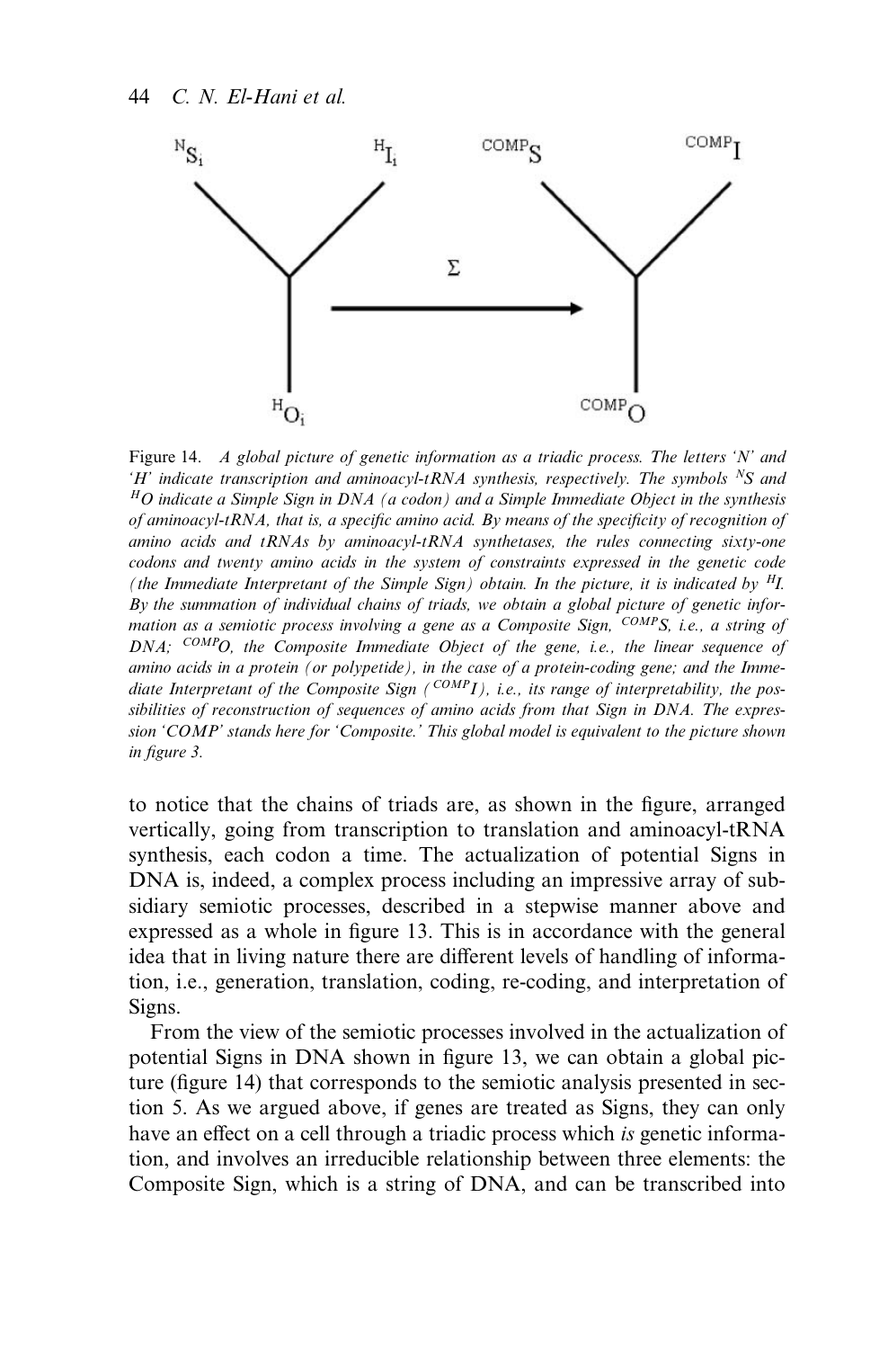Figure 14. *A global picture of genetic information as a triadic process. The letters 'N' and 'H' indicate transcription and aminoacyl-tRNA synthesis, respectively. The symbols $^{N}S$ and $^{H}O$ indicate a Simple Sign in DNA (a codon) and a Simple Immediate Object in the synthesis of aminoacyl-tRNA, that is, a specific amino acid. By means of the specificity of recognition of amino acids and tRNAs by aminoacyl-tRNA synthetases, the rules connecting sixty-one codons and twenty amino acids in the system of constraints expressed in the genetic code (the Immediate Interpretant of the Simple Sign) obtain. In the picture, it is indicated by $^{H}I$. By the summation of individual chains of triads, we obtain a global picture of genetic information as a semiotic process involving a gene as a Composite Sign, $^{COMP}S$, i.e., a string of DNA; $^{COMP}O$, the Composite Immediate Object of the gene, i.e., the linear sequence of amino acids in a protein (or polypeptide), in the case of a protein-coding gene; and the Immediate Interpretant of the Composite Sign ($^{COMP}I$), i.e., its range of interpretability, the possibilities of reconstruction of sequences of amino acids from that Sign in DNA. The expression 'COMP' stands here for 'Composite.' This global model is equivalent to the picture shown in figure 3.*

to notice that the chains of triads are, as shown in the figure, arranged vertically, going from transcription to translation and aminoacyl-tRNA synthesis, each codon a time. The actualization of potential Signs in DNA is, indeed, a complex process including an impressive array of subsidiary semiotic processes, described in a stepwise manner above and expressed as a whole in figure 13. This is in accordance with the general idea that in living nature there are different levels of handling of information, i.e., generation, translation, coding, re-coding, and interpretation of Signs.

From the view of the semiotic processes involved in the actualization of potential Signs in DNA shown in figure 13, we can obtain a global picture (figure 14) that corresponds to the semiotic analysis presented in section 5. As we argued above, if genes are treated as Signs, they can only have an effect on a cell through a triadic process which *is* genetic information, and involves an irreducible relationship between three elements: the Composite Sign, which is a string of DNA, and can be transcribed into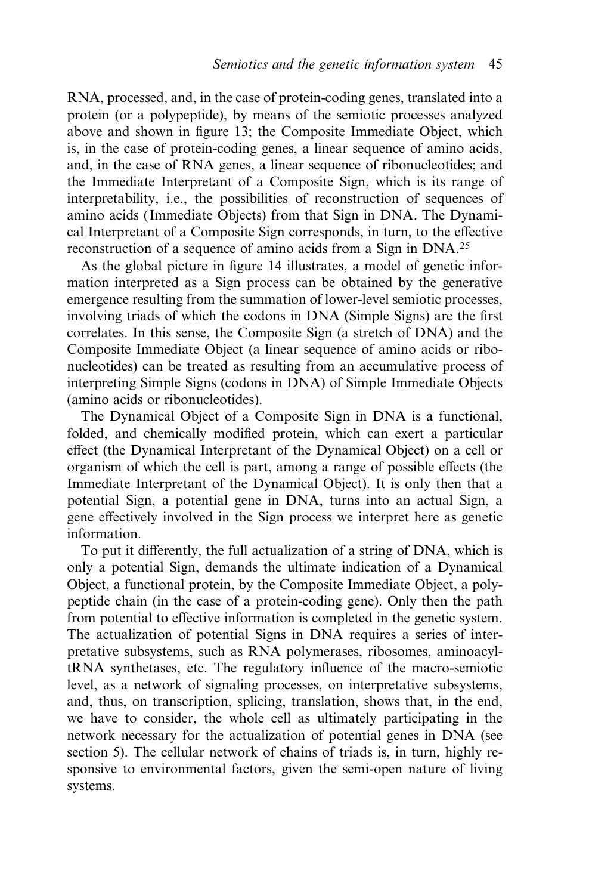RNA, processed, and, in the case of protein-coding genes, translated into a protein (or a polypeptide), by means of the semiotic processes analyzed above and shown in figure 13; the Composite Immediate Object, which is, in the case of protein-coding genes, a linear sequence of amino acids, and, in the case of RNA genes, a linear sequence of ribonucleotides; and the Immediate Interpretant of a Composite Sign, which is its range of interpretability, i.e., the possibilities of reconstruction of sequences of amino acids (Immediate Objects) from that Sign in DNA. The Dynamical Interpretant of a Composite Sign corresponds, in turn, to the effective reconstruction of a sequence of amino acids from a Sign in DNA.[25]

As the global picture in figure 14 illustrates, a model of genetic information interpreted as a Sign process can be obtained by the generative emergence resulting from the summation of lower-level semiotic processes, involving triads of which the codons in DNA (Simple Signs) are the first correlates. In this sense, the Composite Sign (a stretch of DNA) and the Composite Immediate Object (a linear sequence of amino acids or ribonucleotides) can be treated as resulting from an accumulative process of interpreting Simple Signs (codons in DNA) of Simple Immediate Objects (amino acids or ribonucleotides).

The Dynamical Object of a Composite Sign in DNA is a functional, folded, and chemically modified protein, which can exert a particular effect (the Dynamical Interpretant of the Dynamical Object) on a cell or organism of which the cell is part, among a range of possible effects (the Immediate Interpretant of the Dynamical Object). It is only then that a potential Sign, a potential gene in DNA, turns into an actual Sign, a gene effectively involved in the Sign process we interpret here as genetic information.

To put it differently, the full actualization of a string of DNA, which is only a potential Sign, demands the ultimate indication of a Dynamical Object, a functional protein, by the Composite Immediate Object, a polypeptide chain (in the case of a protein-coding gene). Only then the path from potential to effective information is completed in the genetic system. The actualization of potential Signs in DNA requires a series of interpretative subsystems, such as RNA polymerases, ribosomes, aminoacyl-tRNA synthetases, etc. The regulatory influence of the macro-semiotic level, as a network of signaling processes, on interpretative subsystems, and, thus, on transcription, splicing, translation, shows that, in the end, we have to consider, the whole cell as ultimately participating in the network necessary for the actualization of potential genes in DNA (see section 5). The cellular network of chains of triads is, in turn, highly responsive to environmental factors, given the semi-open nature of living systems.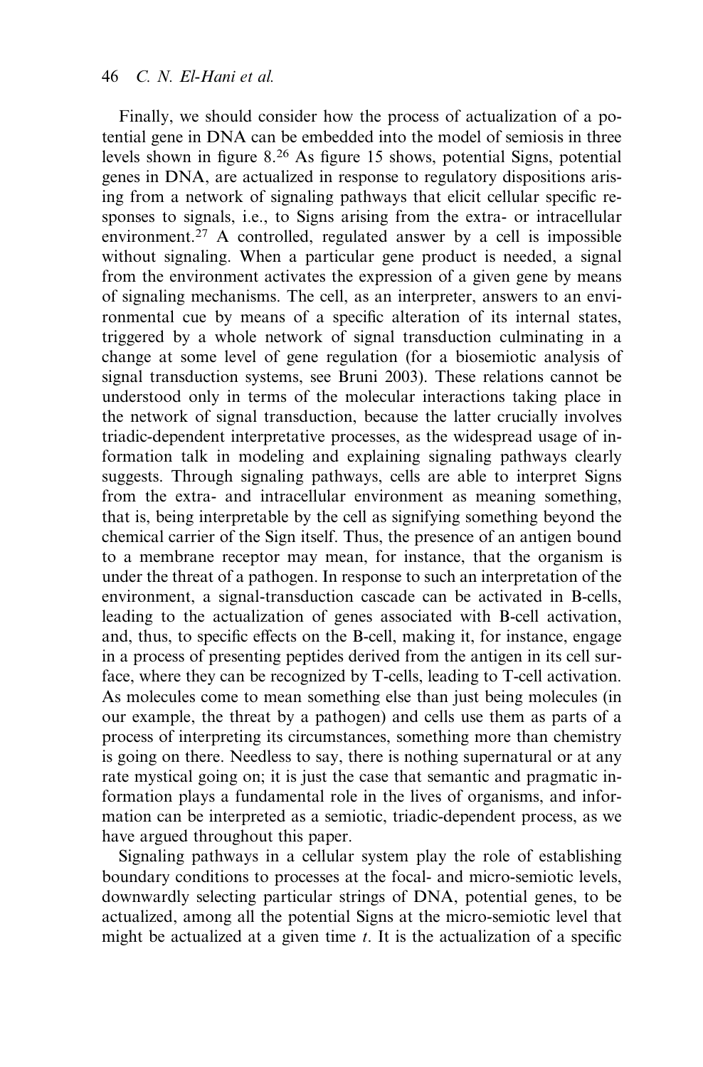Finally, we should consider how the process of actualization of a potential gene in DNA can be embedded into the model of semiosis in three levels shown in figure 8.[26] As figure 15 shows, potential Signs, potential genes in DNA, are actualized in response to regulatory dispositions arising from a network of signaling pathways that elicit cellular specific responses to signals, i.e., to Signs arising from the extra- or intracellular environment.[27] A controlled, regulated answer by a cell is impossible without signaling. When a particular gene product is needed, a signal from the environment activates the expression of a given gene by means of signaling mechanisms. The cell, as an interpreter, answers to an environmental cue by means of a specific alteration of its internal states, triggered by a whole network of signal transduction culminating in a change at some level of gene regulation (for a biosemiotic analysis of signal transduction systems, see Bruni 2003). These relations cannot be understood only in terms of the molecular interactions taking place in the network of signal transduction, because the latter crucially involves triadic-dependent interpretative processes, as the widespread usage of information talk in modeling and explaining signaling pathways clearly suggests. Through signaling pathways, cells are able to interpret Signs from the extra- and intracellular environment as meaning something, that is, being interpretable by the cell as signifying something beyond the chemical carrier of the Sign itself. Thus, the presence of an antigen bound to a membrane receptor may mean, for instance, that the organism is under the threat of a pathogen. In response to such an interpretation of the environment, a signal-transduction cascade can be activated in B-cells, leading to the actualization of genes associated with B-cell activation, and, thus, to specific effects on the B-cell, making it, for instance, engage in a process of presenting peptides derived from the antigen in its cell surface, where they can be recognized by T-cells, leading to T-cell activation. As molecules come to mean something else than just being molecules (in our example, the threat by a pathogen) and cells use them as parts of a process of interpreting its circumstances, something more than chemistry is going on there. Needless to say, there is nothing supernatural or at any rate mystical going on; it is just the case that semantic and pragmatic information plays a fundamental role in the lives of organisms, and information can be interpreted as a semiotic, triadic-dependent process, as we have argued throughout this paper.

Signaling pathways in a cellular system play the role of establishing boundary conditions to processes at the focal- and micro-semiotic levels, downwardly selecting particular strings of DNA, potential genes, to be actualized, among all the potential Signs at the micro-semiotic level that might be actualized at a given time $t$. It is the actualization of a specific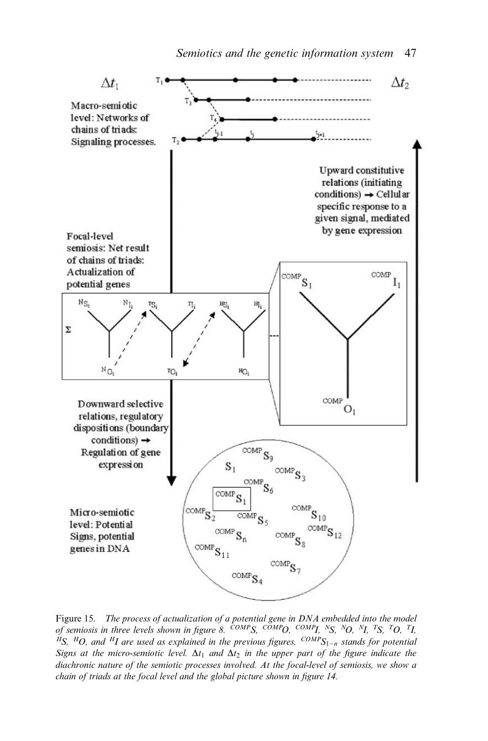Figure 15. *The process of actualization of a potential gene in DNA embedded into the model of semiosis in three levels shown in figure 8.* ${}^{COMP}S$, ${}^{COMP}O$, ${}^{COMP}I$, ${}^{N}S$, ${}^{N}O$, ${}^{N}I$, ${}^{T}S$, ${}^{T}O$, ${}^{T}I$, ${}^{H}S$, ${}^{H}O$, *and* ${}^{H}I$ *are used as explained in the previous figures.* ${}^{COMP}S_{1-n}$ *stands for potential Signs at the micro-semiotic level.* $\Delta t_1$ *and* $\Delta t_2$ *in the upper part of the figure indicate the diachronic nature of the semiotic processes involved. At the focal-level of semiosis, we show a chain of triads at the focal level and the global picture shown in figure 14.*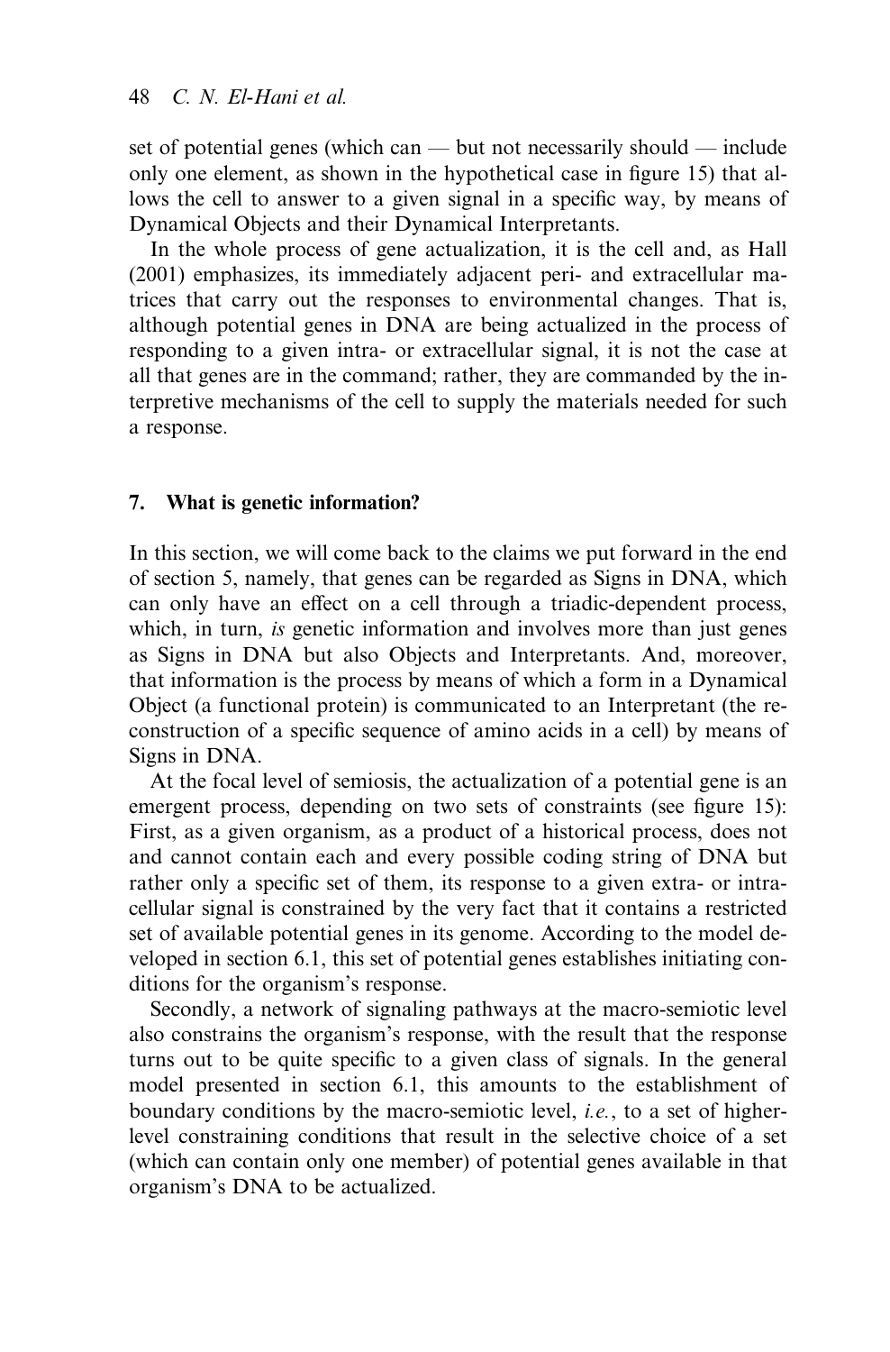set of potential genes (which can — but not necessarily should — include only one element, as shown in the hypothetical case in figure 15) that allows the cell to answer to a given signal in a specific way, by means of Dynamical Objects and their Dynamical Interpretants.

In the whole process of gene actualization, it is the cell and, as Hall (2001) emphasizes, its immediately adjacent peri- and extracellular matrices that carry out the responses to environmental changes. That is, although potential genes in DNA are being actualized in the process of responding to a given intra- or extracellular signal, it is not the case at all that genes are in the command; rather, they are commanded by the interpretive mechanisms of the cell to supply the materials needed for such a response.

## 7. What is genetic information?

In this section, we will come back to the claims we put forward in the end of section 5, namely, that genes can be regarded as Signs in DNA, which can only have an effect on a cell through a triadic-dependent process, which, in turn, *is* genetic information and involves more than just genes as Signs in DNA but also Objects and Interpretants. And, moreover, that information is the process by means of which a form in a Dynamical Object (a functional protein) is communicated to an Interpretant (the reconstruction of a specific sequence of amino acids in a cell) by means of Signs in DNA.

At the focal level of semiosis, the actualization of a potential gene is an emergent process, depending on two sets of constraints (see figure 15): First, as a given organism, as a product of a historical process, does not and cannot contain each and every possible coding string of DNA but rather only a specific set of them, its response to a given extra- or intracellular signal is constrained by the very fact that it contains a restricted set of available potential genes in its genome. According to the model developed in section 6.1, this set of potential genes establishes initiating conditions for the organism's response.

Secondly, a network of signaling pathways at the macro-semiotic level also constrains the organism's response, with the result that the response turns out to be quite specific to a given class of signals. In the general model presented in section 6.1, this amounts to the establishment of boundary conditions by the macro-semiotic level, *i.e.*, to a set of higher-level constraining conditions that result in the selective choice of a set (which can contain only one member) of potential genes available in that organism's DNA to be actualized.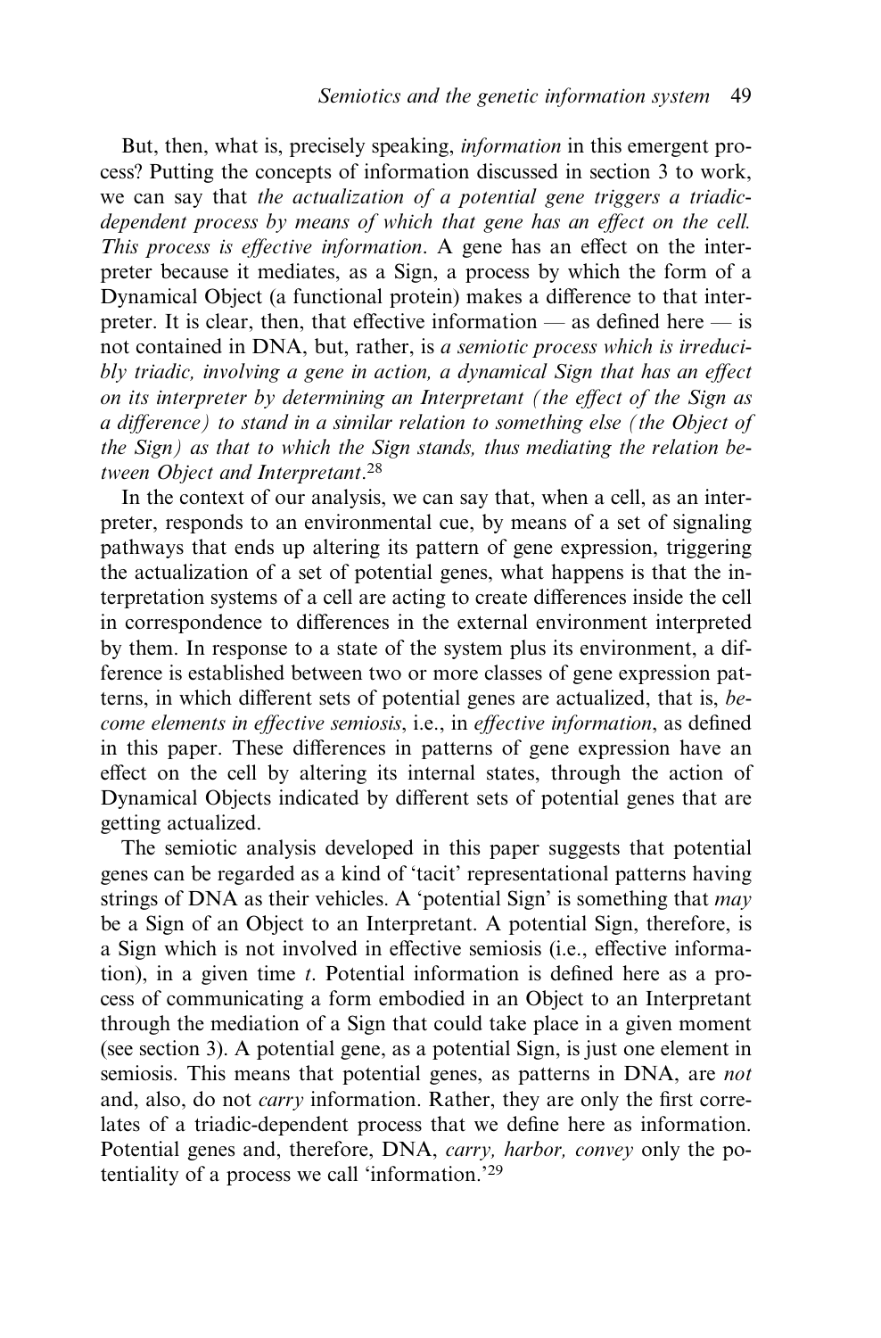But, then, what is, precisely speaking, *information* in this emergent process? Putting the concepts of information discussed in section 3 to work, we can say that *the actualization of a potential gene triggers a triadic-dependent process by means of which that gene has an effect on the cell. This process is effective information*. A gene has an effect on the interpreter because it mediates, as a Sign, a process by which the form of a Dynamical Object (a functional protein) makes a difference to that interpreter. It is clear, then, that effective information — as defined here — is not contained in DNA, but, rather, is *a semiotic process which is irreducibly triadic, involving a gene in action, a dynamical Sign that has an effect on its interpreter by determining an Interpretant (the effect of the Sign as a difference) to stand in a similar relation to something else (the Object of the Sign) as that to which the Sign stands, thus mediating the relation between Object and Interpretant*.[28]

In the context of our analysis, we can say that, when a cell, as an interpreter, responds to an environmental cue, by means of a set of signaling pathways that ends up altering its pattern of gene expression, triggering the actualization of a set of potential genes, what happens is that the interpretation systems of a cell are acting to create differences inside the cell in correspondence to differences in the external environment interpreted by them. In response to a state of the system plus its environment, a difference is established between two or more classes of gene expression patterns, in which different sets of potential genes are actualized, that is, *become elements in effective semiosis*, i.e., in *effective information*, as defined in this paper. These differences in patterns of gene expression have an effect on the cell by altering its internal states, through the action of Dynamical Objects indicated by different sets of potential genes that are getting actualized.

The semiotic analysis developed in this paper suggests that potential genes can be regarded as a kind of 'tacit' representational patterns having strings of DNA as their vehicles. A 'potential Sign' is something that *may* be a Sign of an Object to an Interpretant. A potential Sign, therefore, is a Sign which is not involved in effective semiosis (i.e., effective information), in a given time *t*. Potential information is defined here as a process of communicating a form embodied in an Object to an Interpretant through the mediation of a Sign that could take place in a given moment (see section 3). A potential gene, as a potential Sign, is just one element in semiosis. This means that potential genes, as patterns in DNA, are *not* and, also, do not *carry* information. Rather, they are only the first correlates of a triadic-dependent process that we define here as information. Potential genes and, therefore, DNA, *carry, harbor, convey* only the potentiality of a process we call 'information.'[29]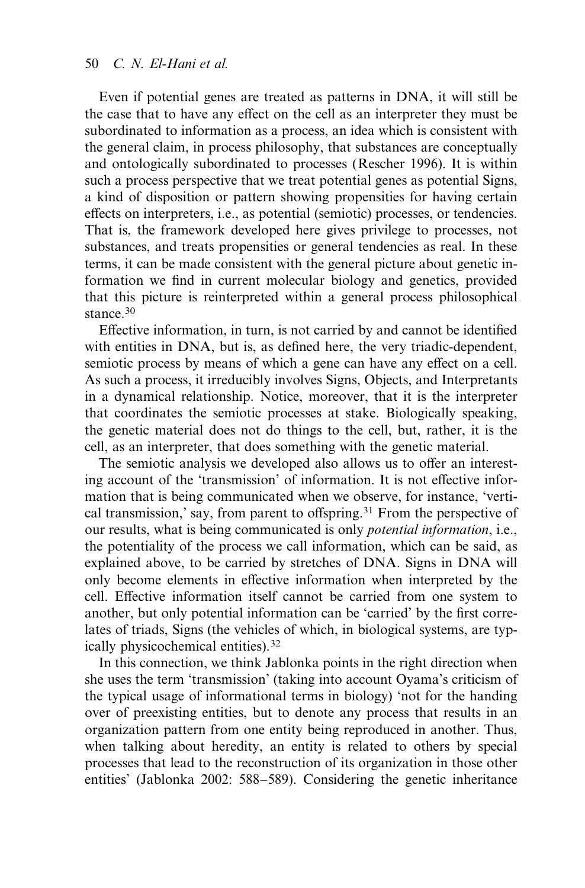Even if potential genes are treated as patterns in DNA, it will still be the case that to have any effect on the cell as an interpreter they must be subordinated to information as a process, an idea which is consistent with the general claim, in process philosophy, that substances are conceptually and ontologically subordinated to processes (Rescher 1996). It is within such a process perspective that we treat potential genes as potential Signs, a kind of disposition or pattern showing propensities for having certain effects on interpreters, i.e., as potential (semiotic) processes, or tendencies. That is, the framework developed here gives privilege to processes, not substances, and treats propensities or general tendencies as real. In these terms, it can be made consistent with the general picture about genetic information we find in current molecular biology and genetics, provided that this picture is reinterpreted within a general process philosophical stance.[30]

Effective information, in turn, is not carried by and cannot be identified with entities in DNA, but is, as defined here, the very triadic-dependent, semiotic process by means of which a gene can have any effect on a cell. As such a process, it irreducibly involves Signs, Objects, and Interpretants in a dynamical relationship. Notice, moreover, that it is the interpreter that coordinates the semiotic processes at stake. Biologically speaking, the genetic material does not do things to the cell, but, rather, it is the cell, as an interpreter, that does something with the genetic material.

The semiotic analysis we developed also allows us to offer an interesting account of the 'transmission' of information. It is not effective information that is being communicated when we observe, for instance, 'vertical transmission,' say, from parent to offspring.[31] From the perspective of our results, what is being communicated is only *potential information*, i.e., the potentiality of the process we call information, which can be said, as explained above, to be carried by stretches of DNA. Signs in DNA will only become elements in effective information when interpreted by the cell. Effective information itself cannot be carried from one system to another, but only potential information can be 'carried' by the first correlates of triads, Signs (the vehicles of which, in biological systems, are typically physicochemical entities).[32]

In this connection, we think Jablonka points in the right direction when she uses the term 'transmission' (taking into account Oyama's criticism of the typical usage of informational terms in biology) 'not for the handing over of preexisting entities, but to denote any process that results in an organization pattern from one entity being reproduced in another. Thus, when talking about heredity, an entity is related to others by special processes that lead to the reconstruction of its organization in those other entities' (Jablonka 2002: 588–589). Considering the genetic inheritance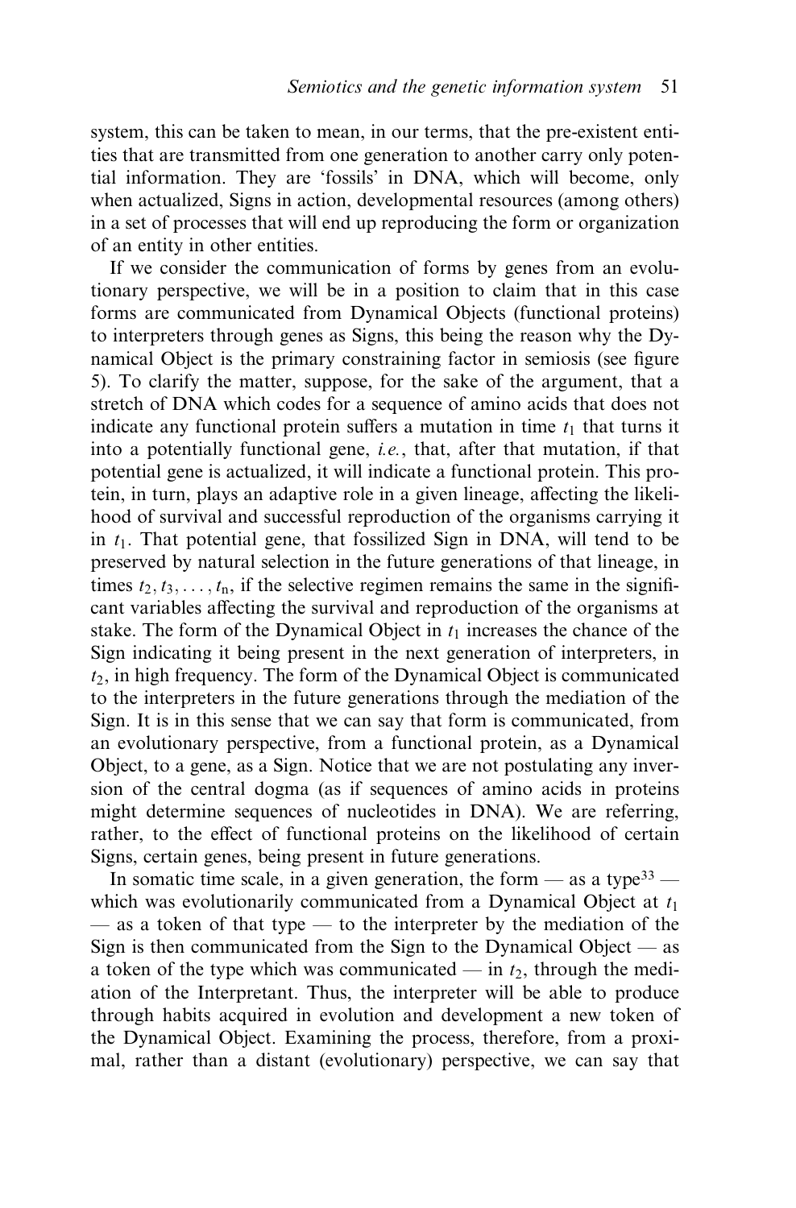system, this can be taken to mean, in our terms, that the pre-existent entities that are transmitted from one generation to another carry only potential information. They are 'fossils' in DNA, which will become, only when actualized, Signs in action, developmental resources (among others) in a set of processes that will end up reproducing the form or organization of an entity in other entities.

If we consider the communication of forms by genes from an evolutionary perspective, we will be in a position to claim that in this case forms are communicated from Dynamical Objects (functional proteins) to interpreters through genes as Signs, this being the reason why the Dynamical Object is the primary constraining factor in semiosis (see figure 5). To clarify the matter, suppose, for the sake of the argument, that a stretch of DNA which codes for a sequence of amino acids that does not indicate any functional protein suffers a mutation in time $t_1$ that turns it into a potentially functional gene, *i.e.*, that, after that mutation, if that potential gene is actualized, it will indicate a functional protein. This protein, in turn, plays an adaptive role in a given lineage, affecting the likelihood of survival and successful reproduction of the organisms carrying it in $t_1$. That potential gene, that fossilized Sign in DNA, will tend to be preserved by natural selection in the future generations of that lineage, in times $t_2, t_3, \ldots, t_n$, if the selective regimen remains the same in the significant variables affecting the survival and reproduction of the organisms at stake. The form of the Dynamical Object in $t_1$ increases the chance of the Sign indicating it being present in the next generation of interpreters, in $t_2$, in high frequency. The form of the Dynamical Object is communicated to the interpreters in the future generations through the mediation of the Sign. It is in this sense that we can say that form is communicated, from an evolutionary perspective, from a functional protein, as a Dynamical Object, to a gene, as a Sign. Notice that we are not postulating any inversion of the central dogma (as if sequences of amino acids in proteins might determine sequences of nucleotides in DNA). We are referring, rather, to the effect of functional proteins on the likelihood of certain Signs, certain genes, being present in future generations.

In somatic time scale, in a given generation, the form — as a type[33] — which was evolutionarily communicated from a Dynamical Object at $t_1$ — as a token of that type — to the interpreter by the mediation of the Sign is then communicated from the Sign to the Dynamical Object — as a token of the type which was communicated — in $t_2$, through the mediation of the Interpretant. Thus, the interpreter will be able to produce through habits acquired in evolution and development a new token of the Dynamical Object. Examining the process, therefore, from a proximal, rather than a distant (evolutionary) perspective, we can say that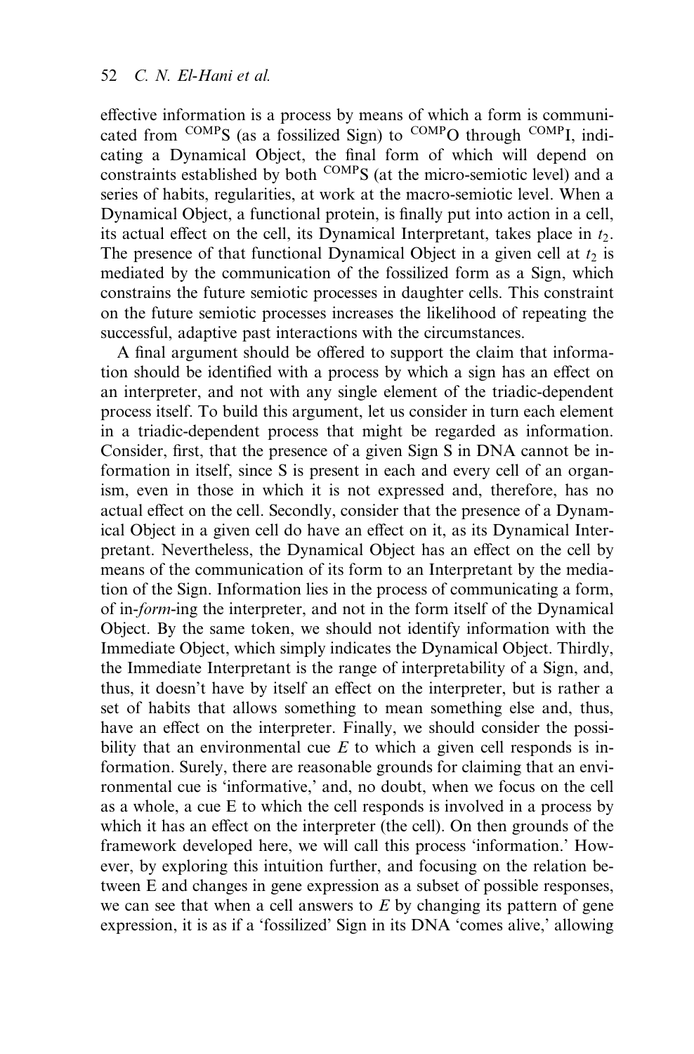effective information is a process by means of which a form is communicated from $^{COMP}S$ (as a fossilized Sign) to $^{COMP}O$ through $^{COMP}I$, indicating a Dynamical Object, the final form of which will depend on constraints established by both $^{COMP}S$ (at the micro-semiotic level) and a series of habits, regularities, at work at the macro-semiotic level. When a Dynamical Object, a functional protein, is finally put into action in a cell, its actual effect on the cell, its Dynamical Interpretant, takes place in $t_2$. The presence of that functional Dynamical Object in a given cell at $t_2$ is mediated by the communication of the fossilized form as a Sign, which constrains the future semiotic processes in daughter cells. This constraint on the future semiotic processes increases the likelihood of repeating the successful, adaptive past interactions with the circumstances.

A final argument should be offered to support the claim that information should be identified with a process by which a sign has an effect on an interpreter, and not with any single element of the triadic-dependent process itself. To build this argument, let us consider in turn each element in a triadic-dependent process that might be regarded as information. Consider, first, that the presence of a given Sign S in DNA cannot be information in itself, since S is present in each and every cell of an organism, even in those in which it is not expressed and, therefore, has no actual effect on the cell. Secondly, consider that the presence of a Dynamical Object in a given cell do have an effect on it, as its Dynamical Interpretant. Nevertheless, the Dynamical Object has an effect on the cell by means of the communication of its form to an Interpretant by the mediation of the Sign. Information lies in the process of communicating a form, of in-*form*-ing the interpreter, and not in the form itself of the Dynamical Object. By the same token, we should not identify information with the Immediate Object, which simply indicates the Dynamical Object. Thirdly, the Immediate Interpretant is the range of interpretability of a Sign, and, thus, it doesn't have by itself an effect on the interpreter, but is rather a set of habits that allows something to mean something else and, thus, have an effect on the interpreter. Finally, we should consider the possibility that an environmental cue $E$ to which a given cell responds is information. Surely, there are reasonable grounds for claiming that an environmental cue is 'informative,' and, no doubt, when we focus on the cell as a whole, a cue E to which the cell responds is involved in a process by which it has an effect on the interpreter (the cell). On then grounds of the framework developed here, we will call this process 'information.' However, by exploring this intuition further, and focusing on the relation between E and changes in gene expression as a subset of possible responses, we can see that when a cell answers to $E$ by changing its pattern of gene expression, it is as if a 'fossilized' Sign in its DNA 'comes alive,' allowing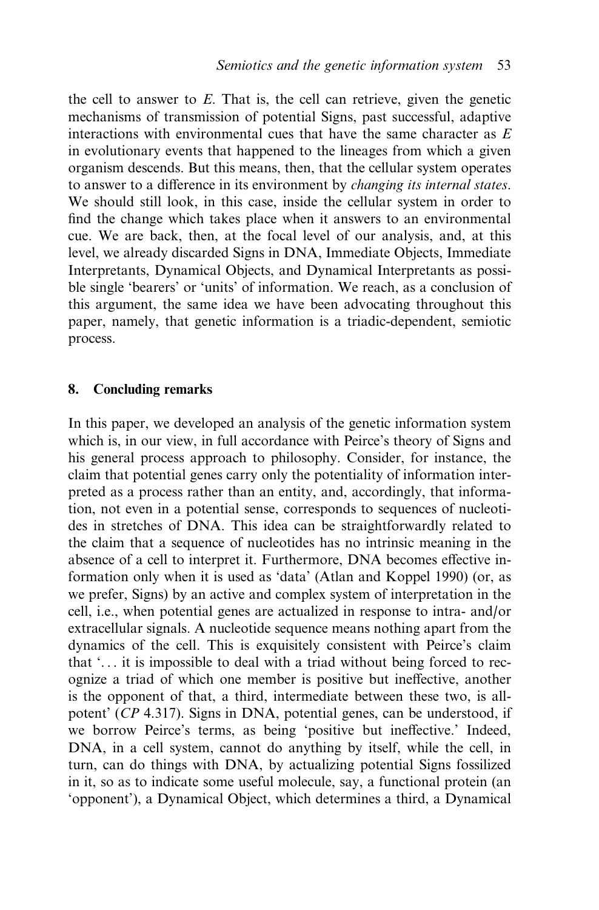the cell to answer to *E*. That is, the cell can retrieve, given the genetic mechanisms of transmission of potential Signs, past successful, adaptive interactions with environmental cues that have the same character as *E* in evolutionary events that happened to the lineages from which a given organism descends. But this means, then, that the cellular system operates to answer to a difference in its environment by *changing its internal states*. We should still look, in this case, inside the cellular system in order to find the change which takes place when it answers to an environmental cue. We are back, then, at the focal level of our analysis, and, at this level, we already discarded Signs in DNA, Immediate Objects, Immediate Interpretants, Dynamical Objects, and Dynamical Interpretants as possible single 'bearers' or 'units' of information. We reach, as a conclusion of this argument, the same idea we have been advocating throughout this paper, namely, that genetic information is a triadic-dependent, semiotic process.

## 8. Concluding remarks

In this paper, we developed an analysis of the genetic information system which is, in our view, in full accordance with Peirce's theory of Signs and his general process approach to philosophy. Consider, for instance, the claim that potential genes carry only the potentiality of information interpreted as a process rather than an entity, and, accordingly, that information, not even in a potential sense, corresponds to sequences of nucleotides in stretches of DNA. This idea can be straightforwardly related to the claim that a sequence of nucleotides has no intrinsic meaning in the absence of a cell to interpret it. Furthermore, DNA becomes effective information only when it is used as 'data' (Atlan and Koppel 1990) (or, as we prefer, Signs) by an active and complex system of interpretation in the cell, i.e., when potential genes are actualized in response to intra- and/or extracellular signals. A nucleotide sequence means nothing apart from the dynamics of the cell. This is exquisitely consistent with Peirce's claim that '. . . it is impossible to deal with a triad without being forced to recognize a triad of which one member is positive but ineffective, another is the opponent of that, a third, intermediate between these two, is all-potent' (*CP* 4.317). Signs in DNA, potential genes, can be understood, if we borrow Peirce's terms, as being 'positive but ineffective.' Indeed, DNA, in a cell system, cannot do anything by itself, while the cell, in turn, can do things with DNA, by actualizing potential Signs fossilized in it, so as to indicate some useful molecule, say, a functional protein (an 'opponent'), a Dynamical Object, which determines a third, a Dynamical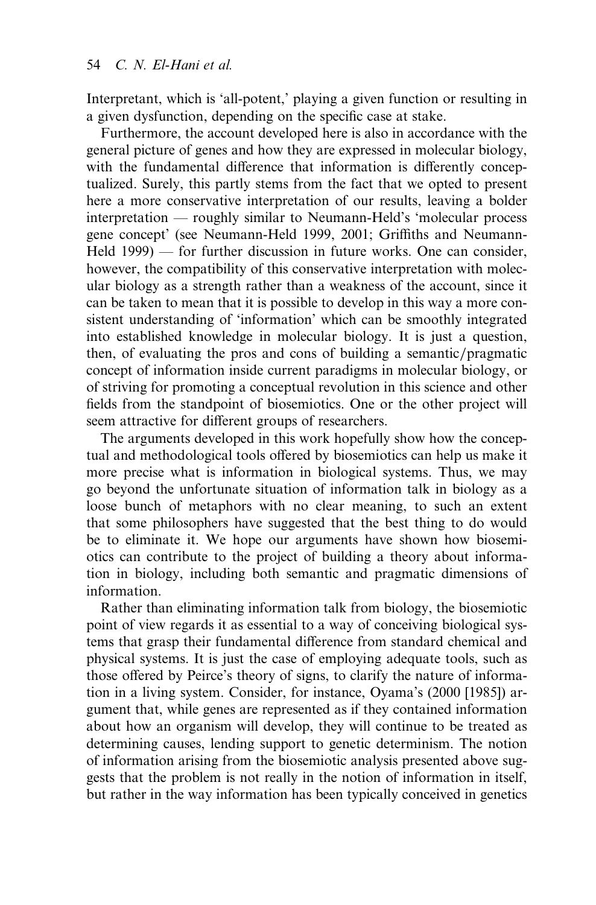Interpretant, which is 'all-potent,' playing a given function or resulting in a given dysfunction, depending on the specific case at stake.

Furthermore, the account developed here is also in accordance with the general picture of genes and how they are expressed in molecular biology, with the fundamental difference that information is differently conceptualized. Surely, this partly stems from the fact that we opted to present here a more conservative interpretation of our results, leaving a bolder interpretation — roughly similar to Neumann-Held's 'molecular process gene concept' (see Neumann-Held 1999, 2001; Griffiths and Neumann-Held 1999) — for further discussion in future works. One can consider, however, the compatibility of this conservative interpretation with molecular biology as a strength rather than a weakness of the account, since it can be taken to mean that it is possible to develop in this way a more consistent understanding of 'information' which can be smoothly integrated into established knowledge in molecular biology. It is just a question, then, of evaluating the pros and cons of building a semantic/pragmatic concept of information inside current paradigms in molecular biology, or of striving for promoting a conceptual revolution in this science and other fields from the standpoint of biosemiotics. One or the other project will seem attractive for different groups of researchers.

The arguments developed in this work hopefully show how the conceptual and methodological tools offered by biosemiotics can help us make it more precise what is information in biological systems. Thus, we may go beyond the unfortunate situation of information talk in biology as a loose bunch of metaphors with no clear meaning, to such an extent that some philosophers have suggested that the best thing to do would be to eliminate it. We hope our arguments have shown how biosemiotics can contribute to the project of building a theory about information in biology, including both semantic and pragmatic dimensions of information.

Rather than eliminating information talk from biology, the biosemiotic point of view regards it as essential to a way of conceiving biological systems that grasp their fundamental difference from standard chemical and physical systems. It is just the case of employing adequate tools, such as those offered by Peirce's theory of signs, to clarify the nature of information in a living system. Consider, for instance, Oyama's (2000 [1985]) argument that, while genes are represented as if they contained information about how an organism will develop, they will continue to be treated as determining causes, lending support to genetic determinism. The notion of information arising from the biosemiotic analysis presented above suggests that the problem is not really in the notion of information in itself, but rather in the way information has been typically conceived in genetics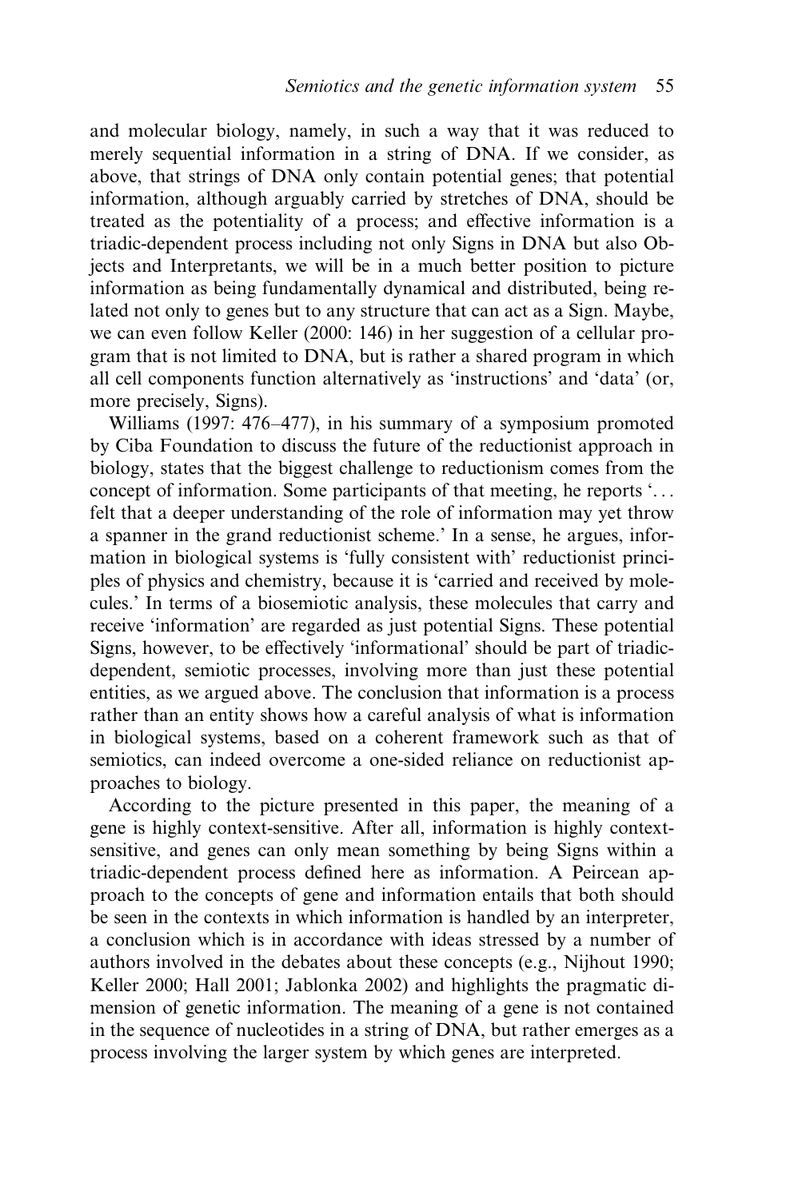and molecular biology, namely, in such a way that it was reduced to merely sequential information in a string of DNA. If we consider, as above, that strings of DNA only contain potential genes; that potential information, although arguably carried by stretches of DNA, should be treated as the potentiality of a process; and effective information is a triadic-dependent process including not only Signs in DNA but also Objects and Interpretants, we will be in a much better position to picture information as being fundamentally dynamical and distributed, being related not only to genes but to any structure that can act as a Sign. Maybe, we can even follow Keller (2000: 146) in her suggestion of a cellular program that is not limited to DNA, but is rather a shared program in which all cell components function alternatively as 'instructions' and 'data' (or, more precisely, Signs).

Williams (1997: 476–477), in his summary of a symposium promoted by Ciba Foundation to discuss the future of the reductionist approach in biology, states that the biggest challenge to reductionism comes from the concept of information. Some participants of that meeting, he reports '... felt that a deeper understanding of the role of information may yet throw a spanner in the grand reductionist scheme.' In a sense, he argues, information in biological systems is 'fully consistent with' reductionist principles of physics and chemistry, because it is 'carried and received by molecules.' In terms of a biosemiotic analysis, these molecules that carry and receive 'information' are regarded as just potential Signs. These potential Signs, however, to be effectively 'informational' should be part of triadic-dependent, semiotic processes, involving more than just these potential entities, as we argued above. The conclusion that information is a process rather than an entity shows how a careful analysis of what is information in biological systems, based on a coherent framework such as that of semiotics, can indeed overcome a one-sided reliance on reductionist approaches to biology.

According to the picture presented in this paper, the meaning of a gene is highly context-sensitive. After all, information is highly context-sensitive, and genes can only mean something by being Signs within a triadic-dependent process defined here as information. A Peircean approach to the concepts of gene and information entails that both should be seen in the contexts in which information is handled by an interpreter, a conclusion which is in accordance with ideas stressed by a number of authors involved in the debates about these concepts (e.g., Nijhout 1990; Keller 2000; Hall 2001; Jablonka 2002) and highlights the pragmatic dimension of genetic information. The meaning of a gene is not contained in the sequence of nucleotides in a string of DNA, but rather emerges as a process involving the larger system by which genes are interpreted.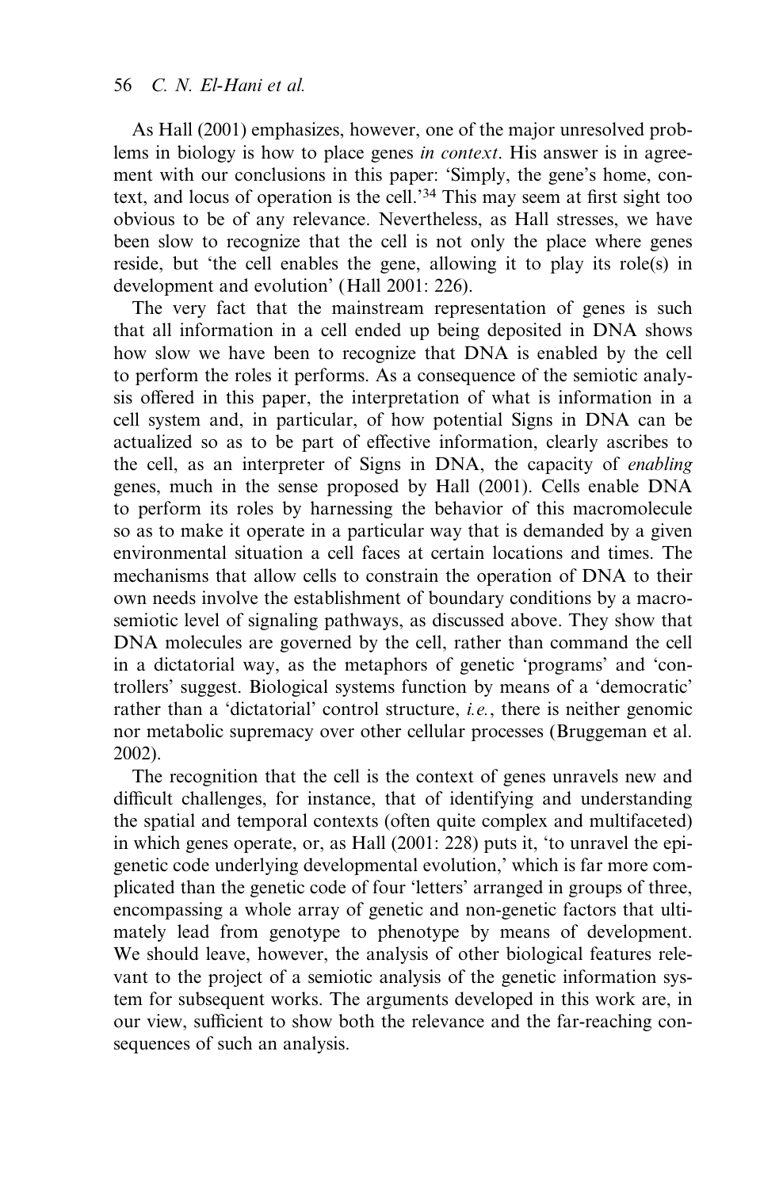As Hall (2001) emphasizes, however, one of the major unresolved problems in biology is how to place genes *in context*. His answer is in agreement with our conclusions in this paper: 'Simply, the gene's home, context, and locus of operation is the cell.'[34] This may seem at first sight too obvious to be of any relevance. Nevertheless, as Hall stresses, we have been slow to recognize that the cell is not only the place where genes reside, but 'the cell enables the gene, allowing it to play its role(s) in development and evolution' (Hall 2001: 226).

The very fact that the mainstream representation of genes is such that all information in a cell ended up being deposited in DNA shows how slow we have been to recognize that DNA is enabled by the cell to perform the roles it performs. As a consequence of the semiotic analysis offered in this paper, the interpretation of what is information in a cell system and, in particular, of how potential Signs in DNA can be actualized so as to be part of effective information, clearly ascribes to the cell, as an interpreter of Signs in DNA, the capacity of *enabling* genes, much in the sense proposed by Hall (2001). Cells enable DNA to perform its roles by harnessing the behavior of this macromolecule so as to make it operate in a particular way that is demanded by a given environmental situation a cell faces at certain locations and times. The mechanisms that allow cells to constrain the operation of DNA to their own needs involve the establishment of boundary conditions by a macrosemiotic level of signaling pathways, as discussed above. They show that DNA molecules are governed by the cell, rather than command the cell in a dictatorial way, as the metaphors of genetic 'programs' and 'controllers' suggest. Biological systems function by means of a 'democratic' rather than a 'dictatorial' control structure, *i.e.*, there is neither genomic nor metabolic supremacy over other cellular processes (Bruggeman et al. 2002).

The recognition that the cell is the context of genes unravels new and difficult challenges, for instance, that of identifying and understanding the spatial and temporal contexts (often quite complex and multifaceted) in which genes operate, or, as Hall (2001: 228) puts it, 'to unravel the epigenetic code underlying developmental evolution,' which is far more complicated than the genetic code of four 'letters' arranged in groups of three, encompassing a whole array of genetic and non-genetic factors that ultimately lead from genotype to phenotype by means of development. We should leave, however, the analysis of other biological features relevant to the project of a semiotic analysis of the genetic information system for subsequent works. The arguments developed in this work are, in our view, sufficient to show both the relevance and the far-reaching consequences of such an analysis.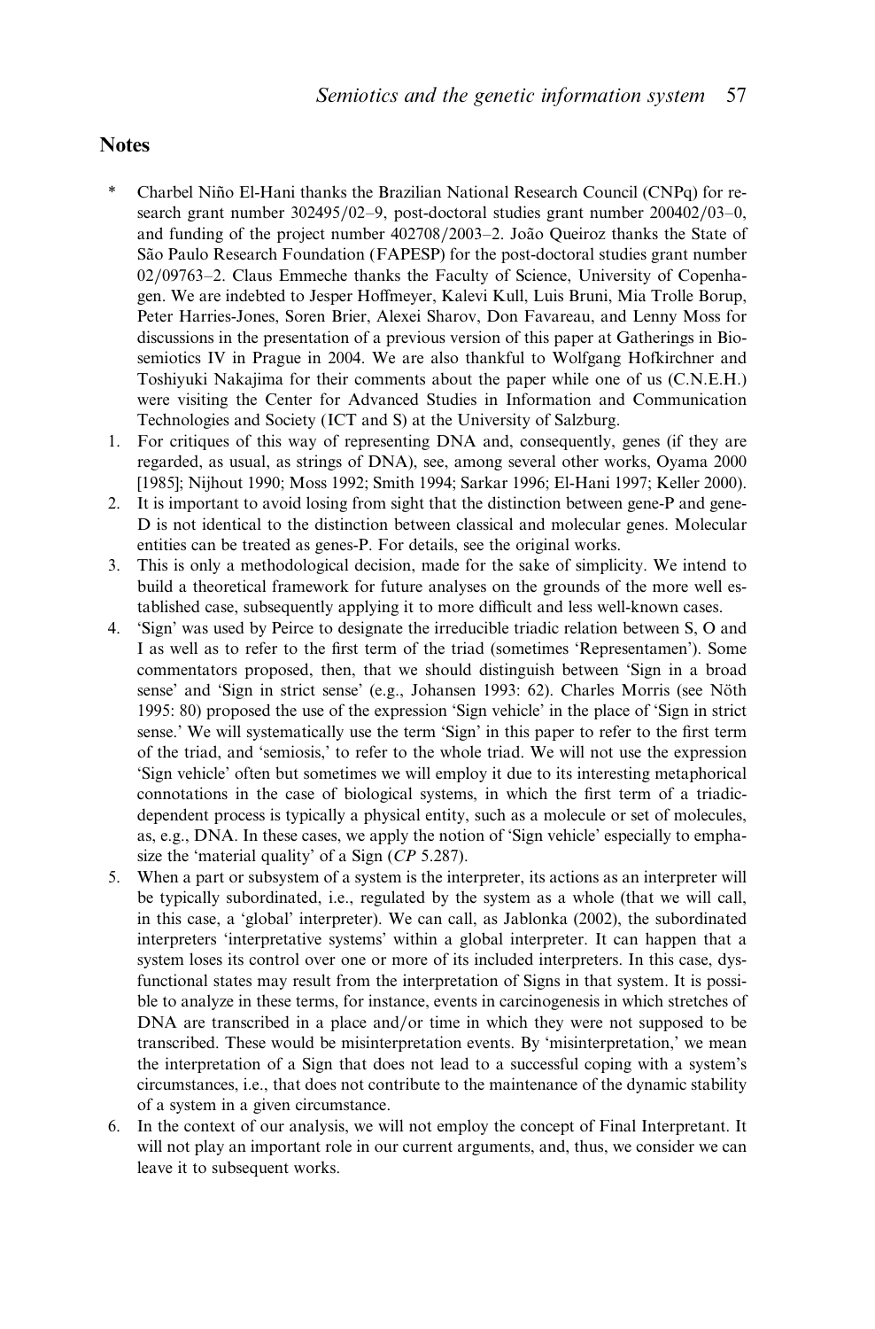## Notes

\* Charbel Niño El-Hani thanks the Brazilian National Research Council (CNPq) for research grant number 302495/02–9, post-doctoral studies grant number 200402/03–0, and funding of the project number 402708/2003–2. João Queiroz thanks the State of São Paulo Research Foundation (FAPESP) for the post-doctoral studies grant number 02/09763–2. Claus Emmeche thanks the Faculty of Science, University of Copenhagen. We are indebted to Jesper Hoffmeyer, Kalevi Kull, Luis Bruni, Mia Trolle Borup, Peter Harries-Jones, Soren Brier, Alexei Sharov, Don Favareau, and Lenny Moss for discussions in the presentation of a previous version of this paper at Gatherings in Biosemiotics IV in Prague in 2004. We are also thankful to Wolfgang Hofkirchner and Toshiyuki Nakajima for their comments about the paper while one of us (C.N.E.H.) were visiting the Center for Advanced Studies in Information and Communication Technologies and Society (ICT and S) at the University of Salzburg.

1. For critiques of this way of representing DNA and, consequently, genes (if they are regarded, as usual, as strings of DNA), see, among several other works, Oyama 2000 [1985]; Nijhout 1990; Moss 1992; Smith 1994; Sarkar 1996; El-Hani 1997; Keller 2000).
2. It is important to avoid losing from sight that the distinction between gene-P and gene-D is not identical to the distinction between classical and molecular genes. Molecular entities can be treated as genes-P. For details, see the original works.
3. This is only a methodological decision, made for the sake of simplicity. We intend to build a theoretical framework for future analyses on the grounds of the more well established case, subsequently applying it to more difficult and less well-known cases.
4. 'Sign' was used by Peirce to designate the irreducible triadic relation between S, O and I as well as to refer to the first term of the triad (sometimes 'Representamen'). Some commentators proposed, then, that we should distinguish between 'Sign in a broad sense' and 'Sign in strict sense' (e.g., Johansen 1993: 62). Charles Morris (see Nöth 1995: 80) proposed the use of the expression 'Sign vehicle' in the place of 'Sign in strict sense.' We will systematically use the term 'Sign' in this paper to refer to the first term of the triad, and 'semiosis,' to refer to the whole triad. We will not use the expression 'Sign vehicle' often but sometimes we will employ it due to its interesting metaphorical connotations in the case of biological systems, in which the first term of a triadic-dependent process is typically a physical entity, such as a molecule or set of molecules, as, e.g., DNA. In these cases, we apply the notion of 'Sign vehicle' especially to emphasize the 'material quality' of a Sign (*CP* 5.287).
5. When a part or subsystem of a system is the interpreter, its actions as an interpreter will be typically subordinated, i.e., regulated by the system as a whole (that we will call, in this case, a 'global' interpreter). We can call, as Jablonka (2002), the subordinated interpreters 'interpretative systems' within a global interpreter. It can happen that a system loses its control over one or more of its included interpreters. In this case, dysfunctional states may result from the interpretation of Signs in that system. It is possible to analyze in these terms, for instance, events in carcinogenesis in which stretches of DNA are transcribed in a place and/or time in which they were not supposed to be transcribed. These would be misinterpretation events. By 'misinterpretation,' we mean the interpretation of a Sign that does not lead to a successful coping with a system's circumstances, i.e., that does not contribute to the maintenance of the dynamic stability of a system in a given circumstance.
6. In the context of our analysis, we will not employ the concept of Final Interpretant. It will not play an important role in our current arguments, and, thus, we consider we can leave it to subsequent works.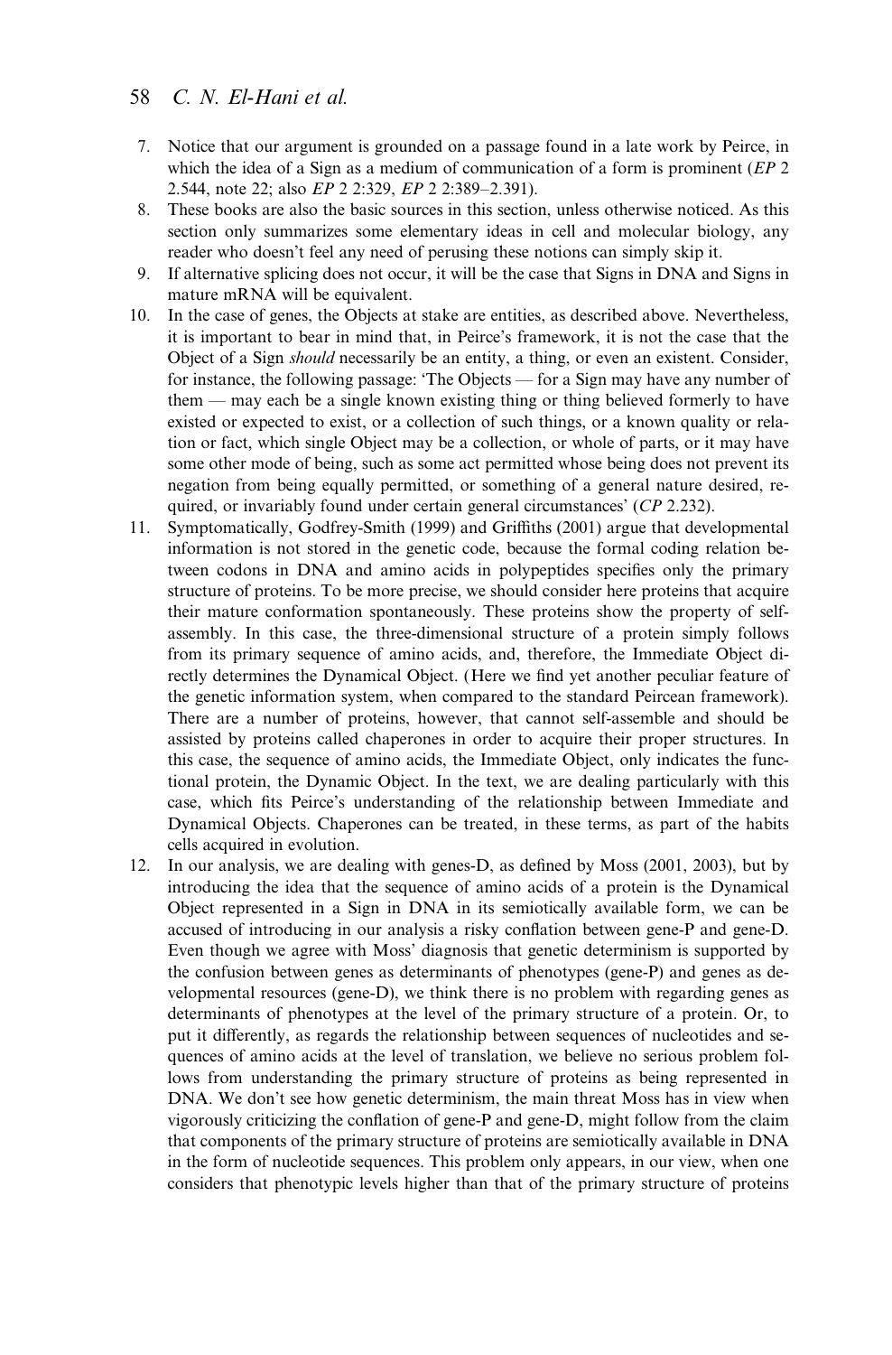7. Notice that our argument is grounded on a passage found in a late work by Peirce, in which the idea of a Sign as a medium of communication of a form is prominent (*EP* 2 2.544, note 22; also *EP* 2 2:329, *EP* 2 2:389–2.391).
8. These books are also the basic sources in this section, unless otherwise noticed. As this section only summarizes some elementary ideas in cell and molecular biology, any reader who doesn't feel any need of perusing these notions can simply skip it.
9. If alternative splicing does not occur, it will be the case that Signs in DNA and Signs in mature mRNA will be equivalent.
10. In the case of genes, the Objects at stake are entities, as described above. Nevertheless, it is important to bear in mind that, in Peirce's framework, it is not the case that the Object of a Sign *should* necessarily be an entity, a thing, or even an existent. Consider, for instance, the following passage: 'The Objects — for a Sign may have any number of them — may each be a single known existing thing or thing believed formerly to have existed or expected to exist, or a collection of such things, or a known quality or relation or fact, which single Object may be a collection, or whole of parts, or it may have some other mode of being, such as some act permitted whose being does not prevent its negation from being equally permitted, or something of a general nature desired, required, or invariably found under certain general circumstances' (*CP* 2.232).
11. Symptomatically, Godfrey-Smith (1999) and Griffiths (2001) argue that developmental information is not stored in the genetic code, because the formal coding relation between codons in DNA and amino acids in polypeptides specifies only the primary structure of proteins. To be more precise, we should consider here proteins that acquire their mature conformation spontaneously. These proteins show the property of self-assembly. In this case, the three-dimensional structure of a protein simply follows from its primary sequence of amino acids, and, therefore, the Immediate Object directly determines the Dynamical Object. (Here we find yet another peculiar feature of the genetic information system, when compared to the standard Peircean framework). There are a number of proteins, however, that cannot self-assemble and should be assisted by proteins called chaperones in order to acquire their proper structures. In this case, the sequence of amino acids, the Immediate Object, only indicates the functional protein, the Dynamic Object. In the text, we are dealing particularly with this case, which fits Peirce's understanding of the relationship between Immediate and Dynamical Objects. Chaperones can be treated, in these terms, as part of the habits cells acquired in evolution.
12. In our analysis, we are dealing with genes-D, as defined by Moss (2001, 2003), but by introducing the idea that the sequence of amino acids of a protein is the Dynamical Object represented in a Sign in DNA in its semiotically available form, we can be accused of introducing in our analysis a risky conflation between gene-P and gene-D. Even though we agree with Moss' diagnosis that genetic determinism is supported by the confusion between genes as determinants of phenotypes (gene-P) and genes as developmental resources (gene-D), we think there is no problem with regarding genes as determinants of phenotypes at the level of the primary structure of a protein. Or, to put it differently, as regards the relationship between sequences of nucleotides and sequences of amino acids at the level of translation, we believe no serious problem follows from understanding the primary structure of proteins as being represented in DNA. We don't see how genetic determinism, the main threat Moss has in view when vigorously criticizing the conflation of gene-P and gene-D, might follow from the claim that components of the primary structure of proteins are semiotically available in DNA in the form of nucleotide sequences. This problem only appears, in our view, when one considers that phenotypic levels higher than that of the primary structure of proteins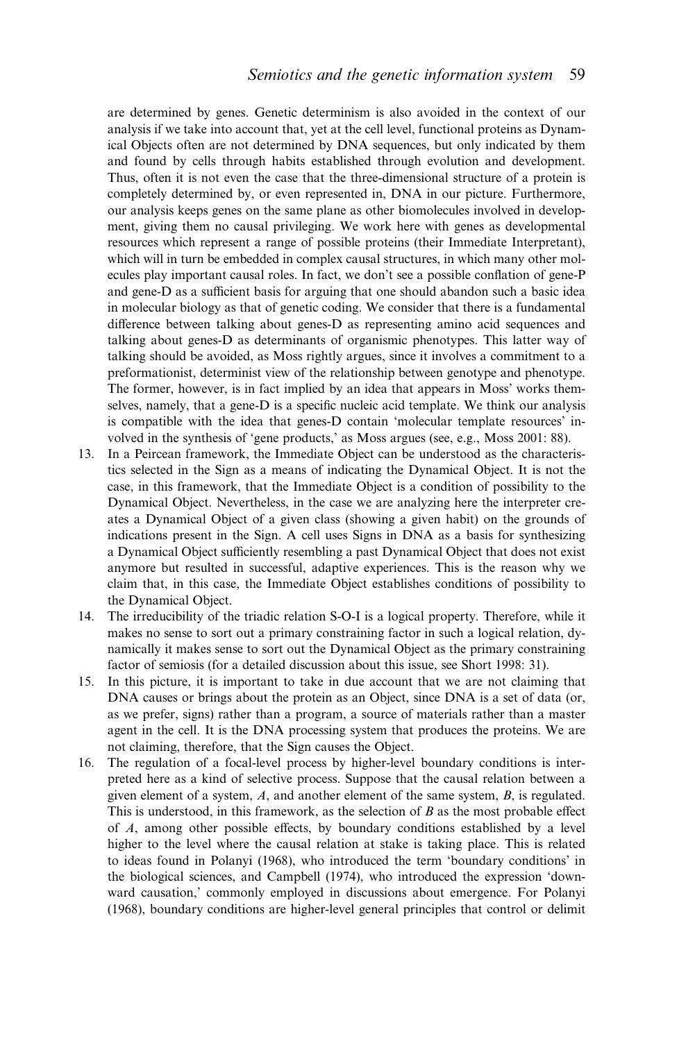are determined by genes. Genetic determinism is also avoided in the context of our analysis if we take into account that, yet at the cell level, functional proteins as Dynamical Objects often are not determined by DNA sequences, but only indicated by them and found by cells through habits established through evolution and development. Thus, often it is not even the case that the three-dimensional structure of a protein is completely determined by, or even represented in, DNA in our picture. Furthermore, our analysis keeps genes on the same plane as other biomolecules involved in development, giving them no causal privileging. We work here with genes as developmental resources which represent a range of possible proteins (their Immediate Interpretant), which will in turn be embedded in complex causal structures, in which many other molecules play important causal roles. In fact, we don't see a possible conflation of gene-P and gene-D as a sufficient basis for arguing that one should abandon such a basic idea in molecular biology as that of genetic coding. We consider that there is a fundamental difference between talking about genes-D as representing amino acid sequences and talking about genes-D as determinants of organismic phenotypes. This latter way of talking should be avoided, as Moss rightly argues, since it involves a commitment to a preformationist, determinist view of the relationship between genotype and phenotype. The former, however, is in fact implied by an idea that appears in Moss' works themselves, namely, that a gene-D is a specific nucleic acid template. We think our analysis is compatible with the idea that genes-D contain 'molecular template resources' involved in the synthesis of 'gene products,' as Moss argues (see, e.g., Moss 2001: 88).

13. In a Peircean framework, the Immediate Object can be understood as the characteristics selected in the Sign as a means of indicating the Dynamical Object. It is not the case, in this framework, that the Immediate Object is a condition of possibility to the Dynamical Object. Nevertheless, in the case we are analyzing here the interpreter creates a Dynamical Object of a given class (showing a given habit) on the grounds of indications present in the Sign. A cell uses Signs in DNA as a basis for synthesizing a Dynamical Object sufficiently resembling a past Dynamical Object that does not exist anymore but resulted in successful, adaptive experiences. This is the reason why we claim that, in this case, the Immediate Object establishes conditions of possibility to the Dynamical Object.
14. The irreducibility of the triadic relation S-O-I is a logical property. Therefore, while it makes no sense to sort out a primary constraining factor in such a logical relation, dynamically it makes sense to sort out the Dynamical Object as the primary constraining factor of semiosis (for a detailed discussion about this issue, see Short 1998: 31).
15. In this picture, it is important to take in due account that we are not claiming that DNA causes or brings about the protein as an Object, since DNA is a set of data (or, as we prefer, signs) rather than a program, a source of materials rather than a master agent in the cell. It is the DNA processing system that produces the proteins. We are not claiming, therefore, that the Sign causes the Object.
16. The regulation of a focal-level process by higher-level boundary conditions is interpreted here as a kind of selective process. Suppose that the causal relation between a given element of a system, *A*, and another element of the same system, *B*, is regulated. This is understood, in this framework, as the selection of *B* as the most probable effect of *A*, among other possible effects, by boundary conditions established by a level higher to the level where the causal relation at stake is taking place. This is related to ideas found in Polanyi (1968), who introduced the term 'boundary conditions' in the biological sciences, and Campbell (1974), who introduced the expression 'downward causation,' commonly employed in discussions about emergence. For Polanyi (1968), boundary conditions are higher-level general principles that control or delimit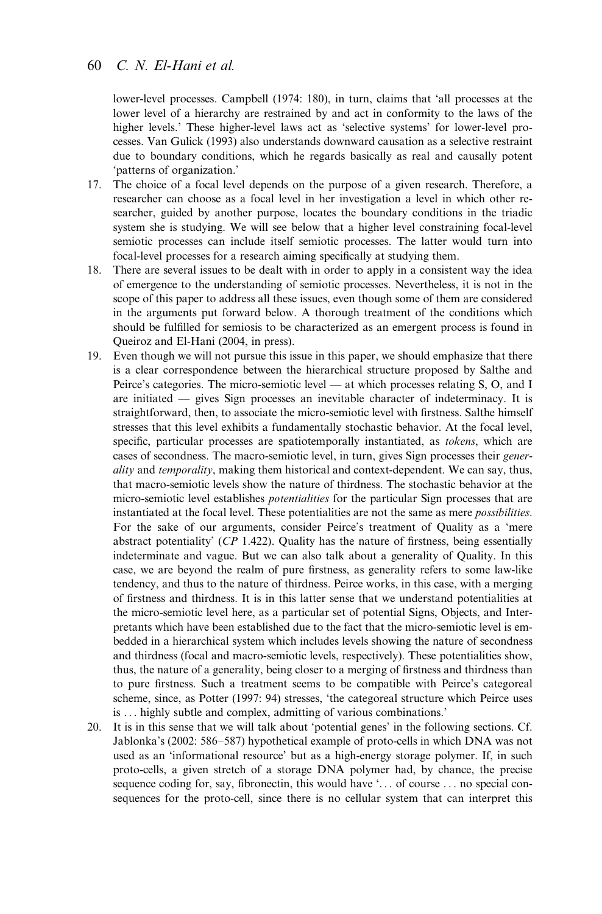lower-level processes. Campbell (1974: 180), in turn, claims that 'all processes at the lower level of a hierarchy are restrained by and act in conformity to the laws of the higher levels.' These higher-level laws act as 'selective systems' for lower-level processes. Van Gulick (1993) also understands downward causation as a selective restraint due to boundary conditions, which he regards basically as real and causally potent 'patterns of organization.'

17. The choice of a focal level depends on the purpose of a given research. Therefore, a researcher can choose as a focal level in her investigation a level in which other researcher, guided by another purpose, locates the boundary conditions in the triadic system she is studying. We will see below that a higher level constraining focal-level semiotic processes can include itself semiotic processes. The latter would turn into focal-level processes for a research aiming specifically at studying them.
18. There are several issues to be dealt with in order to apply in a consistent way the idea of emergence to the understanding of semiotic processes. Nevertheless, it is not in the scope of this paper to address all these issues, even though some of them are considered in the arguments put forward below. A thorough treatment of the conditions which should be fulfilled for semiosis to be characterized as an emergent process is found in Queiroz and El-Hani (2004, in press).
19. Even though we will not pursue this issue in this paper, we should emphasize that there is a clear correspondence between the hierarchical structure proposed by Salthe and Peirce's categories. The micro-semiotic level — at which processes relating S, O, and I are initiated — gives Sign processes an inevitable character of indeterminacy. It is straightforward, then, to associate the micro-semiotic level with firstness. Salthe himself stresses that this level exhibits a fundamentally stochastic behavior. At the focal level, specific, particular processes are spatiotemporally instantiated, as *tokens*, which are cases of secondness. The macro-semiotic level, in turn, gives Sign processes their *generality* and *temporality*, making them historical and context-dependent. We can say, thus, that macro-semiotic levels show the nature of thirdness. The stochastic behavior at the micro-semiotic level establishes *potentialities* for the particular Sign processes that are instantiated at the focal level. These potentialities are not the same as mere *possibilities*. For the sake of our arguments, consider Peirce's treatment of Quality as a 'mere abstract potentiality' (*CP* 1.422). Quality has the nature of firstness, being essentially indeterminate and vague. But we can also talk about a generality of Quality. In this case, we are beyond the realm of pure firstness, as generality refers to some law-like tendency, and thus to the nature of thirdness. Peirce works, in this case, with a merging of firstness and thirdness. It is in this latter sense that we understand potentialities at the micro-semiotic level here, as a particular set of potential Signs, Objects, and Interpretants which have been established due to the fact that the micro-semiotic level is embedded in a hierarchical system which includes levels showing the nature of secondness and thirdness (focal and macro-semiotic levels, respectively). These potentialities show, thus, the nature of a generality, being closer to a merging of firstness and thirdness than to pure firstness. Such a treatment seems to be compatible with Peirce's categoreal scheme, since, as Potter (1997: 94) stresses, 'the categoreal structure which Peirce uses is ... highly subtle and complex, admitting of various combinations.'
20. It is in this sense that we will talk about 'potential genes' in the following sections. Cf. Jablonka's (2002: 586–587) hypothetical example of proto-cells in which DNA was not used as an 'informational resource' but as a high-energy storage polymer. If, in such proto-cells, a given stretch of a storage DNA polymer had, by chance, the precise sequence coding for, say, fibronectin, this would have '... of course ... no special consequences for the proto-cell, since there is no cellular system that can interpret this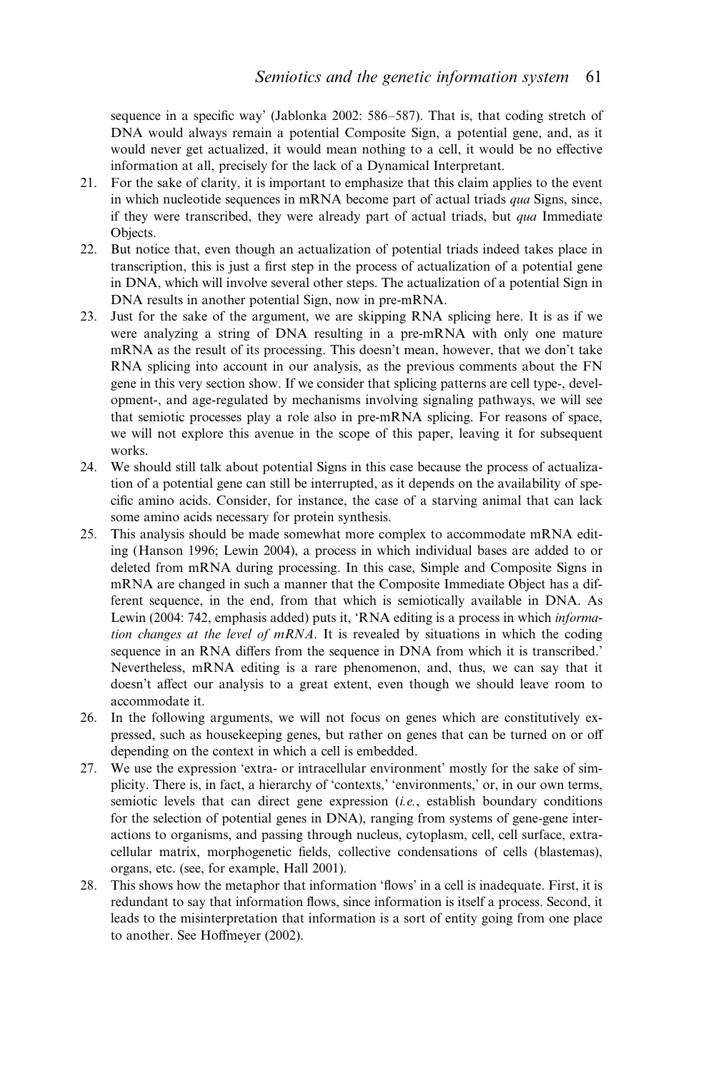sequence in a specific way' (Jablonka 2002: 586–587). That is, that coding stretch of DNA would always remain a potential Composite Sign, a potential gene, and, as it would never get actualized, it would mean nothing to a cell, it would be no effective information at all, precisely for the lack of a Dynamical Interpretant.

21. For the sake of clarity, it is important to emphasize that this claim applies to the event in which nucleotide sequences in mRNA become part of actual triads *qua* Signs, since, if they were transcribed, they were already part of actual triads, but *qua* Immediate Objects.
22. But notice that, even though an actualization of potential triads indeed takes place in transcription, this is just a first step in the process of actualization of a potential gene in DNA, which will involve several other steps. The actualization of a potential Sign in DNA results in another potential Sign, now in pre-mRNA.
23. Just for the sake of the argument, we are skipping RNA splicing here. It is as if we were analyzing a string of DNA resulting in a pre-mRNA with only one mature mRNA as the result of its processing. This doesn't mean, however, that we don't take RNA splicing into account in our analysis, as the previous comments about the FN gene in this very section show. If we consider that splicing patterns are cell type-, development-, and age-regulated by mechanisms involving signaling pathways, we will see that semiotic processes play a role also in pre-mRNA splicing. For reasons of space, we will not explore this avenue in the scope of this paper, leaving it for subsequent works.
24. We should still talk about potential Signs in this case because the process of actualization of a potential gene can still be interrupted, as it depends on the availability of specific amino acids. Consider, for instance, the case of a starving animal that can lack some amino acids necessary for protein synthesis.
25. This analysis should be made somewhat more complex to accommodate mRNA editing (Hanson 1996; Lewin 2004), a process in which individual bases are added to or deleted from mRNA during processing. In this case, Simple and Composite Signs in mRNA are changed in such a manner that the Composite Immediate Object has a different sequence, in the end, from that which is semiotically available in DNA. As Lewin (2004: 742, emphasis added) puts it, 'RNA editing is a process in which *information changes at the level of mRNA*. It is revealed by situations in which the coding sequence in an RNA differs from the sequence in DNA from which it is transcribed.' Nevertheless, mRNA editing is a rare phenomenon, and, thus, we can say that it doesn't affect our analysis to a great extent, even though we should leave room to accommodate it.
26. In the following arguments, we will not focus on genes which are constitutively expressed, such as housekeeping genes, but rather on genes that can be turned on or off depending on the context in which a cell is embedded.
27. We use the expression 'extra- or intracellular environment' mostly for the sake of simplicity. There is, in fact, a hierarchy of 'contexts,' 'environments,' or, in our own terms, semiotic levels that can direct gene expression (*i.e.*, establish boundary conditions for the selection of potential genes in DNA), ranging from systems of gene-gene interactions to organisms, and passing through nucleus, cytoplasm, cell, cell surface, extracellular matrix, morphogenetic fields, collective condensations of cells (blastemas), organs, etc. (see, for example, Hall 2001).
28. This shows how the metaphor that information 'flows' in a cell is inadequate. First, it is redundant to say that information flows, since information is itself a process. Second, it leads to the misinterpretation that information is a sort of entity going from one place to another. See Hoffmeyer (2002).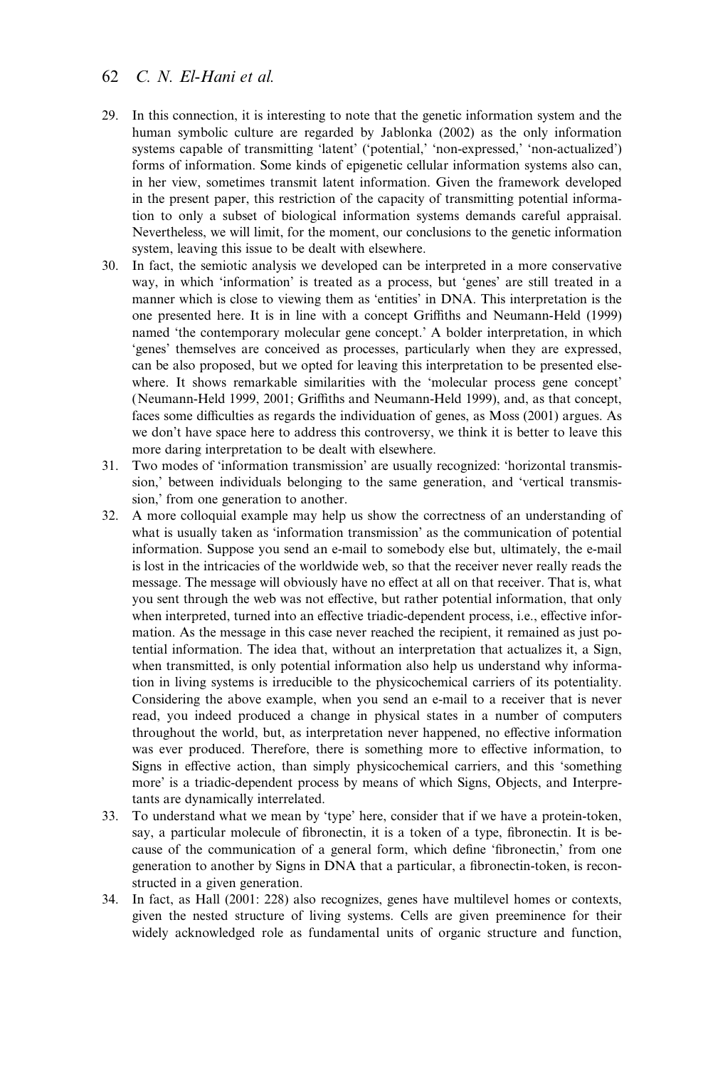29. In this connection, it is interesting to note that the genetic information system and the human symbolic culture are regarded by Jablonka (2002) as the only information systems capable of transmitting 'latent' ('potential,' 'non-expressed,' 'non-actualized') forms of information. Some kinds of epigenetic cellular information systems also can, in her view, sometimes transmit latent information. Given the framework developed in the present paper, this restriction of the capacity of transmitting potential information to only a subset of biological information systems demands careful appraisal. Nevertheless, we will limit, for the moment, our conclusions to the genetic information system, leaving this issue to be dealt with elsewhere.
30. In fact, the semiotic analysis we developed can be interpreted in a more conservative way, in which 'information' is treated as a process, but 'genes' are still treated in a manner which is close to viewing them as 'entities' in DNA. This interpretation is the one presented here. It is in line with a concept Griffiths and Neumann-Held (1999) named 'the contemporary molecular gene concept.' A bolder interpretation, in which 'genes' themselves are conceived as processes, particularly when they are expressed, can be also proposed, but we opted for leaving this interpretation to be presented elsewhere. It shows remarkable similarities with the 'molecular process gene concept' (Neumann-Held 1999, 2001; Griffiths and Neumann-Held 1999), and, as that concept, faces some difficulties as regards the individuation of genes, as Moss (2001) argues. As we don't have space here to address this controversy, we think it is better to leave this more daring interpretation to be dealt with elsewhere.
31. Two modes of 'information transmission' are usually recognized: 'horizontal transmission,' between individuals belonging to the same generation, and 'vertical transmission,' from one generation to another.
32. A more colloquial example may help us show the correctness of an understanding of what is usually taken as 'information transmission' as the communication of potential information. Suppose you send an e-mail to somebody else but, ultimately, the e-mail is lost in the intricacies of the worldwide web, so that the receiver never really reads the message. The message will obviously have no effect at all on that receiver. That is, what you sent through the web was not effective, but rather potential information, that only when interpreted, turned into an effective triadic-dependent process, i.e., effective information. As the message in this case never reached the recipient, it remained as just potential information. The idea that, without an interpretation that actualizes it, a Sign, when transmitted, is only potential information also help us understand why information in living systems is irreducible to the physicochemical carriers of its potentiality. Considering the above example, when you send an e-mail to a receiver that is never read, you indeed produced a change in physical states in a number of computers throughout the world, but, as interpretation never happened, no effective information was ever produced. Therefore, there is something more to effective information, to Signs in effective action, than simply physicochemical carriers, and this 'something more' is a triadic-dependent process by means of which Signs, Objects, and Interpretants are dynamically interrelated.
33. To understand what we mean by 'type' here, consider that if we have a protein-token, say, a particular molecule of fibronectin, it is a token of a type, fibronectin. It is because of the communication of a general form, which define 'fibronectin,' from one generation to another by Signs in DNA that a particular, a fibronectin-token, is reconstructed in a given generation.
34. In fact, as Hall (2001: 228) also recognizes, genes have multilevel homes or contexts, given the nested structure of living systems. Cells are given preeminence for their widely acknowledged role as fundamental units of organic structure and function,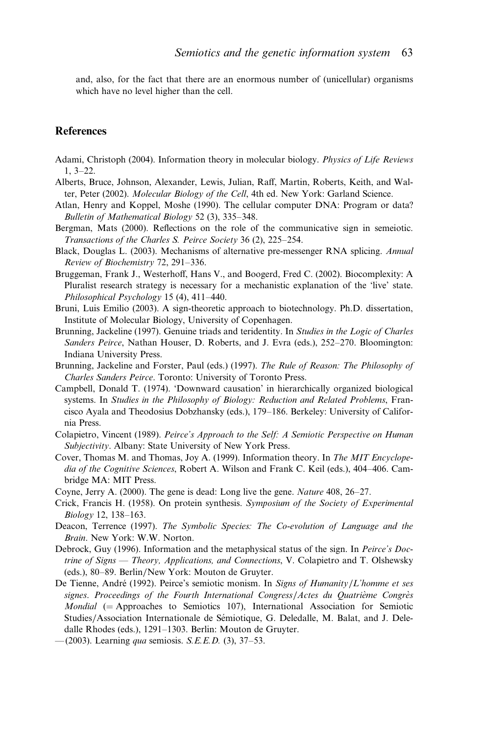and, also, for the fact that there are an enormous number of (unicellular) organisms which have no level higher than the cell.

## References

Adami, Christoph (2004). Information theory in molecular biology. *Physics of Life Reviews* 1, 3–22.

Alberts, Bruce, Johnson, Alexander, Lewis, Julian, Raff, Martin, Roberts, Keith, and Walter, Peter (2002). *Molecular Biology of the Cell*, 4th ed. New York: Garland Science.

Atlan, Henry and Koppel, Moshe (1990). The cellular computer DNA: Program or data? *Bulletin of Mathematical Biology* 52 (3), 335–348.

Bergman, Mats (2000). Reflections on the role of the communicative sign in semeiotic. *Transactions of the Charles S. Peirce Society* 36 (2), 225–254.

Black, Douglas L. (2003). Mechanisms of alternative pre-messenger RNA splicing. *Annual Review of Biochemistry* 72, 291–336.

Bruggeman, Frank J., Westerhoff, Hans V., and Boogerd, Fred C. (2002). Biocomplexity: A Pluralist research strategy is necessary for a mechanistic explanation of the 'live' state. *Philosophical Psychology* 15 (4), 411–440.

Bruni, Luis Emilio (2003). A sign-theoretic approach to biotechnology. Ph.D. dissertation, Institute of Molecular Biology, University of Copenhagen.

Brunning, Jackeline (1997). Genuine triads and teridentity. In *Studies in the Logic of Charles Sanders Peirce*, Nathan Houser, D. Roberts, and J. Evra (eds.), 252–270. Bloomington: Indiana University Press.

Brunning, Jackeline and Forster, Paul (eds.) (1997). *The Rule of Reason: The Philosophy of Charles Sanders Peirce*. Toronto: University of Toronto Press.

Campbell, Donald T. (1974). 'Downward causation' in hierarchically organized biological systems. In *Studies in the Philosophy of Biology: Reduction and Related Problems*, Francisco Ayala and Theodosius Dobzhansky (eds.), 179–186. Berkeley: University of California Press.

Colapietro, Vincent (1989). *Peirce's Approach to the Self: A Semiotic Perspective on Human Subjectivity*. Albany: State University of New York Press.

Cover, Thomas M. and Thomas, Joy A. (1999). Information theory. In *The MIT Encyclopedia of the Cognitive Sciences*, Robert A. Wilson and Frank C. Keil (eds.), 404–406. Cambridge MA: MIT Press.

Coyne, Jerry A. (2000). The gene is dead: Long live the gene. *Nature* 408, 26–27.

Crick, Francis H. (1958). On protein synthesis. *Symposium of the Society of Experimental Biology* 12, 138–163.

Deacon, Terrence (1997). *The Symbolic Species: The Co-evolution of Language and the Brain*. New York: W.W. Norton.

Debrock, Guy (1996). Information and the metaphysical status of the sign. In *Peirce's Doctrine of Signs — Theory, Applications, and Connections*, V. Colapietro and T. Olshewsky (eds.), 80–89. Berlin/New York: Mouton de Gruyter.

De Tienne, André (1992). Peirce's semiotic monism. In *Signs of Humanity/L'homme et ses signes. Proceedings of the Fourth International Congress/Actes du Quatrième Congrès Mondial* (= Approaches to Semiotics 107), International Association for Semiotic Studies/Association Internationale de Sémiotique, G. Deledalle, M. Balat, and J. Deledalle Rhodes (eds.), 1291–1303. Berlin: Mouton de Gruyter.

—(2003). Learning *qua* semiosis. *S.E.E.D.* (3), 37–53.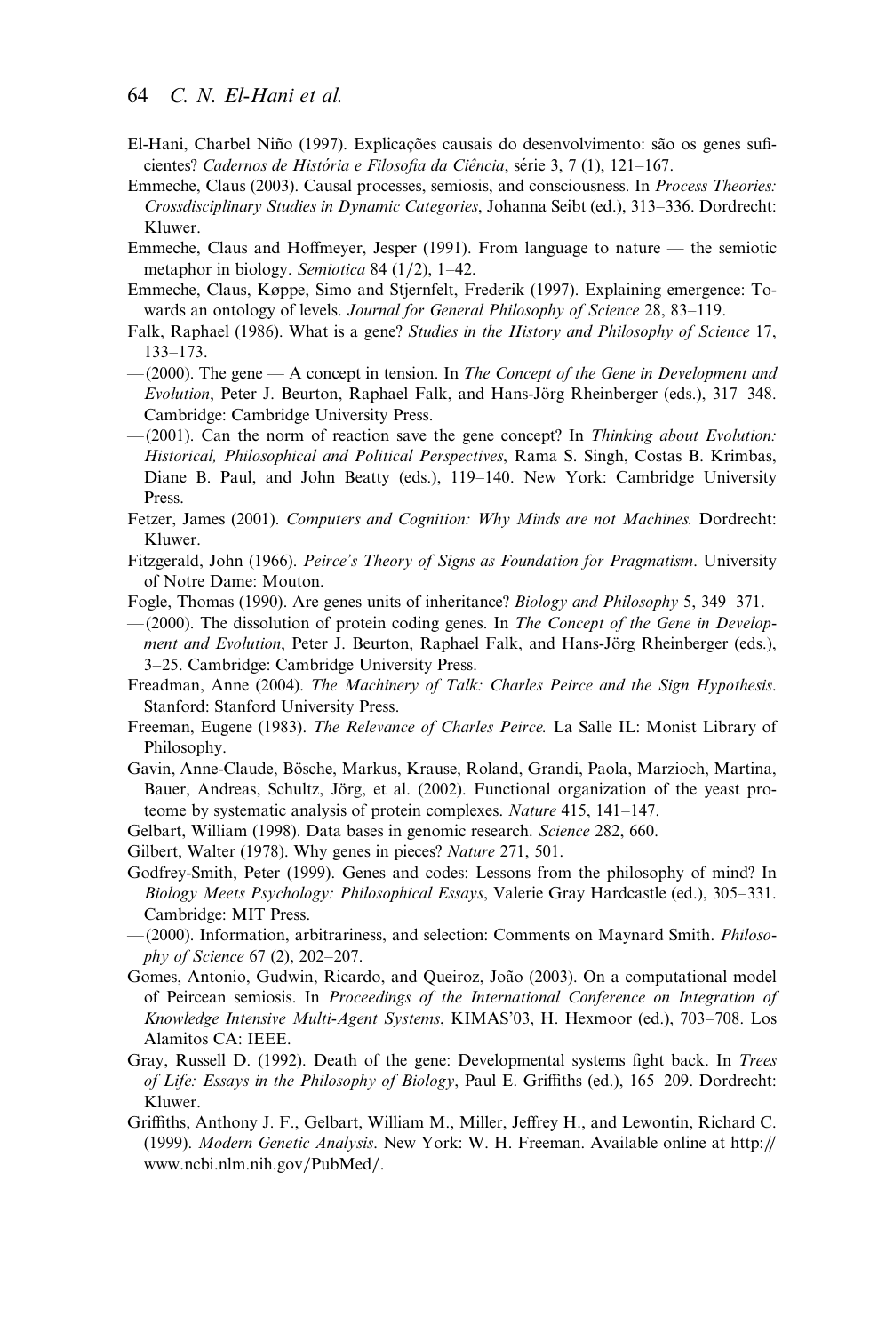El-Hani, Charbel Niño (1997). Explicações causais do desenvolvimento: são os genes suficientes? *Cadernos de História e Filosofia da Ciência*, série 3, 7 (1), 121–167.

Emmeche, Claus (2003). Causal processes, semiosis, and consciousness. In *Process Theories: Crossdisciplinary Studies in Dynamic Categories*, Johanna Seibt (ed.), 313–336. Dordrecht: Kluwer.

Emmeche, Claus and Hoffmeyer, Jesper (1991). From language to nature — the semiotic metaphor in biology. *Semiotica* 84 (1/2), 1–42.

Emmeche, Claus, Køppe, Simo and Stjernfelt, Frederik (1997). Explaining emergence: Towards an ontology of levels. *Journal for General Philosophy of Science* 28, 83–119.

Falk, Raphael (1986). What is a gene? *Studies in the History and Philosophy of Science* 17, 133–173.

—(2000). The gene — A concept in tension. In *The Concept of the Gene in Development and Evolution*, Peter J. Beurton, Raphael Falk, and Hans-Jörg Rheinberger (eds.), 317–348. Cambridge: Cambridge University Press.

—(2001). Can the norm of reaction save the gene concept? In *Thinking about Evolution: Historical, Philosophical and Political Perspectives*, Rama S. Singh, Costas B. Krimbas, Diane B. Paul, and John Beatty (eds.), 119–140. New York: Cambridge University Press.

Fetzer, James (2001). *Computers and Cognition: Why Minds are not Machines.* Dordrecht: Kluwer.

Fitzgerald, John (1966). *Peirce's Theory of Signs as Foundation for Pragmatism*. University of Notre Dame: Mouton.

Fogle, Thomas (1990). Are genes units of inheritance? *Biology and Philosophy* 5, 349–371.

—(2000). The dissolution of protein coding genes. In *The Concept of the Gene in Development and Evolution*, Peter J. Beurton, Raphael Falk, and Hans-Jörg Rheinberger (eds.), 3–25. Cambridge: Cambridge University Press.

Freadman, Anne (2004). *The Machinery of Talk: Charles Peirce and the Sign Hypothesis*. Stanford: Stanford University Press.

Freeman, Eugene (1983). *The Relevance of Charles Peirce.* La Salle IL: Monist Library of Philosophy.

Gavin, Anne-Claude, Bösche, Markus, Krause, Roland, Grandi, Paola, Marzioch, Martina, Bauer, Andreas, Schultz, Jörg, et al. (2002). Functional organization of the yeast proteome by systematic analysis of protein complexes. *Nature* 415, 141–147.

Gelbart, William (1998). Data bases in genomic research. *Science* 282, 660.

Gilbert, Walter (1978). Why genes in pieces? *Nature* 271, 501.

Godfrey-Smith, Peter (1999). Genes and codes: Lessons from the philosophy of mind? In *Biology Meets Psychology: Philosophical Essays*, Valerie Gray Hardcastle (ed.), 305–331. Cambridge: MIT Press.

—(2000). Information, arbitrariness, and selection: Comments on Maynard Smith. *Philosophy of Science* 67 (2), 202–207.

Gomes, Antonio, Gudwin, Ricardo, and Queiroz, João (2003). On a computational model of Peircean semiosis. In *Proceedings of the International Conference on Integration of Knowledge Intensive Multi-Agent Systems*, KIMAS'03, H. Hexmoor (ed.), 703–708. Los Alamitos CA: IEEE.

Gray, Russell D. (1992). Death of the gene: Developmental systems fight back. In *Trees of Life: Essays in the Philosophy of Biology*, Paul E. Griffiths (ed.), 165–209. Dordrecht: Kluwer.

Griffiths, Anthony J. F., Gelbart, William M., Miller, Jeffrey H., and Lewontin, Richard C. (1999). *Modern Genetic Analysis*. New York: W. H. Freeman. Available online at http://www.ncbi.nlm.nih.gov/PubMed/.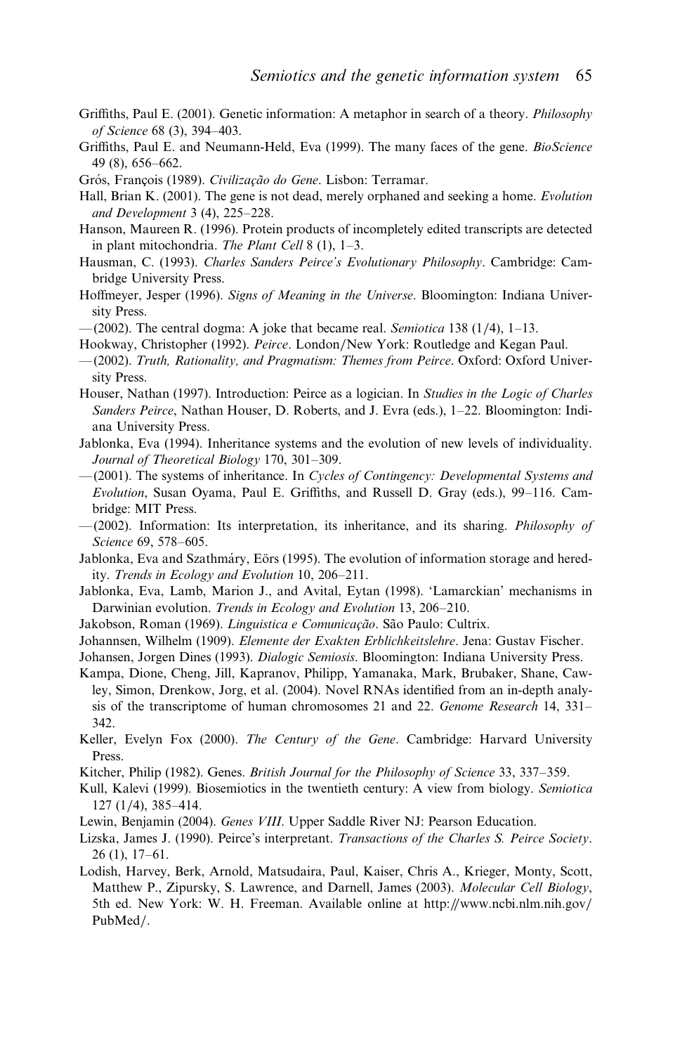Griffiths, Paul E. (2001). Genetic information: A metaphor in search of a theory. *Philosophy of Science* 68 (3), 394–403.

Griffiths, Paul E. and Neumann-Held, Eva (1999). The many faces of the gene. *BioScience* 49 (8), 656–662.

Grós, François (1989). *Civilização do Gene*. Lisbon: Terramar.

Hall, Brian K. (2001). The gene is not dead, merely orphaned and seeking a home. *Evolution and Development* 3 (4), 225–228.

Hanson, Maureen R. (1996). Protein products of incompletely edited transcripts are detected in plant mitochondria. *The Plant Cell* 8 (1), 1–3.

Hausman, C. (1993). *Charles Sanders Peirce's Evolutionary Philosophy*. Cambridge: Cambridge University Press.

Hoffmeyer, Jesper (1996). *Signs of Meaning in the Universe*. Bloomington: Indiana University Press.

—(2002). The central dogma: A joke that became real. *Semiotica* 138 (1/4), 1–13.

Hookway, Christopher (1992). *Peirce*. London/New York: Routledge and Kegan Paul.

—(2002). *Truth, Rationality, and Pragmatism: Themes from Peirce*. Oxford: Oxford University Press.

Houser, Nathan (1997). Introduction: Peirce as a logician. In *Studies in the Logic of Charles Sanders Peirce*, Nathan Houser, D. Roberts, and J. Evra (eds.), 1–22. Bloomington: Indiana University Press.

Jablonka, Eva (1994). Inheritance systems and the evolution of new levels of individuality. *Journal of Theoretical Biology* 170, 301–309.

—(2001). The systems of inheritance. In *Cycles of Contingency: Developmental Systems and Evolution*, Susan Oyama, Paul E. Griffiths, and Russell D. Gray (eds.), 99–116. Cambridge: MIT Press.

—(2002). Information: Its interpretation, its inheritance, and its sharing. *Philosophy of Science* 69, 578–605.

Jablonka, Eva and Szathmáry, Eörs (1995). The evolution of information storage and heredity. *Trends in Ecology and Evolution* 10, 206–211.

Jablonka, Eva, Lamb, Marion J., and Avital, Eytan (1998). 'Lamarckian' mechanisms in Darwinian evolution. *Trends in Ecology and Evolution* 13, 206–210.

Jakobson, Roman (1969). *Linguistica e Comunicação*. São Paulo: Cultrix.

Johannsen, Wilhelm (1909). *Elemente der Exakten Erblichkeitslehre*. Jena: Gustav Fischer.

Johansen, Jorgen Dines (1993). *Dialogic Semiosis*. Bloomington: Indiana University Press.

Kampa, Dione, Cheng, Jill, Kapranov, Philipp, Yamanaka, Mark, Brubaker, Shane, Cawley, Simon, Drenkow, Jorg, et al. (2004). Novel RNAs identified from an in-depth analysis of the transcriptome of human chromosomes 21 and 22. *Genome Research* 14, 331–342.

Keller, Evelyn Fox (2000). *The Century of the Gene*. Cambridge: Harvard University Press.

Kitcher, Philip (1982). Genes. *British Journal for the Philosophy of Science* 33, 337–359.

Kull, Kalevi (1999). Biosemiotics in the twentieth century: A view from biology. *Semiotica* 127 (1/4), 385–414.

Lewin, Benjamin (2004). *Genes VIII*. Upper Saddle River NJ: Pearson Education.

Lizska, James J. (1990). Peirce's interpretant. *Transactions of the Charles S. Peirce Society*. 26 (1), 17–61.

Lodish, Harvey, Berk, Arnold, Matsudaira, Paul, Kaiser, Chris A., Krieger, Monty, Scott, Matthew P., Zipursky, S. Lawrence, and Darnell, James (2003). *Molecular Cell Biology*, 5th ed. New York: W. H. Freeman. Available online at http://www.ncbi.nlm.nih.gov/PubMed/.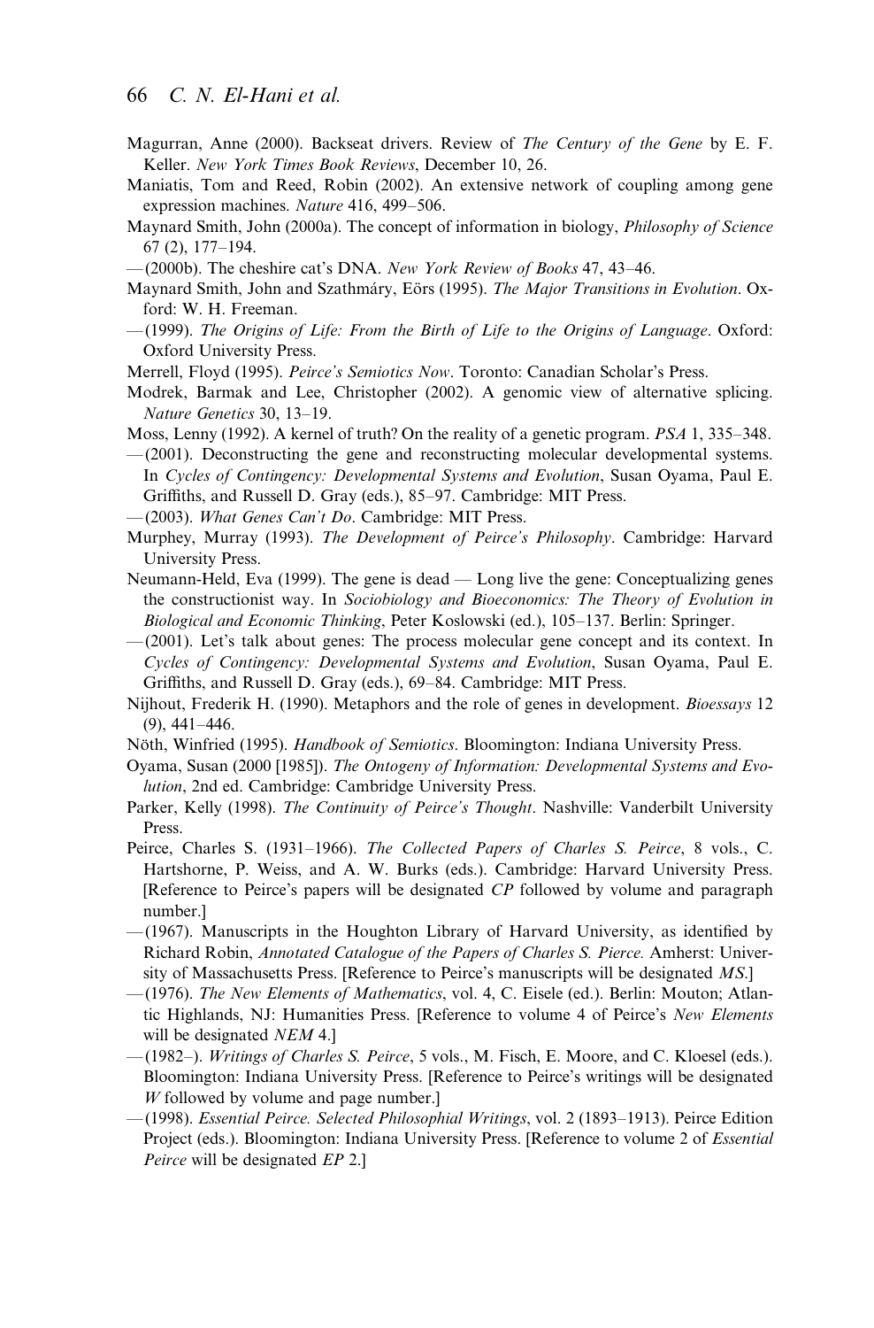Magurran, Anne (2000). Backseat drivers. Review of *The Century of the Gene* by E. F. Keller. *New York Times Book Reviews*, December 10, 26.

Maniatis, Tom and Reed, Robin (2002). An extensive network of coupling among gene expression machines. *Nature* 416, 499–506.

Maynard Smith, John (2000a). The concept of information in biology, *Philosophy of Science* 67 (2), 177–194.

—(2000b). The cheshire cat's DNA. *New York Review of Books* 47, 43–46.

Maynard Smith, John and Szathmáry, Eörs (1995). *The Major Transitions in Evolution*. Oxford: W. H. Freeman.

—(1999). *The Origins of Life: From the Birth of Life to the Origins of Language*. Oxford: Oxford University Press.

Merrell, Floyd (1995). *Peirce's Semiotics Now*. Toronto: Canadian Scholar's Press.

Modrek, Barmak and Lee, Christopher (2002). A genomic view of alternative splicing. *Nature Genetics* 30, 13–19.

Moss, Lenny (1992). A kernel of truth? On the reality of a genetic program. *PSA* 1, 335–348.

—(2001). Deconstructing the gene and reconstructing molecular developmental systems. In *Cycles of Contingency: Developmental Systems and Evolution*, Susan Oyama, Paul E. Griffiths, and Russell D. Gray (eds.), 85–97. Cambridge: MIT Press.

—(2003). *What Genes Can't Do*. Cambridge: MIT Press.

Murphey, Murray (1993). *The Development of Peirce's Philosophy*. Cambridge: Harvard University Press.

Neumann-Held, Eva (1999). The gene is dead — Long live the gene: Conceptualizing genes the constructionist way. In *Sociobiology and Bioeconomics: The Theory of Evolution in Biological and Economic Thinking*, Peter Koslowski (ed.), 105–137. Berlin: Springer.

—(2001). Let's talk about genes: The process molecular gene concept and its context. In *Cycles of Contingency: Developmental Systems and Evolution*, Susan Oyama, Paul E. Griffiths, and Russell D. Gray (eds.), 69–84. Cambridge: MIT Press.

Nijhout, Frederik H. (1990). Metaphors and the role of genes in development. *Bioessays* 12 (9), 441–446.

Nöth, Winfried (1995). *Handbook of Semiotics*. Bloomington: Indiana University Press.

Oyama, Susan (2000 [1985]). *The Ontogeny of Information: Developmental Systems and Evolution*, 2nd ed. Cambridge: Cambridge University Press.

Parker, Kelly (1998). *The Continuity of Peirce's Thought*. Nashville: Vanderbilt University Press.

Peirce, Charles S. (1931–1966). *The Collected Papers of Charles S. Peirce*, 8 vols., C. Hartshorne, P. Weiss, and A. W. Burks (eds.). Cambridge: Harvard University Press. [Reference to Peirce's papers will be designated *CP* followed by volume and paragraph number.]

—(1967). Manuscripts in the Houghton Library of Harvard University, as identified by Richard Robin, *Annotated Catalogue of the Papers of Charles S. Pierce.* Amherst: University of Massachusetts Press. [Reference to Peirce's manuscripts will be designated *MS*.]

—(1976). *The New Elements of Mathematics*, vol. 4, C. Eisele (ed.). Berlin: Mouton; Atlantic Highlands, NJ: Humanities Press. [Reference to volume 4 of Peirce's *New Elements* will be designated *NEM* 4.]

—(1982–). *Writings of Charles S. Peirce*, 5 vols., M. Fisch, E. Moore, and C. Kloesel (eds.). Bloomington: Indiana University Press. [Reference to Peirce's writings will be designated *W* followed by volume and page number.]

—(1998). *Essential Peirce. Selected Philosophial Writings*, vol. 2 (1893–1913). Peirce Edition Project (eds.). Bloomington: Indiana University Press. [Reference to volume 2 of *Essential Peirce* will be designated *EP* 2.]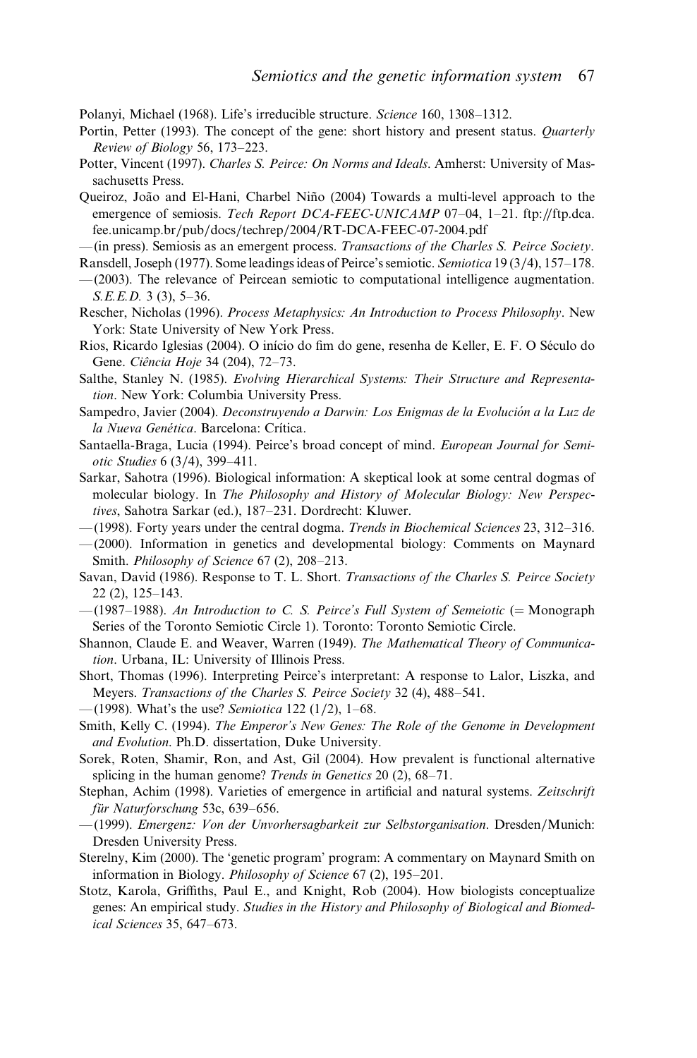Polanyi, Michael (1968). Life's irreducible structure. *Science* 160, 1308–1312.

Portin, Petter (1993). The concept of the gene: short history and present status. *Quarterly Review of Biology* 56, 173–223.

Potter, Vincent (1997). *Charles S. Peirce: On Norms and Ideals*. Amherst: University of Massachusetts Press.

Queiroz, João and El-Hani, Charbel Niño (2004) Towards a multi-level approach to the emergence of semiosis. *Tech Report DCA-FEEC-UNICAMP* 07–04, 1–21. ftp://ftp.dca.fee.unicamp.br/pub/docs/techrep/2004/RT-DCA-FEEC-07-2004.pdf

—(in press). Semiosis as an emergent process. *Transactions of the Charles S. Peirce Society*.

Ransdell, Joseph (1977). Some leadings ideas of Peirce's semiotic. *Semiotica* 19 (3/4), 157–178.

—(2003). The relevance of Peircean semiotic to computational intelligence augmentation. *S.E.E.D.* 3 (3), 5–36.

Rescher, Nicholas (1996). *Process Metaphysics: An Introduction to Process Philosophy*. New York: State University of New York Press.

Rios, Ricardo Iglesias (2004). O início do fim do gene, resenha de Keller, E. F. O Século do Gene. *Ciência Hoje* 34 (204), 72–73.

Salthe, Stanley N. (1985). *Evolving Hierarchical Systems: Their Structure and Representation*. New York: Columbia University Press.

Sampedro, Javier (2004). *Deconstruyendo a Darwin: Los Enigmas de la Evolución a la Luz de la Nueva Genética*. Barcelona: Crítica.

Santaella-Braga, Lucia (1994). Peirce's broad concept of mind. *European Journal for Semiotic Studies* 6 (3/4), 399–411.

Sarkar, Sahotra (1996). Biological information: A skeptical look at some central dogmas of molecular biology. In *The Philosophy and History of Molecular Biology: New Perspectives*, Sahotra Sarkar (ed.), 187–231. Dordrecht: Kluwer.

—(1998). Forty years under the central dogma. *Trends in Biochemical Sciences* 23, 312–316.

—(2000). Information in genetics and developmental biology: Comments on Maynard Smith. *Philosophy of Science* 67 (2), 208–213.

Savan, David (1986). Response to T. L. Short. *Transactions of the Charles S. Peirce Society* 22 (2), 125–143.

—(1987–1988). *An Introduction to C. S. Peirce's Full System of Semeiotic* (= Monograph Series of the Toronto Semiotic Circle 1). Toronto: Toronto Semiotic Circle.

Shannon, Claude E. and Weaver, Warren (1949). *The Mathematical Theory of Communication*. Urbana, IL: University of Illinois Press.

Short, Thomas (1996). Interpreting Peirce's interpretant: A response to Lalor, Liszka, and Meyers. *Transactions of the Charles S. Peirce Society* 32 (4), 488–541.

—(1998). What's the use? *Semiotica* 122 (1/2), 1–68.

Smith, Kelly C. (1994). *The Emperor's New Genes: The Role of the Genome in Development and Evolution*. Ph.D. dissertation, Duke University.

Sorek, Roten, Shamir, Ron, and Ast, Gil (2004). How prevalent is functional alternative splicing in the human genome? *Trends in Genetics* 20 (2), 68–71.

Stephan, Achim (1998). Varieties of emergence in artificial and natural systems. *Zeitschrift für Naturforschung* 53c, 639–656.

—(1999). *Emergenz: Von der Unvorhersagbarkeit zur Selbstorganisation*. Dresden/Munich: Dresden University Press.

Sterelny, Kim (2000). The 'genetic program' program: A commentary on Maynard Smith on information in Biology. *Philosophy of Science* 67 (2), 195–201.

Stotz, Karola, Griffiths, Paul E., and Knight, Rob (2004). How biologists conceptualize genes: An empirical study. *Studies in the History and Philosophy of Biological and Biomedical Sciences* 35, 647–673.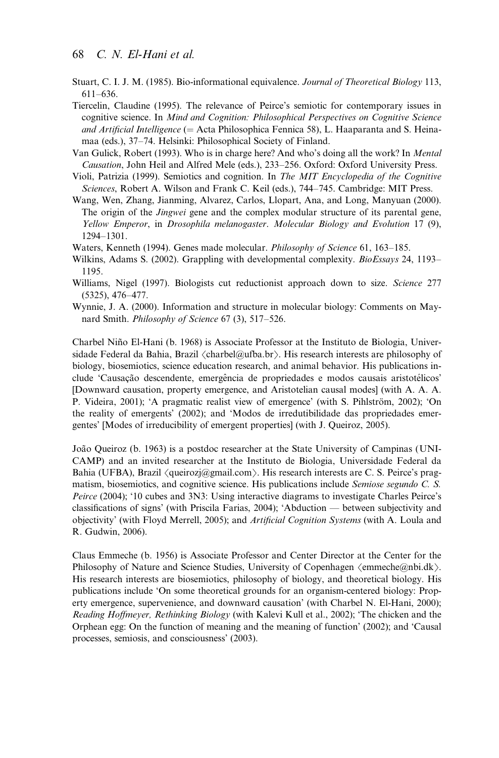Stuart, C. I. J. M. (1985). Bio-informational equivalence. *Journal of Theoretical Biology* 113, 611–636.

Tiercelin, Claudine (1995). The relevance of Peirce's semiotic for contemporary issues in cognitive science. In *Mind and Cognition: Philosophical Perspectives on Cognitive Science and Artificial Intelligence* (= Acta Philosophica Fennica 58), L. Haaparanta and S. Heinamaa (eds.), 37–74. Helsinki: Philosophical Society of Finland.

Van Gulick, Robert (1993). Who is in charge here? And who's doing all the work? In *Mental Causation*, John Heil and Alfred Mele (eds.), 233–256. Oxford: Oxford University Press.

Violi, Patrizia (1999). Semiotics and cognition. In *The MIT Encyclopedia of the Cognitive Sciences*, Robert A. Wilson and Frank C. Keil (eds.), 744–745. Cambridge: MIT Press.

Wang, Wen, Zhang, Jianming, Alvarez, Carlos, Llopart, Ana, and Long, Manyuan (2000). The origin of the *Jingwei* gene and the complex modular structure of its parental gene, *Yellow Emperor*, in *Drosophila melanogaster*. *Molecular Biology and Evolution* 17 (9), 1294–1301.

Waters, Kenneth (1994). Genes made molecular. *Philosophy of Science* 61, 163–185.

Wilkins, Adams S. (2002). Grappling with developmental complexity. *BioEssays* 24, 1193–1195.

Williams, Nigel (1997). Biologists cut reductionist approach down to size. *Science* 277 (5325), 476–477.

Wynnie, J. A. (2000). Information and structure in molecular biology: Comments on Maynard Smith. *Philosophy of Science* 67 (3), 517–526.

Charbel Niño El-Hani (b. 1968) is Associate Professor at the Instituto de Biologia, Universidade Federal da Bahia, Brazil ⟨charbel@ufba.br⟩. His research interests are philosophy of biology, biosemiotics, science education research, and animal behavior. His publications include 'Causação descendente, emergência de propriedades e modos causais aristotélicos' [Downward causation, property emergence, and Aristotelian causal modes] (with A. A. A. P. Videira, 2001); 'A pragmatic realist view of emergence' (with S. Pihlström, 2002); 'On the reality of emergents' (2002); and 'Modos de irredutibilidade das propriedades emergentes' [Modes of irreducibility of emergent properties] (with J. Queiroz, 2005).

João Queiroz (b. 1963) is a postdoc researcher at the State University of Campinas (UNICAMP) and an invited researcher at the Instituto de Biologia, Universidade Federal da Bahia (UFBA), Brazil ⟨queirozj@gmail.com⟩. His research interests are C. S. Peirce's pragmatism, biosemiotics, and cognitive science. His publications include *Semiose segundo C. S. Peirce* (2004); '10 cubes and 3N3: Using interactive diagrams to investigate Charles Peirce's classifications of signs' (with Priscila Farias, 2004); 'Abduction — between subjectivity and objectivity' (with Floyd Merrell, 2005); and *Artificial Cognition Systems* (with A. Loula and R. Gudwin, 2006).

Claus Emmeche (b. 1956) is Associate Professor and Center Director at the Center for the Philosophy of Nature and Science Studies, University of Copenhagen ⟨emmeche@nbi.dk⟩. His research interests are biosemiotics, philosophy of biology, and theoretical biology. His publications include 'On some theoretical grounds for an organism-centered biology: Property emergence, supervenience, and downward causation' (with Charbel N. El-Hani, 2000); *Reading Hoffmeyer, Rethinking Biology* (with Kalevi Kull et al., 2002); 'The chicken and the Orphean egg: On the function of meaning and the meaning of function' (2002); and 'Causal processes, semiosis, and consciousness' (2003).